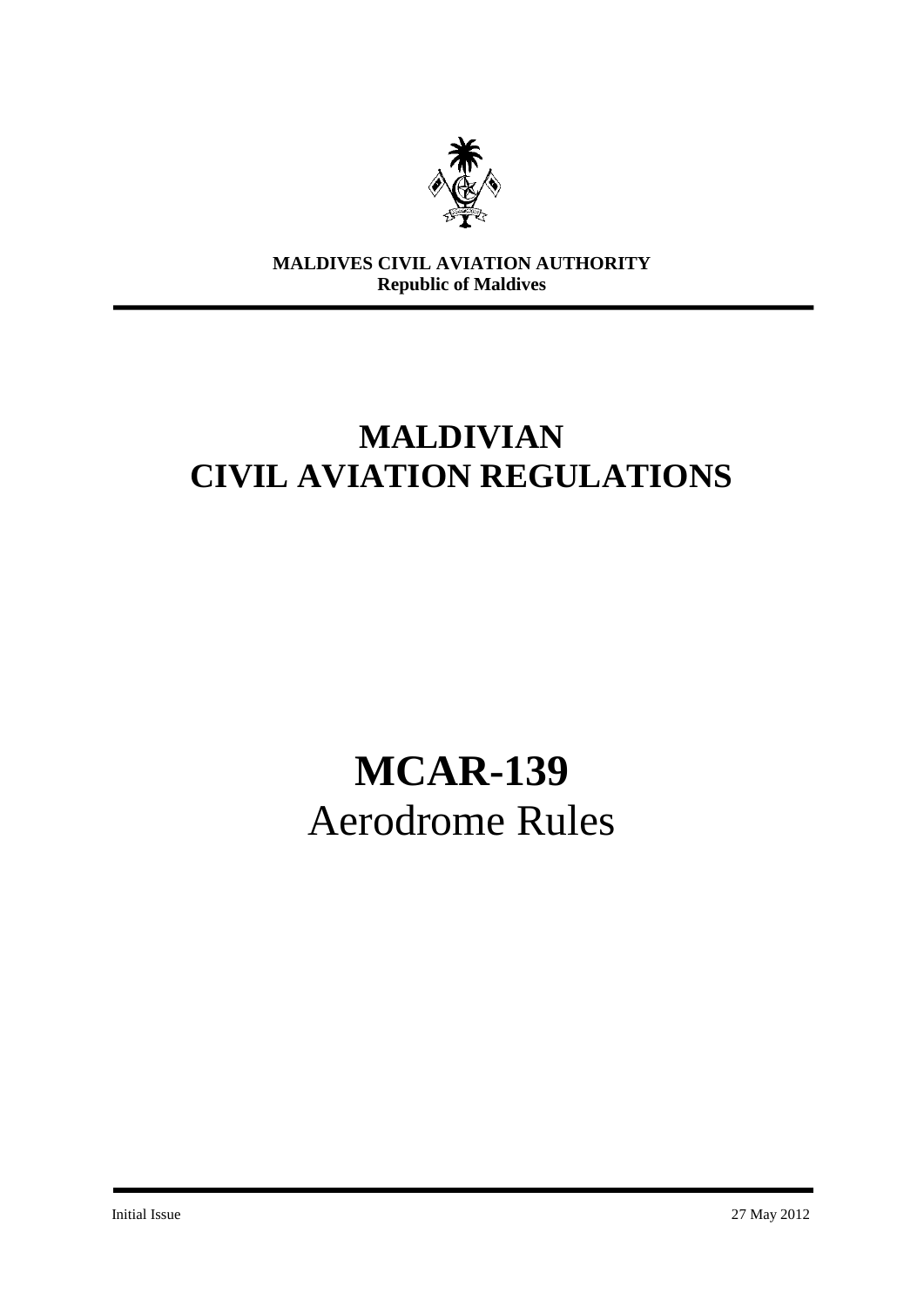**MALDIVES CIVIL AVIATION AUTHORITY**
**Republic of Maldives**

# MALDIVIAN CIVIL AVIATION REGULATIONS

# MCAR-139

## Aerodrome Rules

Initial Issue 27 May 2012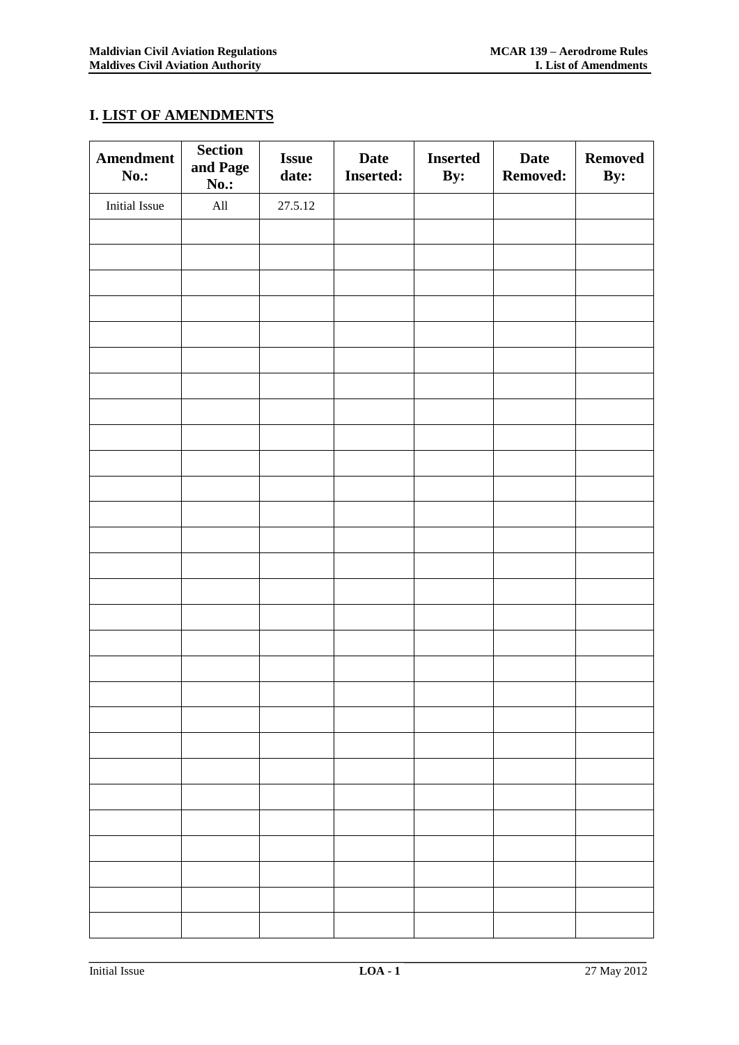# I. LIST OF AMENDMENTS

| Amendment No.: | Section and Page No.: | Issue date: | Date Inserted: | Inserted By: | Date Removed: | Removed By: |
|---|---|---|---|---|---|---|
| Initial Issue | All | 27.5.12 | | | | |
| | | | | | | |
| | | | | | | |
| | | | | | | |
| | | | | | | |
| | | | | | | |
| | | | | | | |
| | | | | | | |
| | | | | | | |
| | | | | | | |
| | | | | | | |
| | | | | | | |
| | | | | | | |
| | | | | | | |
| | | | | | | |
| | | | | | | |
| | | | | | | |
| | | | | | | |
| | | | | | | |
| | | | | | | |
| | | | | | | |
| | | | | | | |
| | | | | | | |
| | | | | | | |
| | | | | | | |
| | | | | | | |
| | | | | | | |
| | | | | | | |
| | | | | | | |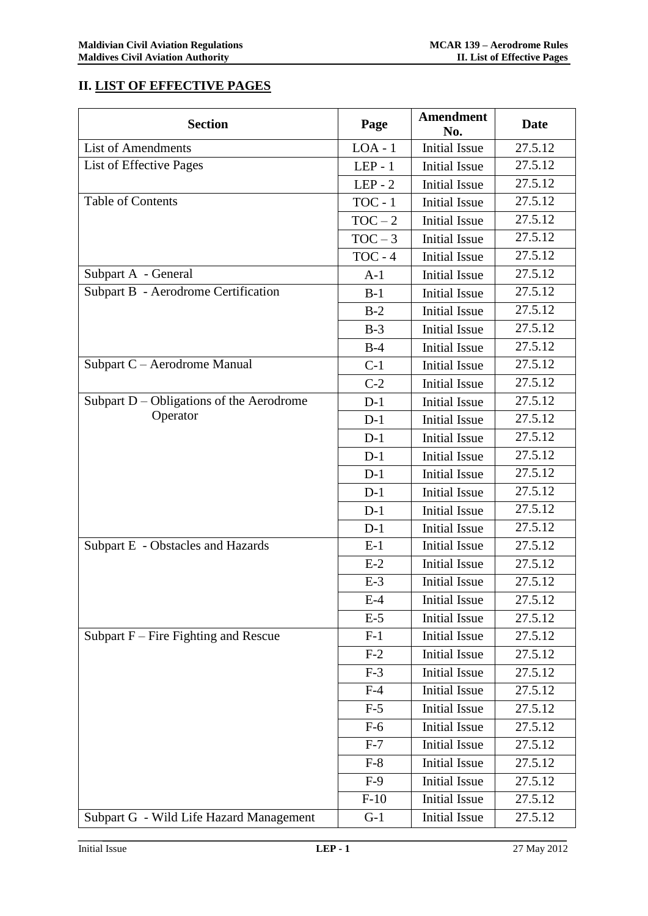## II. LIST OF EFFECTIVE PAGES

| Section | Page | Amendment No. | Date |
|---|---|---|---|
| List of Amendments | LOA - 1 | Initial Issue | 27.5.12 |
| List of Effective Pages | LEP - 1 | Initial Issue | 27.5.12 |
| | LEP - 2 | Initial Issue | 27.5.12 |
| Table of Contents | TOC - 1 | Initial Issue | 27.5.12 |
| | TOC – 2 | Initial Issue | 27.5.12 |
| | TOC – 3 | Initial Issue | 27.5.12 |
| | TOC - 4 | Initial Issue | 27.5.12 |
| Subpart A - General | A-1 | Initial Issue | 27.5.12 |
| Subpart B - Aerodrome Certification | B-1 | Initial Issue | 27.5.12 |
| | B-2 | Initial Issue | 27.5.12 |
| | B-3 | Initial Issue | 27.5.12 |
| | B-4 | Initial Issue | 27.5.12 |
| Subpart C – Aerodrome Manual | C-1 | Initial Issue | 27.5.12 |
| | C-2 | Initial Issue | 27.5.12 |
| Subpart D – Obligations of the Aerodrome Operator | D-1 | Initial Issue | 27.5.12 |
| | D-1 | Initial Issue | 27.5.12 |
| | D-1 | Initial Issue | 27.5.12 |
| | D-1 | Initial Issue | 27.5.12 |
| | D-1 | Initial Issue | 27.5.12 |
| | D-1 | Initial Issue | 27.5.12 |
| | D-1 | Initial Issue | 27.5.12 |
| | D-1 | Initial Issue | 27.5.12 |
| Subpart E - Obstacles and Hazards | E-1 | Initial Issue | 27.5.12 |
| | E-2 | Initial Issue | 27.5.12 |
| | E-3 | Initial Issue | 27.5.12 |
| | E-4 | Initial Issue | 27.5.12 |
| | E-5 | Initial Issue | 27.5.12 |
| Subpart F – Fire Fighting and Rescue | F-1 | Initial Issue | 27.5.12 |
| | F-2 | Initial Issue | 27.5.12 |
| | F-3 | Initial Issue | 27.5.12 |
| | F-4 | Initial Issue | 27.5.12 |
| | F-5 | Initial Issue | 27.5.12 |
| | F-6 | Initial Issue | 27.5.12 |
| | F-7 | Initial Issue | 27.5.12 |
| | F-8 | Initial Issue | 27.5.12 |
| | F-9 | Initial Issue | 27.5.12 |
| | F-10 | Initial Issue | 27.5.12 |
| Subpart G - Wild Life Hazard Management | G-1 | Initial Issue | 27.5.12 |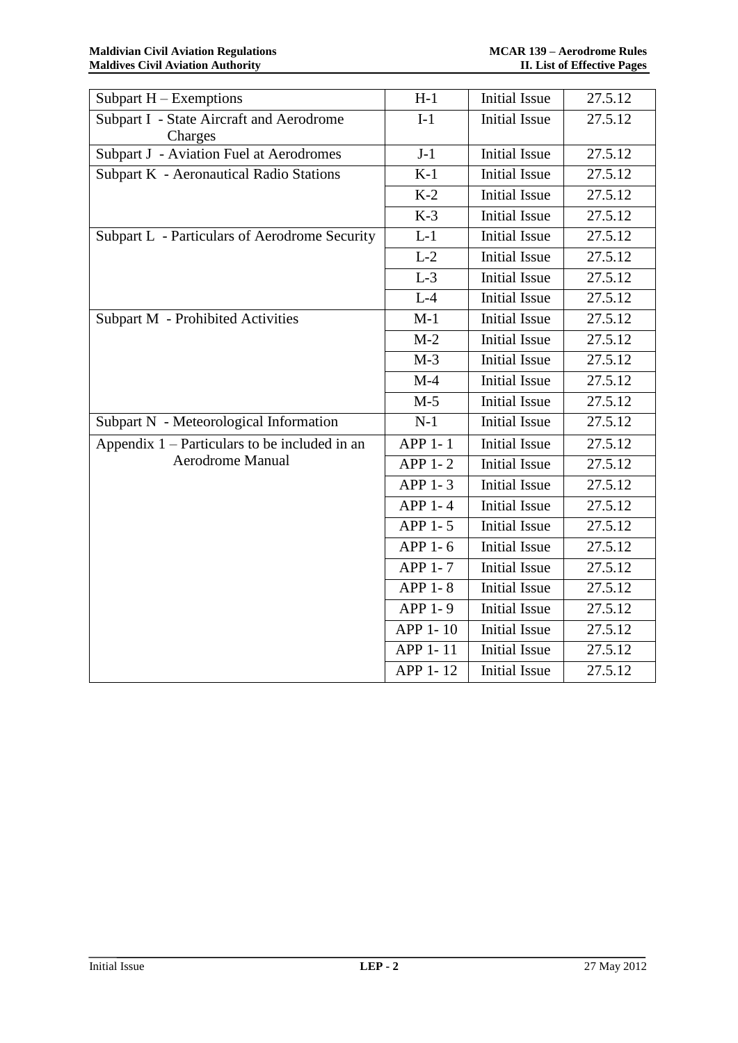| | | | |
|---|---|---|---|
| Subpart H – Exemptions | H-1 | Initial Issue | 27.5.12 |
| Subpart I - State Aircraft and Aerodrome Charges | I-1 | Initial Issue | 27.5.12 |
| Subpart J - Aviation Fuel at Aerodromes | J-1 | Initial Issue | 27.5.12 |
| Subpart K - Aeronautical Radio Stations | K-1 | Initial Issue | 27.5.12 |
| | K-2 | Initial Issue | 27.5.12 |
| | K-3 | Initial Issue | 27.5.12 |
| Subpart L - Particulars of Aerodrome Security | L-1 | Initial Issue | 27.5.12 |
| | L-2 | Initial Issue | 27.5.12 |
| | L-3 | Initial Issue | 27.5.12 |
| | L-4 | Initial Issue | 27.5.12 |
| Subpart M - Prohibited Activities | M-1 | Initial Issue | 27.5.12 |
| | M-2 | Initial Issue | 27.5.12 |
| | M-3 | Initial Issue | 27.5.12 |
| | M-4 | Initial Issue | 27.5.12 |
| | M-5 | Initial Issue | 27.5.12 |
| Subpart N - Meteorological Information | N-1 | Initial Issue | 27.5.12 |
| Appendix 1 – Particulars to be included in an Aerodrome Manual | APP 1- 1 | Initial Issue | 27.5.12 |
| | APP 1- 2 | Initial Issue | 27.5.12 |
| | APP 1- 3 | Initial Issue | 27.5.12 |
| | APP 1- 4 | Initial Issue | 27.5.12 |
| | APP 1- 5 | Initial Issue | 27.5.12 |
| | APP 1- 6 | Initial Issue | 27.5.12 |
| | APP 1- 7 | Initial Issue | 27.5.12 |
| | APP 1- 8 | Initial Issue | 27.5.12 |
| | APP 1- 9 | Initial Issue | 27.5.12 |
| | APP 1- 10 | Initial Issue | 27.5.12 |
| | APP 1- 11 | Initial Issue | 27.5.12 |
| | APP 1- 12 | Initial Issue | 27.5.12 |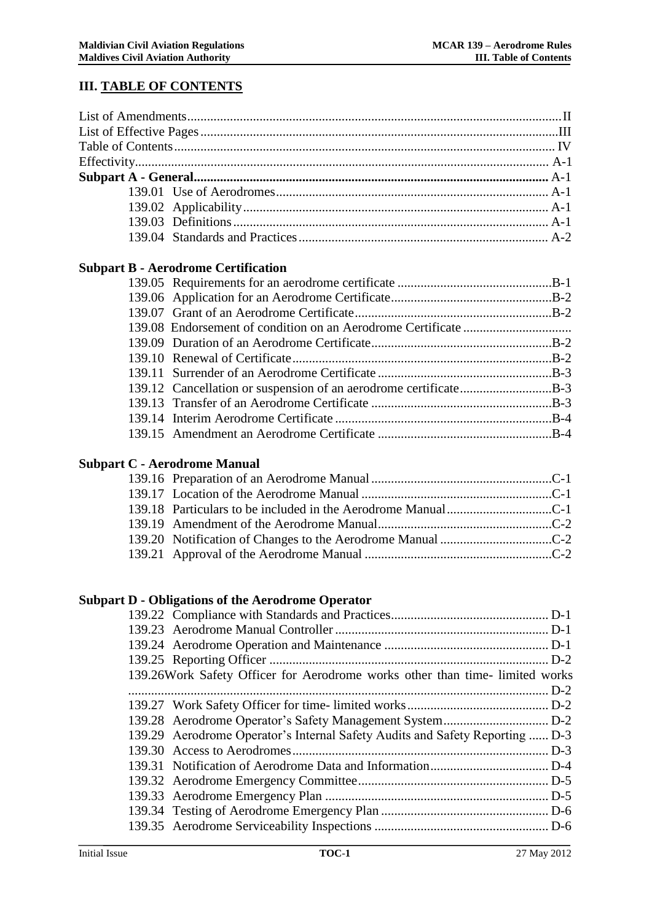## III. TABLE OF CONTENTS

List of Amendments .... II
List of Effective Pages .... III
Table of Contents .... IV
Effectivity .... A-1
**Subpart A - General** .... A-1

- 139.01 Use of Aerodromes .... A-1
- 139.02 Applicability .... A-1
- 139.03 Definitions .... A-1
- 139.04 Standards and Practices .... A-2

**Subpart B - Aerodrome Certification**

- 139.05 Requirements for an aerodrome certificate .... B-1
- 139.06 Application for an Aerodrome Certificate .... B-2
- 139.07 Grant of an Aerodrome Certificate .... B-2
- 139.08 Endorsement of condition on an Aerodrome Certificate ....
- 139.09 Duration of an Aerodrome Certificate .... B-2
- 139.10 Renewal of Certificate .... B-2
- 139.11 Surrender of an Aerodrome Certificate .... B-3
- 139.12 Cancellation or suspension of an aerodrome certificate .... B-3
- 139.13 Transfer of an Aerodrome Certificate .... B-3
- 139.14 Interim Aerodrome Certificate .... B-4
- 139.15 Amendment an Aerodrome Certificate .... B-4

**Subpart C - Aerodrome Manual**

- 139.16 Preparation of an Aerodrome Manual .... C-1
- 139.17 Location of the Aerodrome Manual .... C-1
- 139.18 Particulars to be included in the Aerodrome Manual .... C-1
- 139.19 Amendment of the Aerodrome Manual .... C-2
- 139.20 Notification of Changes to the Aerodrome Manual .... C-2
- 139.21 Approval of the Aerodrome Manual .... C-2

**Subpart D - Obligations of the Aerodrome Operator**

- 139.22 Compliance with Standards and Practices .... D-1
- 139.23 Aerodrome Manual Controller .... D-1
- 139.24 Aerodrome Operation and Maintenance .... D-1
- 139.25 Reporting Officer .... D-2
- 139.26 Work Safety Officer for Aerodrome works other than time- limited works .... D-2
- 139.27 Work Safety Officer for time- limited works .... D-2
- 139.28 Aerodrome Operator's Safety Management System .... D-2
- 139.29 Aerodrome Operator's Internal Safety Audits and Safety Reporting .... D-3
- 139.30 Access to Aerodromes .... D-3
- 139.31 Notification of Aerodrome Data and Information .... D-4
- 139.32 Aerodrome Emergency Committee .... D-5
- 139.33 Aerodrome Emergency Plan .... D-5
- 139.34 Testing of Aerodrome Emergency Plan .... D-6
- 139.35 Aerodrome Serviceability Inspections .... D-6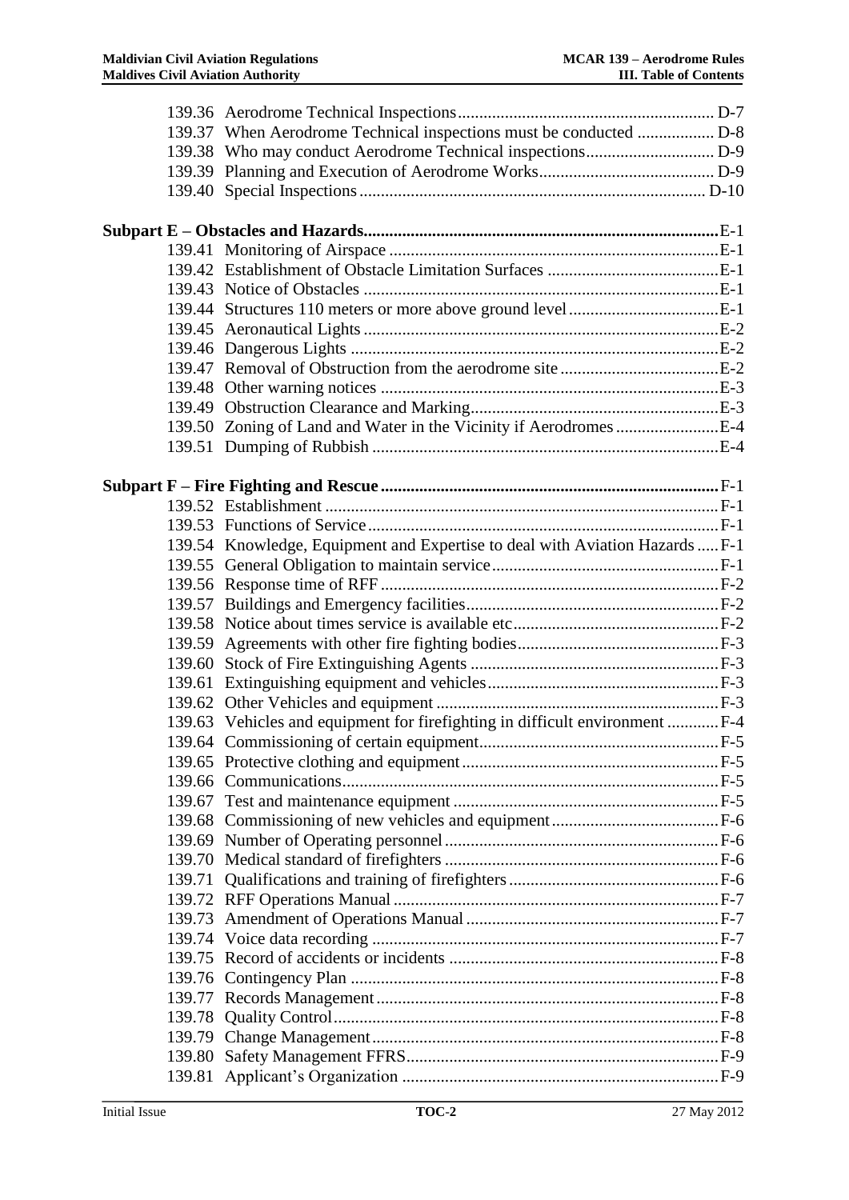| | | |
|---|---|---|
| 139.36 | Aerodrome Technical Inspections | D-7 |
| 139.37 | When Aerodrome Technical inspections must be conducted | D-8 |
| 139.38 | Who may conduct Aerodrome Technical inspections | D-9 |
| 139.39 | Planning and Execution of Aerodrome Works | D-9 |
| 139.40 | Special Inspections | D-10 |

**Subpart E – Obstacles and Hazards** ....................................................................................E-1

| | | |
|---|---|---|
| 139.41 | Monitoring of Airspace | E-1 |
| 139.42 | Establishment of Obstacle Limitation Surfaces | E-1 |
| 139.43 | Notice of Obstacles | E-1 |
| 139.44 | Structures 110 meters or more above ground level | E-1 |
| 139.45 | Aeronautical Lights | E-2 |
| 139.46 | Dangerous Lights | E-2 |
| 139.47 | Removal of Obstruction from the aerodrome site | E-2 |
| 139.48 | Other warning notices | E-3 |
| 139.49 | Obstruction Clearance and Marking | E-3 |
| 139.50 | Zoning of Land and Water in the Vicinity if Aerodromes | E-4 |
| 139.51 | Dumping of Rubbish | E-4 |

**Subpart F – Fire Fighting and Rescue** ...............................................................................F-1

| | | |
|---|---|---|
| 139.52 | Establishment | F-1 |
| 139.53 | Functions of Service | F-1 |
| 139.54 | Knowledge, Equipment and Expertise to deal with Aviation Hazards | F-1 |
| 139.55 | General Obligation to maintain service | F-1 |
| 139.56 | Response time of RFF | F-2 |
| 139.57 | Buildings and Emergency facilities | F-2 |
| 139.58 | Notice about times service is available etc | F-2 |
| 139.59 | Agreements with other fire fighting bodies | F-3 |
| 139.60 | Stock of Fire Extinguishing Agents | F-3 |
| 139.61 | Extinguishing equipment and vehicles | F-3 |
| 139.62 | Other Vehicles and equipment | F-3 |
| 139.63 | Vehicles and equipment for firefighting in difficult environment | F-4 |
| 139.64 | Commissioning of certain equipment | F-5 |
| 139.65 | Protective clothing and equipment | F-5 |
| 139.66 | Communications | F-5 |
| 139.67 | Test and maintenance equipment | F-5 |
| 139.68 | Commissioning of new vehicles and equipment | F-6 |
| 139.69 | Number of Operating personnel | F-6 |
| 139.70 | Medical standard of firefighters | F-6 |
| 139.71 | Qualifications and training of firefighters | F-6 |
| 139.72 | RFF Operations Manual | F-7 |
| 139.73 | Amendment of Operations Manual | F-7 |
| 139.74 | Voice data recording | F-7 |
| 139.75 | Record of accidents or incidents | F-8 |
| 139.76 | Contingency Plan | F-8 |
| 139.77 | Records Management | F-8 |
| 139.78 | Quality Control | F-8 |
| 139.79 | Change Management | F-8 |
| 139.80 | Safety Management FFRS | F-9 |
| 139.81 | Applicant's Organization | F-9 |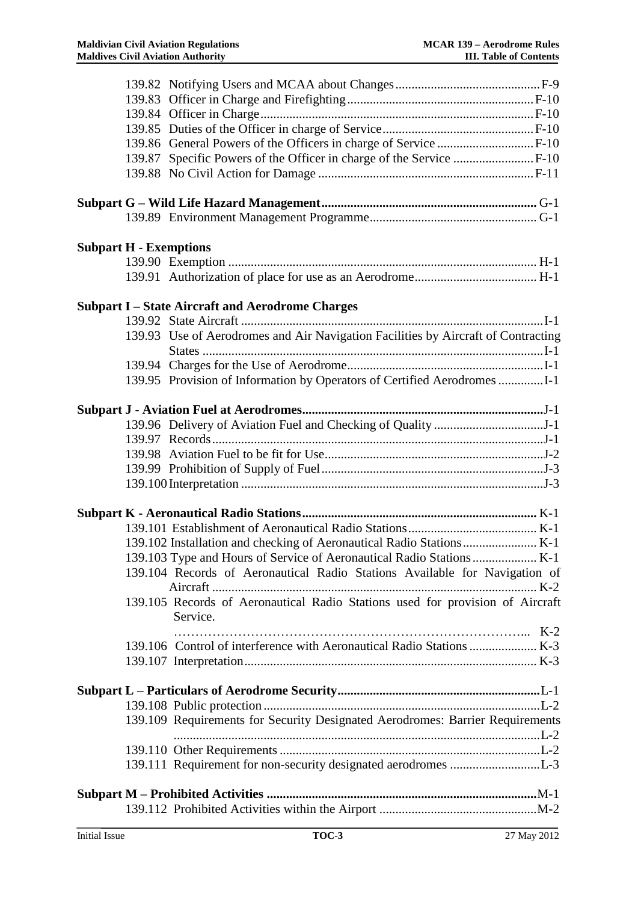139.82 Notifying Users and MCAA about Changes ............................................ F-9
139.83 Officer in Charge and Firefighting ......................................................... F-10
139.84 Officer in Charge .................................................................................... F-10
139.85 Duties of the Officer in charge of Service .............................................. F-10
139.86 General Powers of the Officers in charge of Service ............................. F-10
139.87 Specific Powers of the Officer in charge of the Service ......................... F-10
139.88 No Civil Action for Damage .................................................................. F-11

**Subpart G – Wild Life Hazard Management** ................................................................... G-1
139.89 Environment Management Programme ................................................... G-1

**Subpart H - Exemptions**
139.90 Exemption ............................................................................................... H-1
139.91 Authorization of place for use as an Aerodrome ..................................... H-1

**Subpart I – State Aircraft and Aerodrome Charges**
139.92 State Aircraft ............................................................................................ I-1
139.93 Use of Aerodromes and Air Navigation Facilities by Aircraft of Contracting States ........................................................................................................ I-1
139.94 Charges for the Use of Aerodrome ............................................................ I-1
139.95 Provision of Information by Operators of Certified Aerodromes ............. I-1

**Subpart J - Aviation Fuel at Aerodromes** ............................................................................. J-1
139.96 Delivery of Aviation Fuel and Checking of Quality .................................. J-1
139.97 Records ...................................................................................................... J-1
139.98 Aviation Fuel to be fit for Use .................................................................... J-2
139.99 Prohibition of Supply of Fuel ..................................................................... J-3
139.100 Interpretation ............................................................................................ J-3

**Subpart K - Aeronautical Radio Stations** .......................................................................... K-1
139.101 Establishment of Aeronautical Radio Stations ........................................ K-1
139.102 Installation and checking of Aeronautical Radio Stations ...................... K-1
139.103 Type and Hours of Service of Aeronautical Radio Stations .................... K-1
139.104 Records of Aeronautical Radio Stations Available for Navigation of Aircraft ..................................................................................................... K-2
139.105 Records of Aeronautical Radio Stations used for provision of Aircraft Service.
……………………………………………………………………... K-2
139.106 Control of interference with Aeronautical Radio Stations ..................... K-3
139.107 Interpretation ........................................................................................... K-3

**Subpart L – Particulars of Aerodrome Security** ................................................................. L-1
139.108 Public protection ...................................................................................... L-2
139.109 Requirements for Security Designated Aerodromes: Barrier Requirements ................................................................................................................. L-2
139.110 Other Requirements ................................................................................. L-2
139.111 Requirement for non-security designated aerodromes ............................ L-3

**Subpart M – Prohibited Activities** ...................................................................................... M-1
139.112 Prohibited Activities within the Airport ................................................. M-2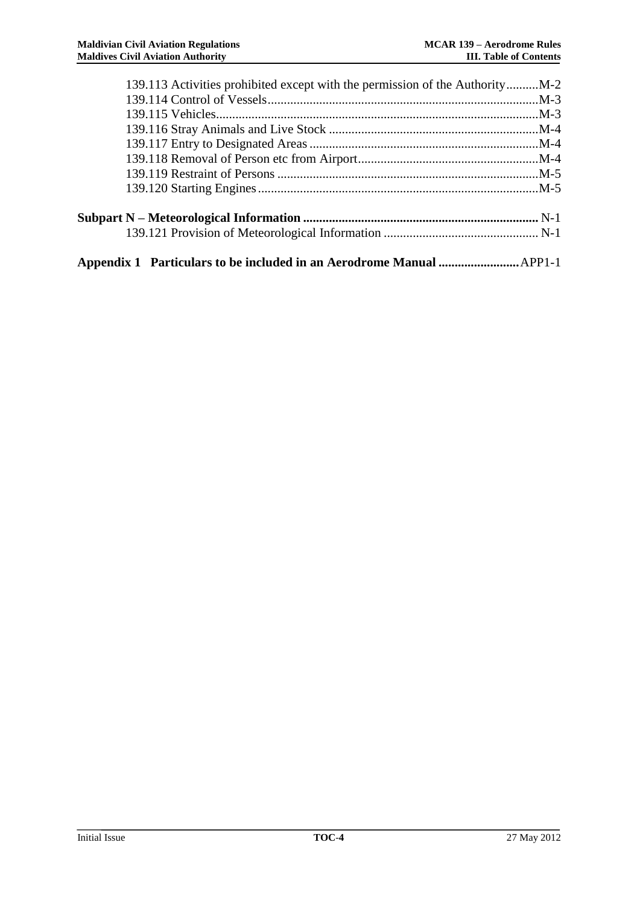139.113 Activities prohibited except with the permission of the Authority..........M-2
139.114 Control of Vessels..........M-3
139.115 Vehicles..........M-3
139.116 Stray Animals and Live Stock..........M-4
139.117 Entry to Designated Areas..........M-4
139.118 Removal of Person etc from Airport..........M-4
139.119 Restraint of Persons..........M-5
139.120 Starting Engines..........M-5

**Subpart N – Meteorological Information..........** N-1
139.121 Provision of Meteorological Information..........N-1

**Appendix 1 Particulars to be included in an Aerodrome Manual..........** APP1-1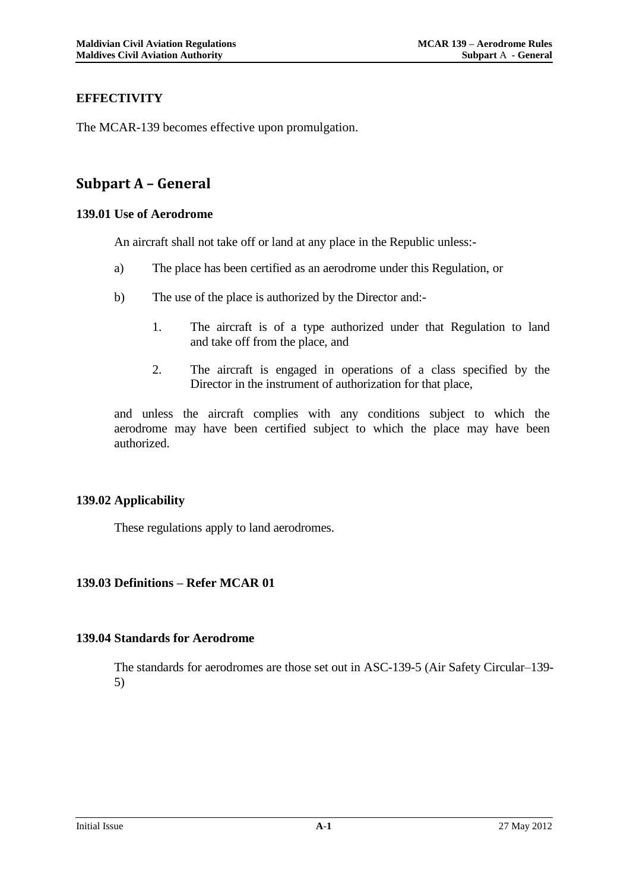**EFFECTIVITY**

The MCAR-139 becomes effective upon promulgation.

## Subpart A – General

### 139.01 Use of Aerodrome

An aircraft shall not take off or land at any place in the Republic unless:-

a) The place has been certified as an aerodrome under this Regulation, or

b) The use of the place is authorized by the Director and:-

   1. The aircraft is of a type authorized under that Regulation to land and take off from the place, and

   2. The aircraft is engaged in operations of a class specified by the Director in the instrument of authorization for that place,

and unless the aircraft complies with any conditions subject to which the aerodrome may have been certified subject to which the place may have been authorized.

### 139.02 Applicability

These regulations apply to land aerodromes.

### 139.03 Definitions – Refer MCAR 01

### 139.04 Standards for Aerodrome

The standards for aerodromes are those set out in ASC-139-5 (Air Safety Circular–139-5)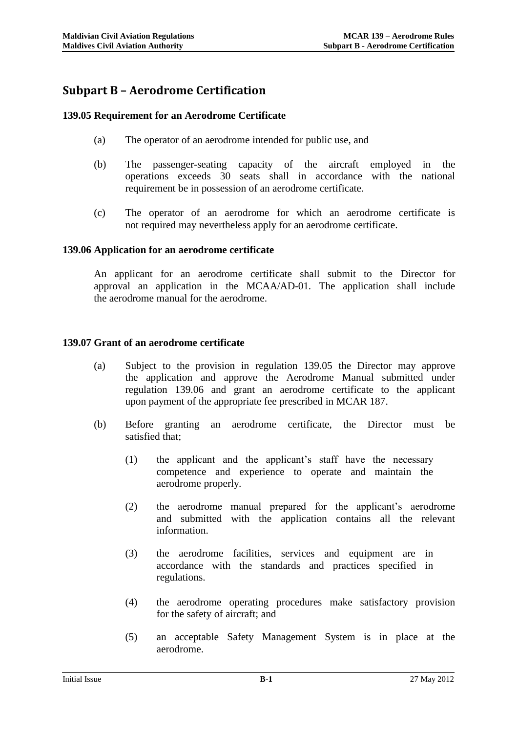# Subpart B – Aerodrome Certification

### 139.05 Requirement for an Aerodrome Certificate

(a) The operator of an aerodrome intended for public use, and

(b) The passenger-seating capacity of the aircraft employed in the operations exceeds 30 seats shall in accordance with the national requirement be in possession of an aerodrome certificate.

(c) The operator of an aerodrome for which an aerodrome certificate is not required may nevertheless apply for an aerodrome certificate.

### 139.06 Application for an aerodrome certificate

An applicant for an aerodrome certificate shall submit to the Director for approval an application in the MCAA/AD-01. The application shall include the aerodrome manual for the aerodrome.

### 139.07 Grant of an aerodrome certificate

(a) Subject to the provision in regulation 139.05 the Director may approve the application and approve the Aerodrome Manual submitted under regulation 139.06 and grant an aerodrome certificate to the applicant upon payment of the appropriate fee prescribed in MCAR 187.

(b) Before granting an aerodrome certificate, the Director must be satisfied that;

  (1) the applicant and the applicant's staff have the necessary competence and experience to operate and maintain the aerodrome properly.

  (2) the aerodrome manual prepared for the applicant's aerodrome and submitted with the application contains all the relevant information.

  (3) the aerodrome facilities, services and equipment are in accordance with the standards and practices specified in regulations.

  (4) the aerodrome operating procedures make satisfactory provision for the safety of aircraft; and

  (5) an acceptable Safety Management System is in place at the aerodrome.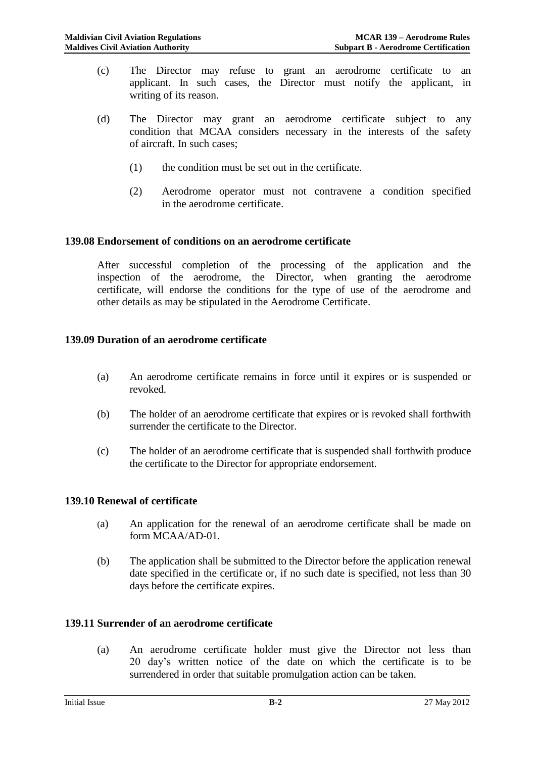(c) The Director may refuse to grant an aerodrome certificate to an applicant. In such cases, the Director must notify the applicant, in writing of its reason.

(d) The Director may grant an aerodrome certificate subject to any condition that MCAA considers necessary in the interests of the safety of aircraft. In such cases;

  (1) the condition must be set out in the certificate.

  (2) Aerodrome operator must not contravene a condition specified in the aerodrome certificate.

### 139.08 Endorsement of conditions on an aerodrome certificate

After successful completion of the processing of the application and the inspection of the aerodrome, the Director, when granting the aerodrome certificate, will endorse the conditions for the type of use of the aerodrome and other details as may be stipulated in the Aerodrome Certificate.

### 139.09 Duration of an aerodrome certificate

(a) An aerodrome certificate remains in force until it expires or is suspended or revoked.

(b) The holder of an aerodrome certificate that expires or is revoked shall forthwith surrender the certificate to the Director.

(c) The holder of an aerodrome certificate that is suspended shall forthwith produce the certificate to the Director for appropriate endorsement.

### 139.10 Renewal of certificate

(a) An application for the renewal of an aerodrome certificate shall be made on form MCAA/AD-01.

(b) The application shall be submitted to the Director before the application renewal date specified in the certificate or, if no such date is specified, not less than 30 days before the certificate expires.

### 139.11 Surrender of an aerodrome certificate

(a) An aerodrome certificate holder must give the Director not less than 20 day's written notice of the date on which the certificate is to be surrendered in order that suitable promulgation action can be taken.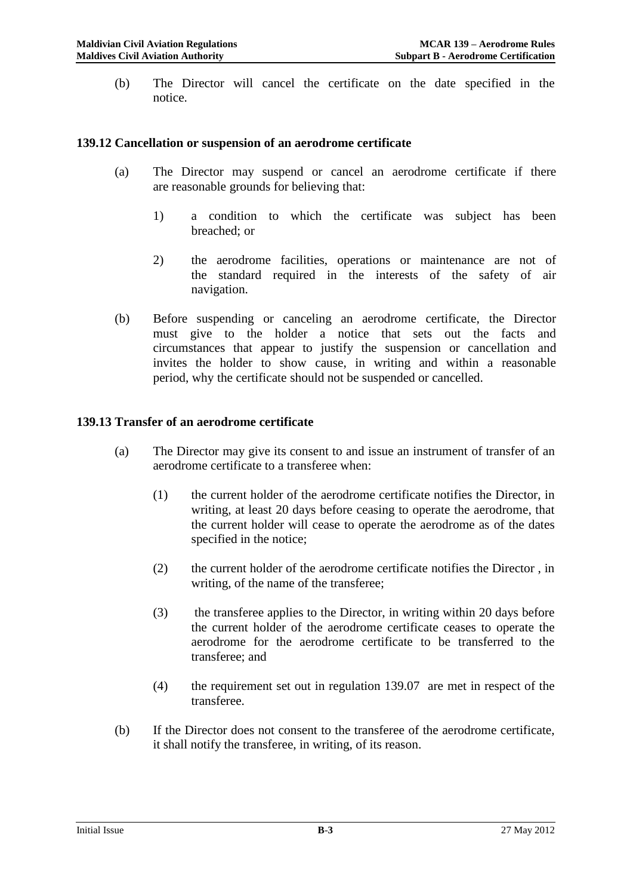(b) The Director will cancel the certificate on the date specified in the notice.

### 139.12 Cancellation or suspension of an aerodrome certificate

(a) The Director may suspend or cancel an aerodrome certificate if there are reasonable grounds for believing that:

1) a condition to which the certificate was subject has been breached; or

2) the aerodrome facilities, operations or maintenance are not of the standard required in the interests of the safety of air navigation.

(b) Before suspending or canceling an aerodrome certificate, the Director must give to the holder a notice that sets out the facts and circumstances that appear to justify the suspension or cancellation and invites the holder to show cause, in writing and within a reasonable period, why the certificate should not be suspended or cancelled.

### 139.13 Transfer of an aerodrome certificate

(a) The Director may give its consent to and issue an instrument of transfer of an aerodrome certificate to a transferee when:

(1) the current holder of the aerodrome certificate notifies the Director, in writing, at least 20 days before ceasing to operate the aerodrome, that the current holder will cease to operate the aerodrome as of the dates specified in the notice;

(2) the current holder of the aerodrome certificate notifies the Director , in writing, of the name of the transferee;

(3) the transferee applies to the Director, in writing within 20 days before the current holder of the aerodrome certificate ceases to operate the aerodrome for the aerodrome certificate to be transferred to the transferee; and

(4) the requirement set out in regulation 139.07 are met in respect of the transferee.

(b) If the Director does not consent to the transferee of the aerodrome certificate, it shall notify the transferee, in writing, of its reason.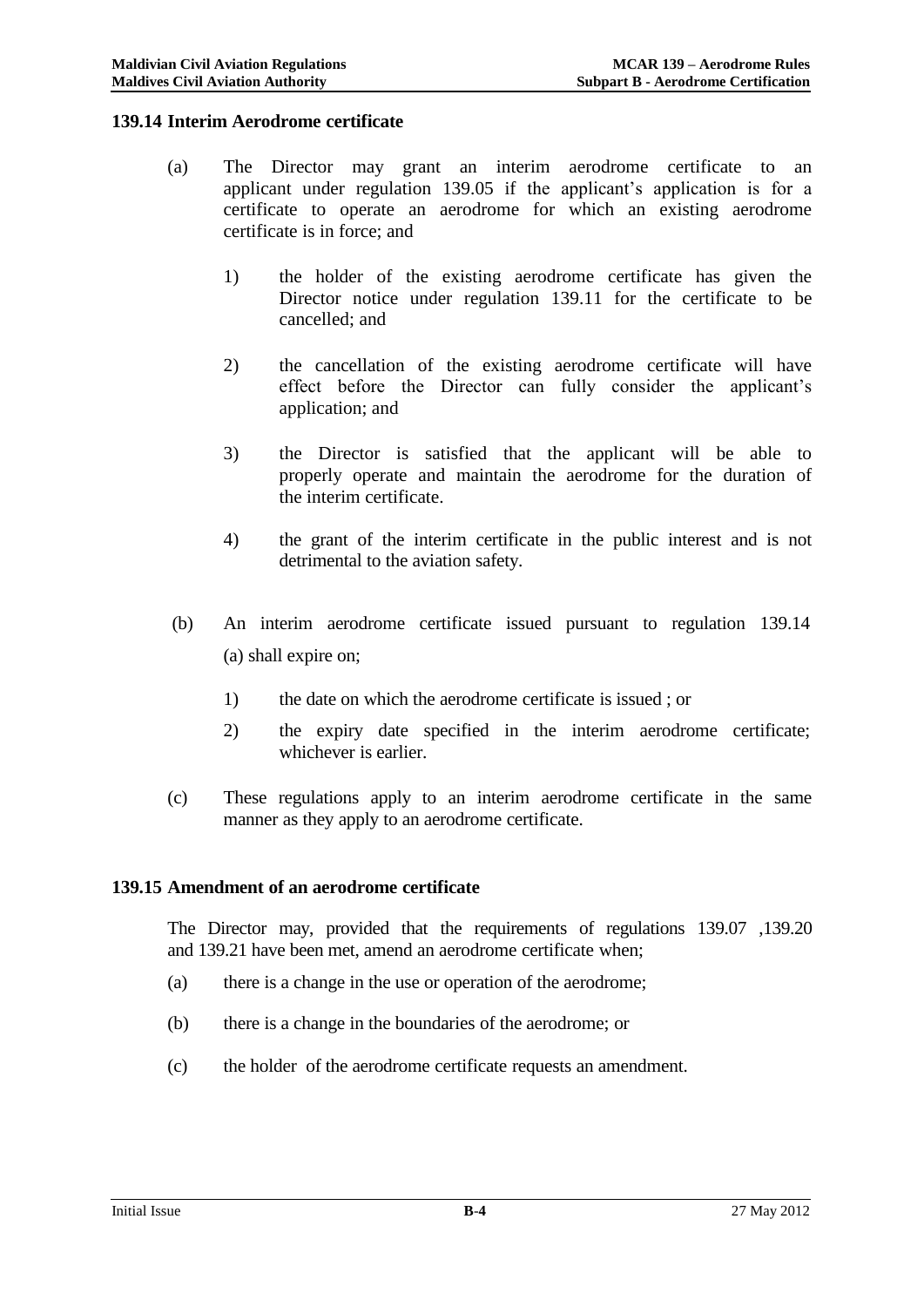### 139.14 Interim Aerodrome certificate

(a) The Director may grant an interim aerodrome certificate to an applicant under regulation 139.05 if the applicant's application is for a certificate to operate an aerodrome for which an existing aerodrome certificate is in force; and

1) the holder of the existing aerodrome certificate has given the Director notice under regulation 139.11 for the certificate to be cancelled; and

2) the cancellation of the existing aerodrome certificate will have effect before the Director can fully consider the applicant's application; and

3) the Director is satisfied that the applicant will be able to properly operate and maintain the aerodrome for the duration of the interim certificate.

4) the grant of the interim certificate in the public interest and is not detrimental to the aviation safety.

(b) An interim aerodrome certificate issued pursuant to regulation 139.14 (a) shall expire on;

1) the date on which the aerodrome certificate is issued ; or

2) the expiry date specified in the interim aerodrome certificate; whichever is earlier.

(c) These regulations apply to an interim aerodrome certificate in the same manner as they apply to an aerodrome certificate.

### 139.15 Amendment of an aerodrome certificate

The Director may, provided that the requirements of regulations 139.07 ,139.20 and 139.21 have been met, amend an aerodrome certificate when;

(a) there is a change in the use or operation of the aerodrome;

(b) there is a change in the boundaries of the aerodrome; or

(c) the holder of the aerodrome certificate requests an amendment.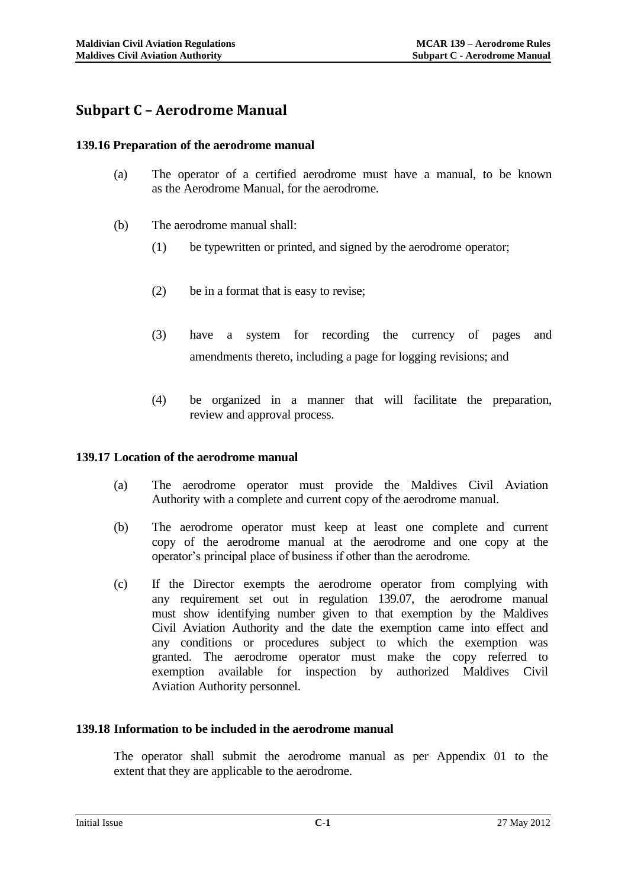# Subpart C – Aerodrome Manual

### 139.16 Preparation of the aerodrome manual

(a) The operator of a certified aerodrome must have a manual, to be known as the Aerodrome Manual, for the aerodrome.

(b) The aerodrome manual shall:

(1) be typewritten or printed, and signed by the aerodrome operator;

(2) be in a format that is easy to revise;

(3) have a system for recording the currency of pages and amendments thereto, including a page for logging revisions; and

(4) be organized in a manner that will facilitate the preparation, review and approval process.

### 139.17 Location of the aerodrome manual

(a) The aerodrome operator must provide the Maldives Civil Aviation Authority with a complete and current copy of the aerodrome manual.

(b) The aerodrome operator must keep at least one complete and current copy of the aerodrome manual at the aerodrome and one copy at the operator's principal place of business if other than the aerodrome.

(c) If the Director exempts the aerodrome operator from complying with any requirement set out in regulation 139.07, the aerodrome manual must show identifying number given to that exemption by the Maldives Civil Aviation Authority and the date the exemption came into effect and any conditions or procedures subject to which the exemption was granted. The aerodrome operator must make the copy referred to exemption available for inspection by authorized Maldives Civil Aviation Authority personnel.

### 139.18 Information to be included in the aerodrome manual

The operator shall submit the aerodrome manual as per Appendix 01 to the extent that they are applicable to the aerodrome.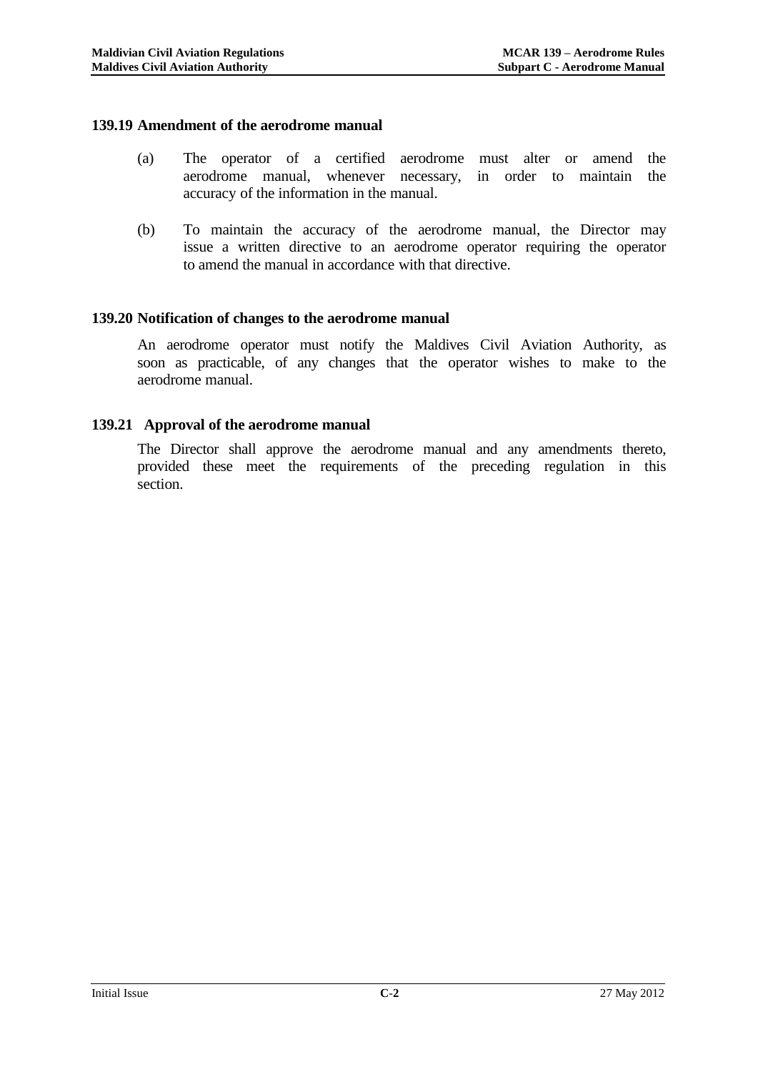### 139.19 Amendment of the aerodrome manual

(a) The operator of a certified aerodrome must alter or amend the aerodrome manual, whenever necessary, in order to maintain the accuracy of the information in the manual.

(b) To maintain the accuracy of the aerodrome manual, the Director may issue a written directive to an aerodrome operator requiring the operator to amend the manual in accordance with that directive.

### 139.20 Notification of changes to the aerodrome manual

An aerodrome operator must notify the Maldives Civil Aviation Authority, as soon as practicable, of any changes that the operator wishes to make to the aerodrome manual.

### 139.21 Approval of the aerodrome manual

The Director shall approve the aerodrome manual and any amendments thereto, provided these meet the requirements of the preceding regulation in this section.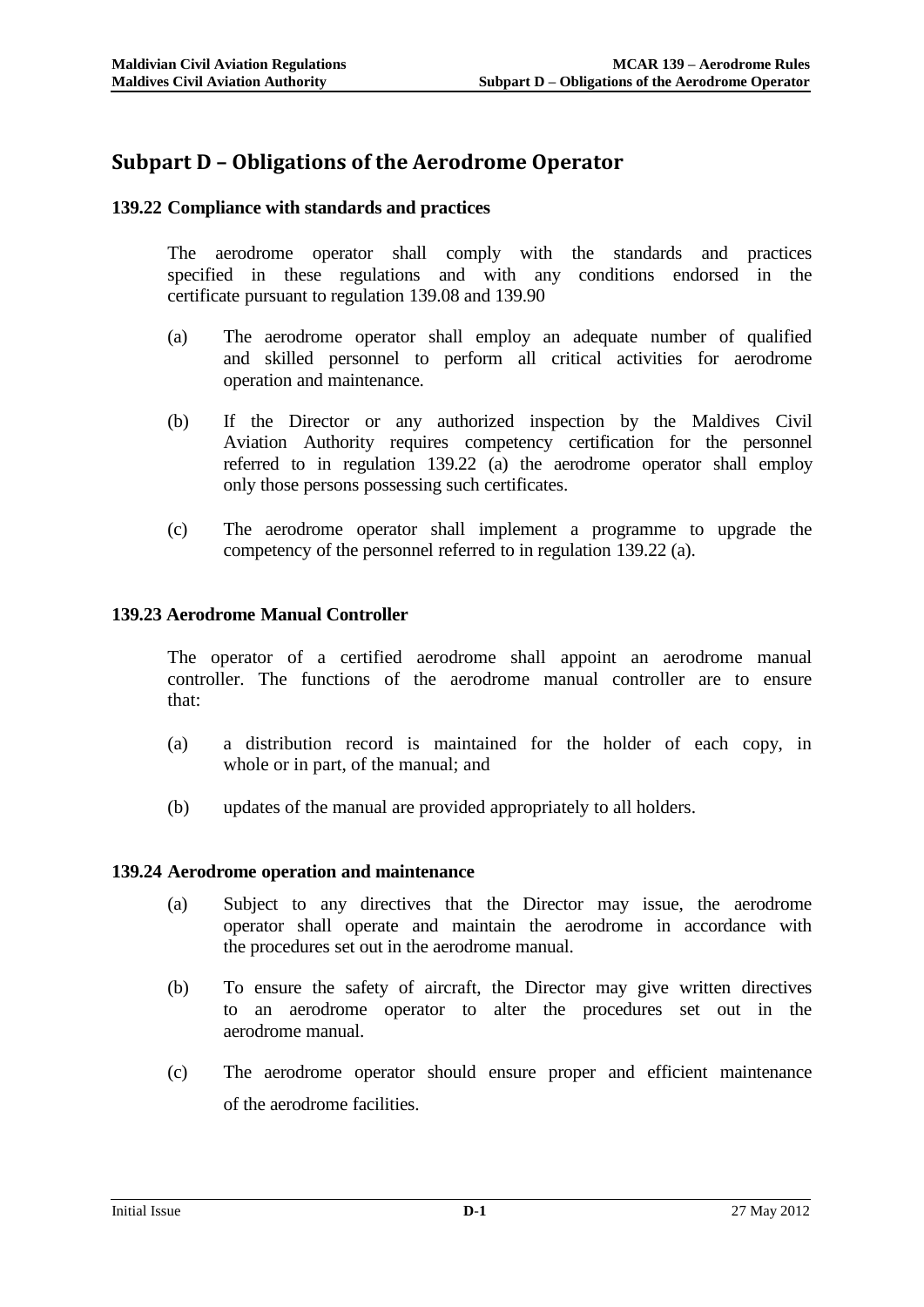# Subpart D – Obligations of the Aerodrome Operator

**139.22 Compliance with standards and practices**

The aerodrome operator shall comply with the standards and practices specified in these regulations and with any conditions endorsed in the certificate pursuant to regulation 139.08 and 139.90

(a) The aerodrome operator shall employ an adequate number of qualified and skilled personnel to perform all critical activities for aerodrome operation and maintenance.

(b) If the Director or any authorized inspection by the Maldives Civil Aviation Authority requires competency certification for the personnel referred to in regulation 139.22 (a) the aerodrome operator shall employ only those persons possessing such certificates.

(c) The aerodrome operator shall implement a programme to upgrade the competency of the personnel referred to in regulation 139.22 (a).

**139.23 Aerodrome Manual Controller**

The operator of a certified aerodrome shall appoint an aerodrome manual controller. The functions of the aerodrome manual controller are to ensure that:

(a) a distribution record is maintained for the holder of each copy, in whole or in part, of the manual; and

(b) updates of the manual are provided appropriately to all holders.

**139.24 Aerodrome operation and maintenance**

(a) Subject to any directives that the Director may issue, the aerodrome operator shall operate and maintain the aerodrome in accordance with the procedures set out in the aerodrome manual.

(b) To ensure the safety of aircraft, the Director may give written directives to an aerodrome operator to alter the procedures set out in the aerodrome manual.

(c) The aerodrome operator should ensure proper and efficient maintenance of the aerodrome facilities.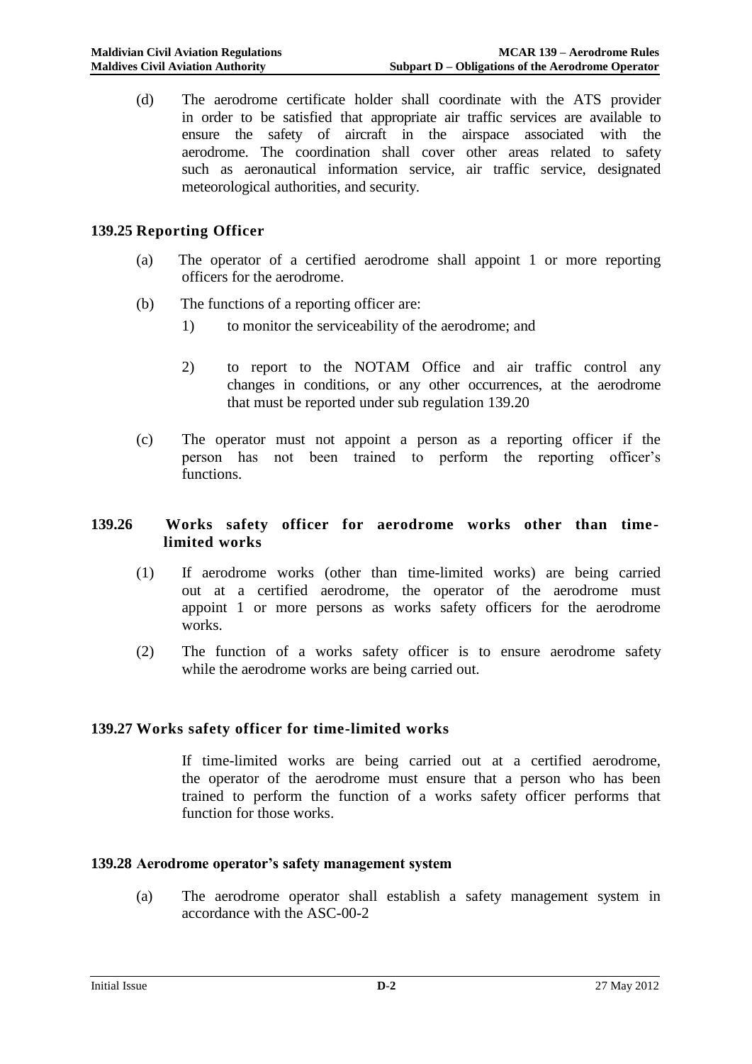(d) The aerodrome certificate holder shall coordinate with the ATS provider in order to be satisfied that appropriate air traffic services are available to ensure the safety of aircraft in the airspace associated with the aerodrome. The coordination shall cover other areas related to safety such as aeronautical information service, air traffic service, designated meteorological authorities, and security.

## 139.25 Reporting Officer

(a) The operator of a certified aerodrome shall appoint 1 or more reporting officers for the aerodrome.

(b) The functions of a reporting officer are:

1) to monitor the serviceability of the aerodrome; and

2) to report to the NOTAM Office and air traffic control any changes in conditions, or any other occurrences, at the aerodrome that must be reported under sub regulation 139.20

(c) The operator must not appoint a person as a reporting officer if the person has not been trained to perform the reporting officer's functions.

## 139.26 Works safety officer for aerodrome works other than time-limited works

(1) If aerodrome works (other than time-limited works) are being carried out at a certified aerodrome, the operator of the aerodrome must appoint 1 or more persons as works safety officers for the aerodrome works.

(2) The function of a works safety officer is to ensure aerodrome safety while the aerodrome works are being carried out.

## 139.27 Works safety officer for time-limited works

If time-limited works are being carried out at a certified aerodrome, the operator of the aerodrome must ensure that a person who has been trained to perform the function of a works safety officer performs that function for those works.

## 139.28 Aerodrome operator's safety management system

(a) The aerodrome operator shall establish a safety management system in accordance with the ASC-00-2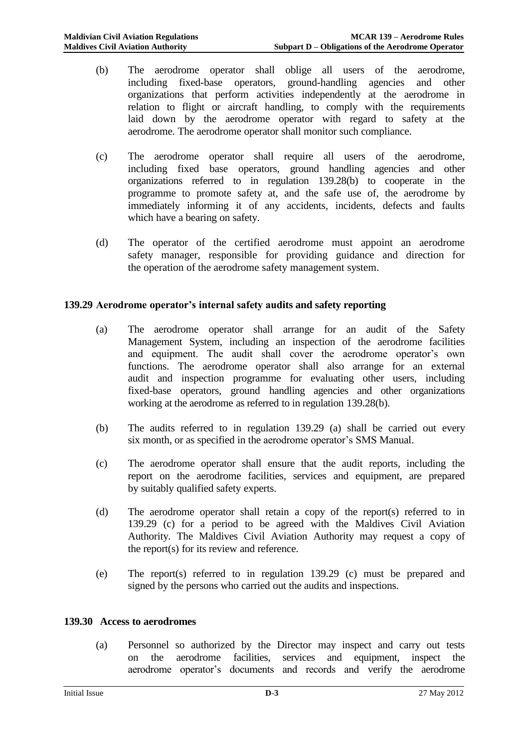(b) The aerodrome operator shall oblige all users of the aerodrome, including fixed-base operators, ground-handling agencies and other organizations that perform activities independently at the aerodrome in relation to flight or aircraft handling, to comply with the requirements laid down by the aerodrome operator with regard to safety at the aerodrome. The aerodrome operator shall monitor such compliance.

(c) The aerodrome operator shall require all users of the aerodrome, including fixed base operators, ground handling agencies and other organizations referred to in regulation 139.28(b) to cooperate in the programme to promote safety at, and the safe use of, the aerodrome by immediately informing it of any accidents, incidents, defects and faults which have a bearing on safety.

(d) The operator of the certified aerodrome must appoint an aerodrome safety manager, responsible for providing guidance and direction for the operation of the aerodrome safety management system.

### 139.29 Aerodrome operator's internal safety audits and safety reporting

(a) The aerodrome operator shall arrange for an audit of the Safety Management System, including an inspection of the aerodrome facilities and equipment. The audit shall cover the aerodrome operator's own functions. The aerodrome operator shall also arrange for an external audit and inspection programme for evaluating other users, including fixed-base operators, ground handling agencies and other organizations working at the aerodrome as referred to in regulation 139.28(b).

(b) The audits referred to in regulation 139.29 (a) shall be carried out every six month, or as specified in the aerodrome operator's SMS Manual.

(c) The aerodrome operator shall ensure that the audit reports, including the report on the aerodrome facilities, services and equipment, are prepared by suitably qualified safety experts.

(d) The aerodrome operator shall retain a copy of the report(s) referred to in 139.29 (c) for a period to be agreed with the Maldives Civil Aviation Authority. The Maldives Civil Aviation Authority may request a copy of the report(s) for its review and reference.

(e) The report(s) referred to in regulation 139.29 (c) must be prepared and signed by the persons who carried out the audits and inspections.

### 139.30 Access to aerodromes

(a) Personnel so authorized by the Director may inspect and carry out tests on the aerodrome facilities, services and equipment, inspect the aerodrome operator's documents and records and verify the aerodrome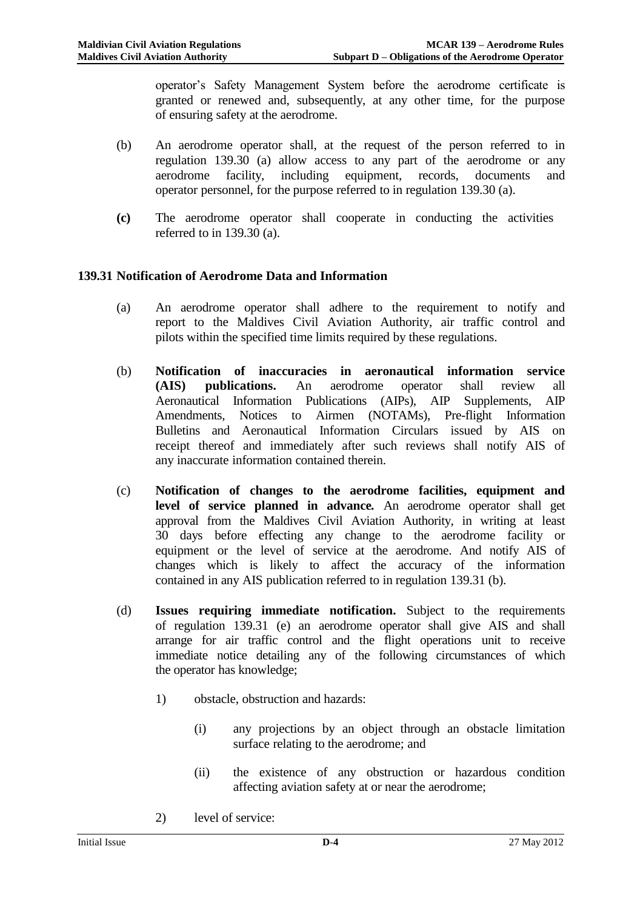operator's Safety Management System before the aerodrome certificate is granted or renewed and, subsequently, at any other time, for the purpose of ensuring safety at the aerodrome.

(b) An aerodrome operator shall, at the request of the person referred to in regulation 139.30 (a) allow access to any part of the aerodrome or any aerodrome facility, including equipment, records, documents and operator personnel, for the purpose referred to in regulation 139.30 (a).

**(c)** The aerodrome operator shall cooperate in conducting the activities referred to in 139.30 (a).

## 139.31 Notification of Aerodrome Data and Information

(a) An aerodrome operator shall adhere to the requirement to notify and report to the Maldives Civil Aviation Authority, air traffic control and pilots within the specified time limits required by these regulations.

(b) **Notification of inaccuracies in aeronautical information service (AIS) publications.** An aerodrome operator shall review all Aeronautical Information Publications (AIPs), AIP Supplements, AIP Amendments, Notices to Airmen (NOTAMs), Pre-flight Information Bulletins and Aeronautical Information Circulars issued by AIS on receipt thereof and immediately after such reviews shall notify AIS of any inaccurate information contained therein.

(c) **Notification of changes to the aerodrome facilities, equipment and level of service planned in advance.** An aerodrome operator shall get approval from the Maldives Civil Aviation Authority, in writing at least 30 days before effecting any change to the aerodrome facility or equipment or the level of service at the aerodrome. And notify AIS of changes which is likely to affect the accuracy of the information contained in any AIS publication referred to in regulation 139.31 (b).

(d) **Issues requiring immediate notification.** Subject to the requirements of regulation 139.31 (e) an aerodrome operator shall give AIS and shall arrange for air traffic control and the flight operations unit to receive immediate notice detailing any of the following circumstances of which the operator has knowledge;

1) obstacle, obstruction and hazards:

   (i) any projections by an object through an obstacle limitation surface relating to the aerodrome; and

   (ii) the existence of any obstruction or hazardous condition affecting aviation safety at or near the aerodrome;

2) level of service: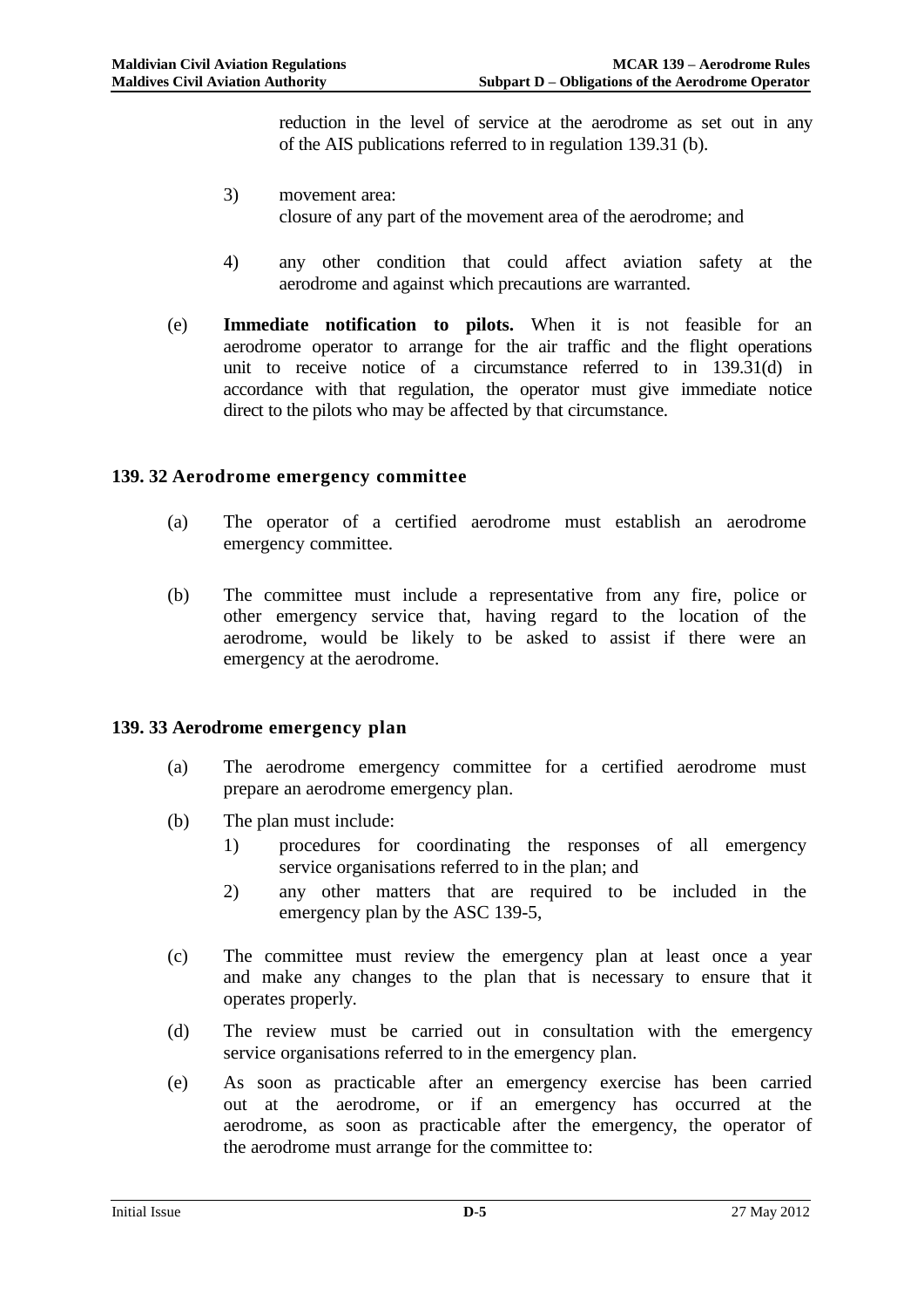reduction in the level of service at the aerodrome as set out in any of the AIS publications referred to in regulation 139.31 (b).

3) movement area:
   closure of any part of the movement area of the aerodrome; and

4) any other condition that could affect aviation safety at the aerodrome and against which precautions are warranted.

(e) **Immediate notification to pilots.** When it is not feasible for an aerodrome operator to arrange for the air traffic and the flight operations unit to receive notice of a circumstance referred to in 139.31(d) in accordance with that regulation, the operator must give immediate notice direct to the pilots who may be affected by that circumstance.

### 139. 32 Aerodrome emergency committee

(a) The operator of a certified aerodrome must establish an aerodrome emergency committee.

(b) The committee must include a representative from any fire, police or other emergency service that, having regard to the location of the aerodrome, would be likely to be asked to assist if there were an emergency at the aerodrome.

### 139. 33 Aerodrome emergency plan

(a) The aerodrome emergency committee for a certified aerodrome must prepare an aerodrome emergency plan.

(b) The plan must include:
   1) procedures for coordinating the responses of all emergency service organisations referred to in the plan; and
   2) any other matters that are required to be included in the emergency plan by the ASC 139-5,

(c) The committee must review the emergency plan at least once a year and make any changes to the plan is necessary to ensure that it operates properly.

(d) The review must be carried out in consultation with the emergency service organisations referred to in the emergency plan.

(e) As soon as practicable after an emergency exercise has been carried out at the aerodrome, or if an emergency has occurred at the aerodrome, as soon as practicable after the emergency, the operator of the aerodrome must arrange for the committee to: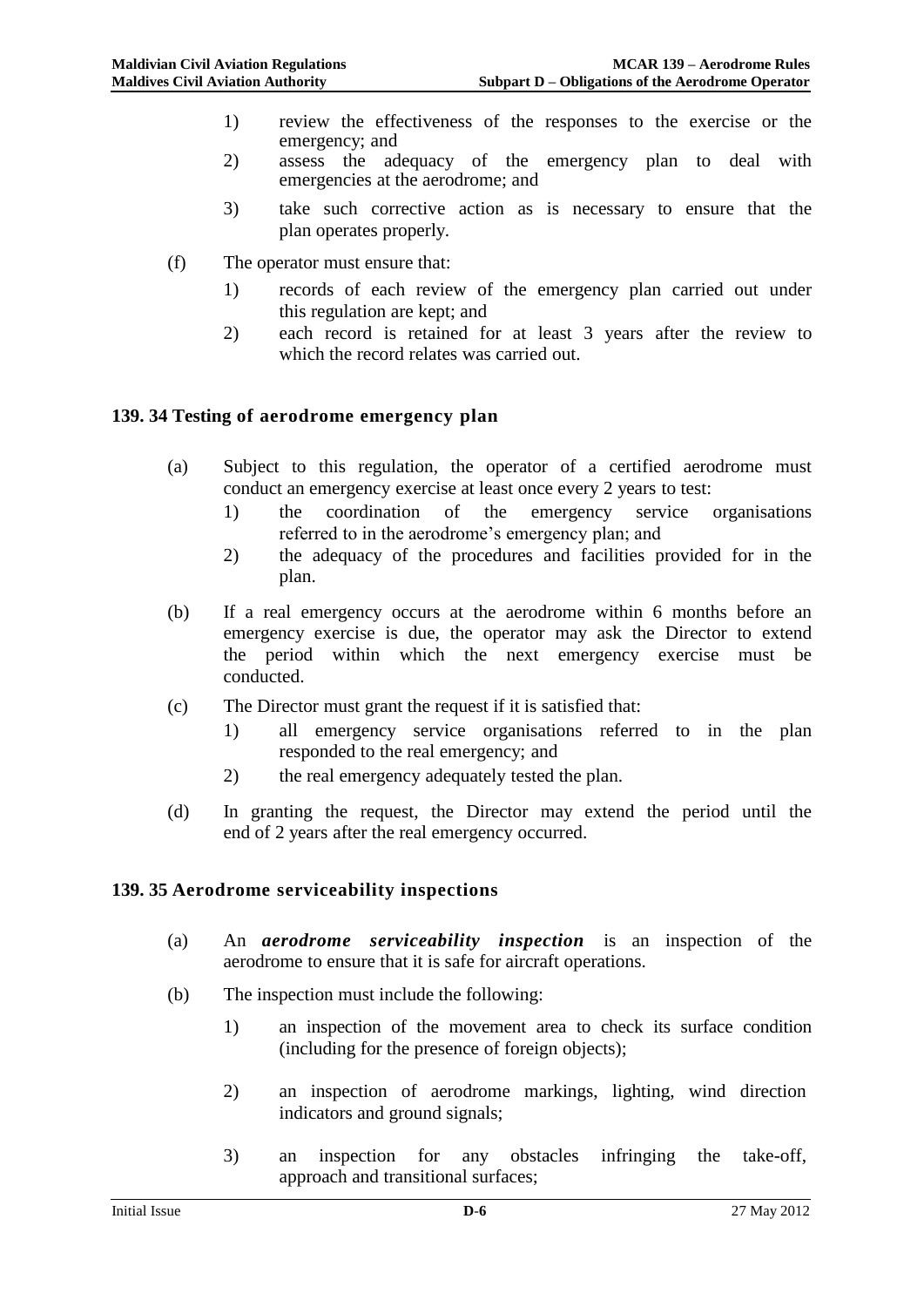1) review the effectiveness of the responses to the exercise or the emergency; and
2) assess the adequacy of the emergency plan to deal with emergencies at the aerodrome; and
3) take such corrective action as is necessary to ensure that the plan operates properly.

(f) The operator must ensure that:

1) records of each review of the emergency plan carried out under this regulation are kept; and
2) each record is retained for at least 3 years after the review to which the record relates was carried out.

### 139. 34 Testing of aerodrome emergency plan

(a) Subject to this regulation, the operator of a certified aerodrome must conduct an emergency exercise at least once every 2 years to test:

1) the coordination of the emergency service organisations referred to in the aerodrome's emergency plan; and
2) the adequacy of the procedures and facilities provided for in the plan.

(b) If a real emergency occurs at the aerodrome within 6 months before an emergency exercise is due, the operator may ask the Director to extend the period within which the next emergency exercise must be conducted.

(c) The Director must grant the request if it is satisfied that:

1) all emergency service organisations referred to in the plan responded to the real emergency; and
2) the real emergency adequately tested the plan.

(d) In granting the request, the Director may extend the period until the end of 2 years after the real emergency occurred.

### 139. 35 Aerodrome serviceability inspections

(a) An ***aerodrome serviceability inspection*** is an inspection of the aerodrome to ensure that it is safe for aircraft operations.

(b) The inspection must include the following:

1) an inspection of the movement area to check its surface condition (including for the presence of foreign objects);
2) an inspection of aerodrome markings, lighting, wind direction indicators and ground signals;
3) an inspection for any obstacles infringing the take-off, approach and transitional surfaces;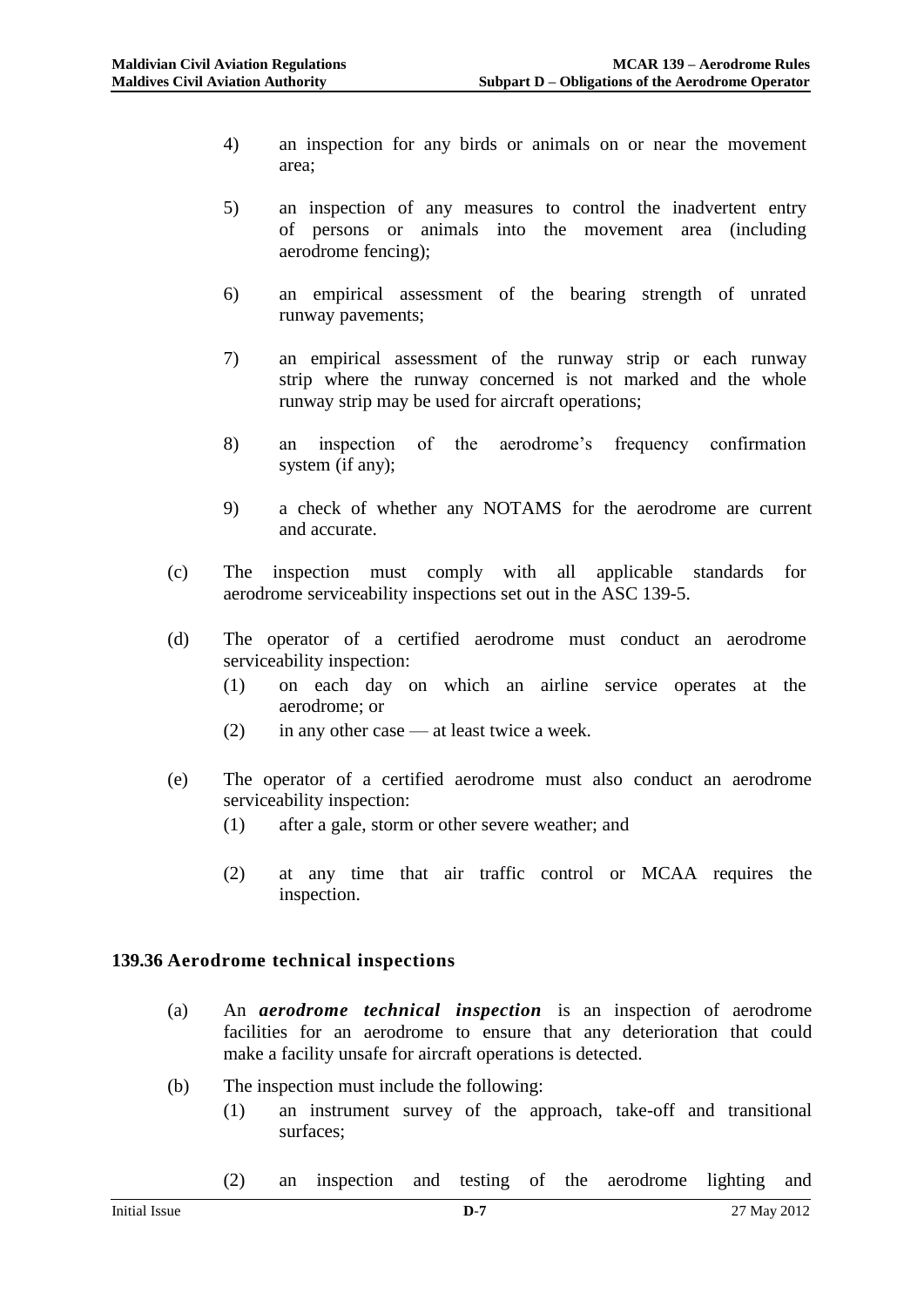4) an inspection for any birds or animals on or near the movement area;

5) an inspection of any measures to control the inadvertent entry of persons or animals into the movement area (including aerodrome fencing);

6) an empirical assessment of the bearing strength of unrated runway pavements;

7) an empirical assessment of the runway strip or each runway strip where the runway concerned is not marked and the whole runway strip may be used for aircraft operations;

8) an inspection of the aerodrome's frequency confirmation system (if any);

9) a check of whether any NOTAMS for the aerodrome are current and accurate.

(c) The inspection must comply with all applicable standards for aerodrome serviceability inspections set out in the ASC 139-5.

(d) The operator of a certified aerodrome must conduct an aerodrome serviceability inspection:

(1) on each day on which an airline service operates at the aerodrome; or

(2) in any other case — at least twice a week.

(e) The operator of a certified aerodrome must also conduct an aerodrome serviceability inspection:

(1) after a gale, storm or other severe weather; and

(2) at any time that air traffic control or MCAA requires the inspection.

### 139.36 Aerodrome technical inspections

(a) An ***aerodrome technical inspection*** is an inspection of aerodrome facilities for an aerodrome to ensure that any deterioration that could make a facility unsafe for aircraft operations is detected.

(b) The inspection must include the following:

(1) an instrument survey of the approach, take-off and transitional surfaces;

(2) an inspection and testing of the aerodrome lighting and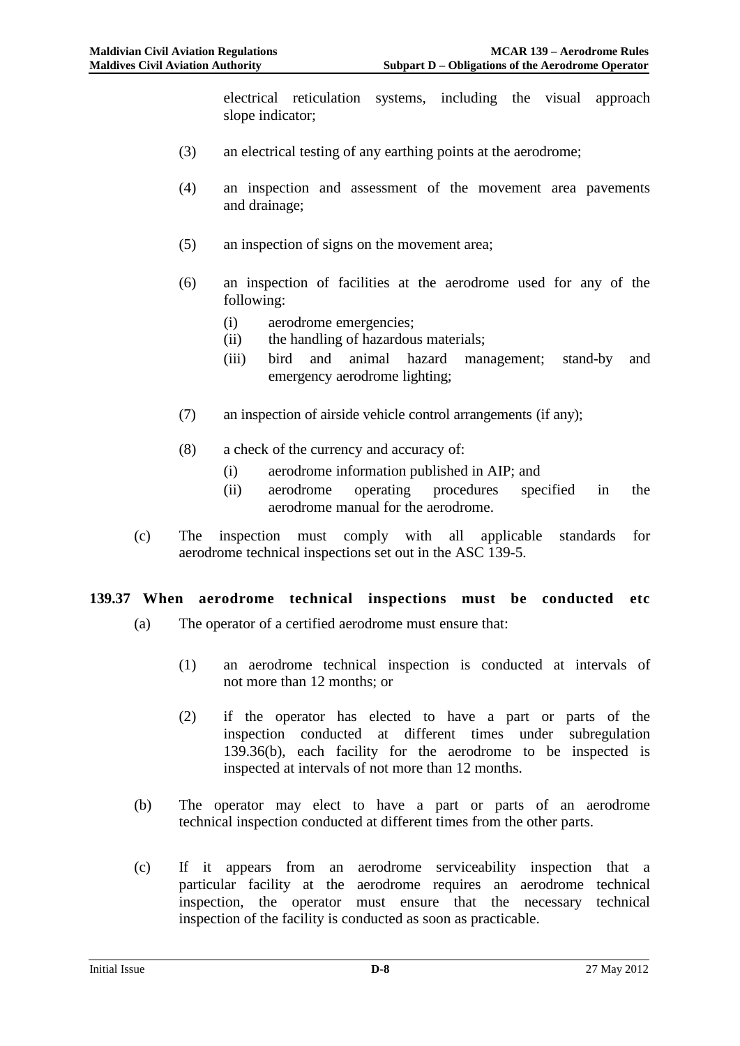electrical reticulation systems, including the visual approach slope indicator;

(3) an electrical testing of any earthing points at the aerodrome;

(4) an inspection and assessment of the movement area pavements and drainage;

(5) an inspection of signs on the movement area;

(6) an inspection of facilities at the aerodrome used for any of the following:

  (i) aerodrome emergencies;
  (ii) the handling of hazardous materials;
  (iii) bird and animal hazard management; stand-by and emergency aerodrome lighting;

(7) an inspection of airside vehicle control arrangements (if any);

(8) a check of the currency and accuracy of:

  (i) aerodrome information published in AIP; and
  (ii) aerodrome operating procedures specified in the aerodrome manual for the aerodrome.

(c) The inspection must comply with all applicable standards for aerodrome technical inspections set out in the ASC 139-5.

## 139.37 When aerodrome technical inspections must be conducted etc

(a) The operator of a certified aerodrome must ensure that:

  (1) an aerodrome technical inspection is conducted at intervals of not more than 12 months; or

  (2) if the operator has elected to have a part or parts of the inspection conducted at different times under subregulation 139.36(b), each facility for the aerodrome to be inspected is inspected at intervals of not more than 12 months.

(b) The operator may elect to have a part or parts of an aerodrome technical inspection conducted at different times from the other parts.

(c) If it appears from an aerodrome serviceability inspection that a particular facility at the aerodrome requires an aerodrome technical inspection, the operator must ensure that the necessary technical inspection of the facility is conducted as soon as practicable.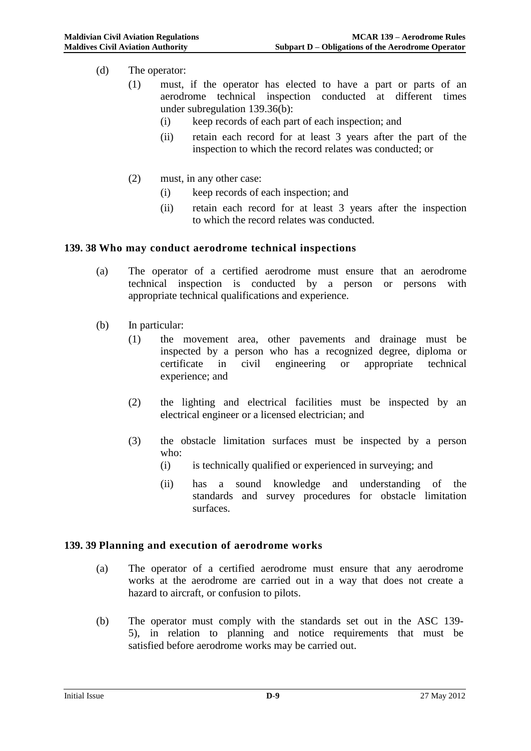(d) The operator:

   (1) must, if the operator has elected to have a part or parts of an aerodrome technical inspection conducted at different times under subregulation 139.36(b):

      (i) keep records of each part of each inspection; and

      (ii) retain each record for at least 3 years after the part of the inspection to which the record relates was conducted; or

   (2) must, in any other case:

      (i) keep records of each inspection; and

      (ii) retain each record for at least 3 years after the inspection to which the record relates was conducted.

## 139. 38 Who may conduct aerodrome technical inspections

(a) The operator of a certified aerodrome must ensure that an aerodrome technical inspection is conducted by a person or persons with appropriate technical qualifications and experience.

(b) In particular:

   (1) the movement area, other pavements and drainage must be inspected by a person who has a recognized degree, diploma or certificate in civil engineering or appropriate technical experience; and

   (2) the lighting and electrical facilities must be inspected by an electrical engineer or a licensed electrician; and

   (3) the obstacle limitation surfaces must be inspected by a person who:

      (i) is technically qualified or experienced in surveying; and

      (ii) has a sound knowledge and understanding of the standards and survey procedures for obstacle limitation surfaces.

## 139. 39 Planning and execution of aerodrome works

(a) The operator of a certified aerodrome must ensure that any aerodrome works at the aerodrome are carried out in a way that does not create a hazard to aircraft, or confusion to pilots.

(b) The operator must comply with the standards set out in the ASC 139-5), in relation to planning and notice requirements that must be satisfied before aerodrome works may be carried out.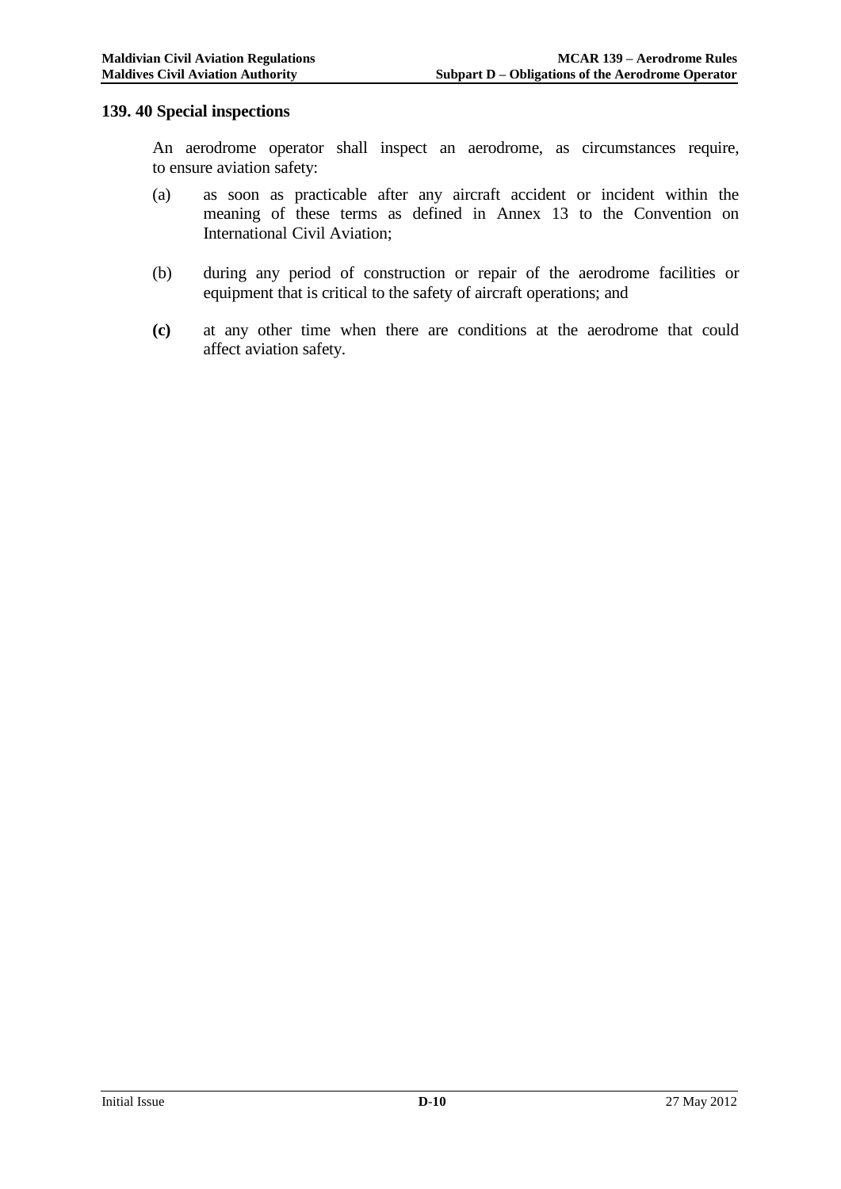### 139. 40 Special inspections

An aerodrome operator shall inspect an aerodrome, as circumstances require, to ensure aviation safety:

(a) as soon as practicable after any aircraft accident or incident within the meaning of these terms as defined in Annex 13 to the Convention on International Civil Aviation;

(b) during any period of construction or repair of the aerodrome facilities or equipment that is critical to the safety of aircraft operations; and

**(c)** at any other time when there are conditions at the aerodrome that could affect aviation safety.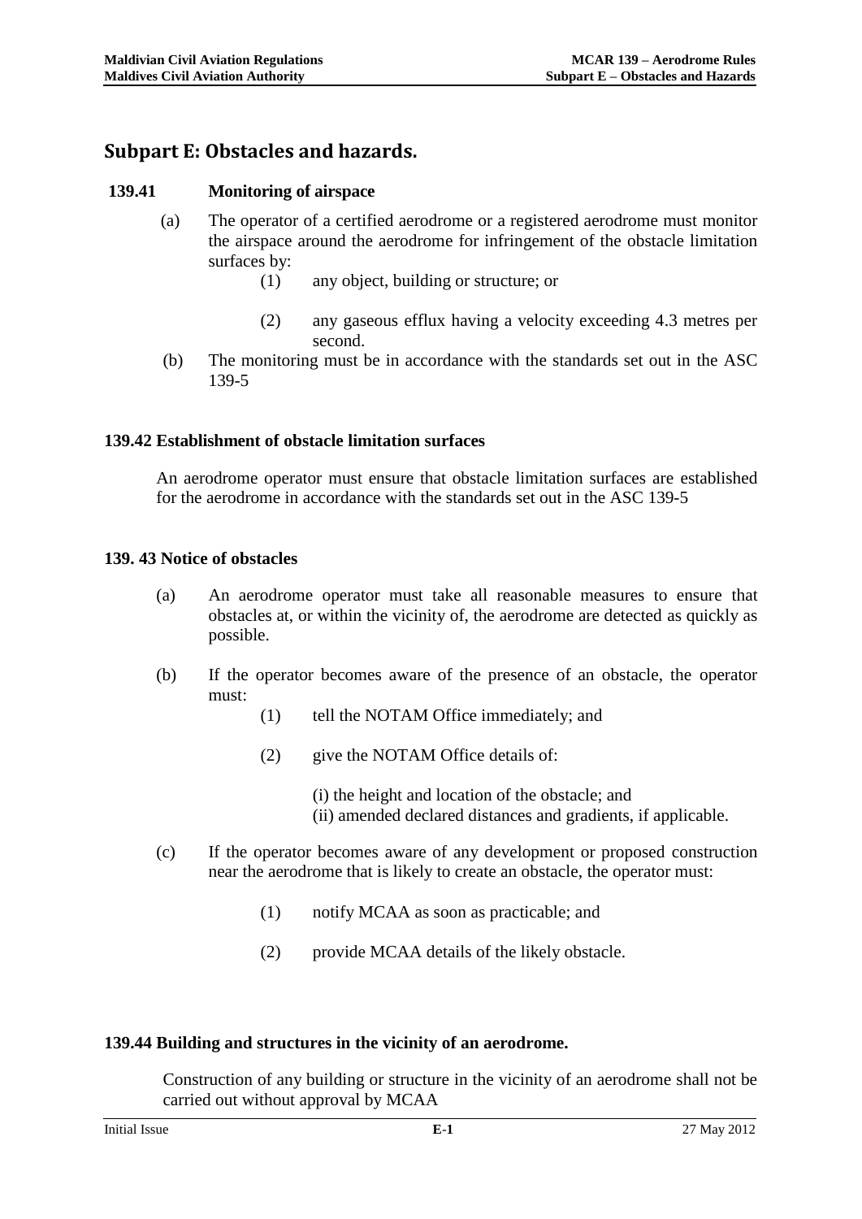## Subpart E: Obstacles and hazards.

### 139.41 Monitoring of airspace

(a) The operator of a certified aerodrome or a registered aerodrome must monitor the airspace around the aerodrome for infringement of the obstacle limitation surfaces by:

(1) any object, building or structure; or

(2) any gaseous efflux having a velocity exceeding 4.3 metres per second.

(b) The monitoring must be in accordance with the standards set out in the ASC 139-5

### 139.42 Establishment of obstacle limitation surfaces

An aerodrome operator must ensure that obstacle limitation surfaces are established for the aerodrome in accordance with the standards set out in the ASC 139-5

### 139. 43 Notice of obstacles

(a) An aerodrome operator must take all reasonable measures to ensure that obstacles at, or within the vicinity of, the aerodrome are detected as quickly as possible.

(b) If the operator becomes aware of the presence of an obstacle, the operator must:

(1) tell the NOTAM Office immediately; and

(2) give the NOTAM Office details of:

(i) the height and location of the obstacle; and
(ii) amended declared distances and gradients, if applicable.

(c) If the operator becomes aware of any development or proposed construction near the aerodrome that is likely to create an obstacle, the operator must:

(1) notify MCAA as soon as practicable; and

(2) provide MCAA details of the likely obstacle.

### 139.44 Building and structures in the vicinity of an aerodrome.

Construction of any building or structure in the vicinity of an aerodrome shall not be carried out without approval by MCAA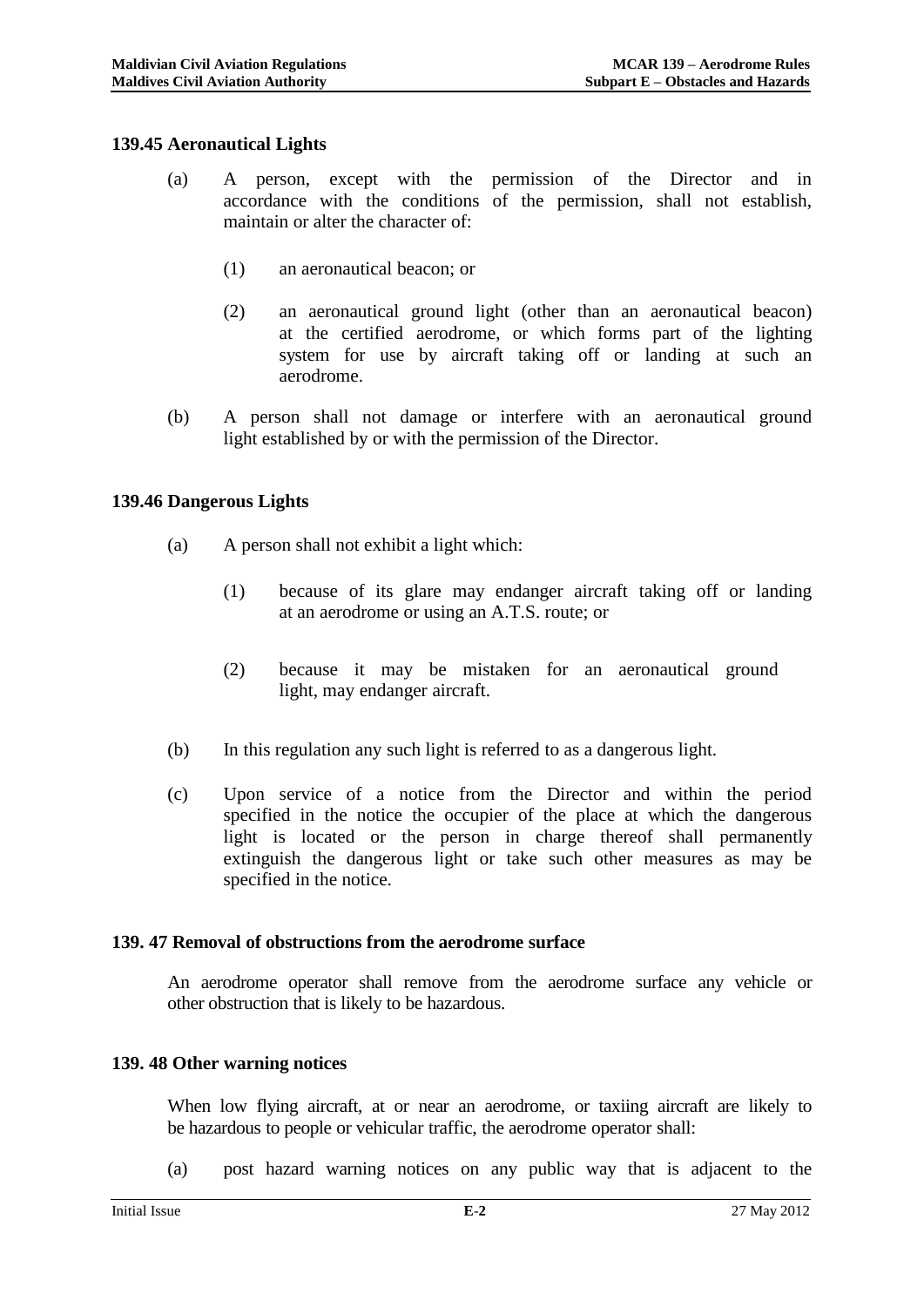### 139.45 Aeronautical Lights

(a) A person, except with the permission of the Director and in accordance with the conditions of the permission, shall not establish, maintain or alter the character of:

(1) an aeronautical beacon; or

(2) an aeronautical ground light (other than an aeronautical beacon) at the certified aerodrome, or which forms part of the lighting system for use by aircraft taking off or landing at such an aerodrome.

(b) A person shall not damage or interfere with an aeronautical ground light established by or with the permission of the Director.

### 139.46 Dangerous Lights

(a) A person shall not exhibit a light which:

(1) because of its glare may endanger aircraft taking off or landing at an aerodrome or using an A.T.S. route; or

(2) because it may be mistaken for an aeronautical ground light, may endanger aircraft.

(b) In this regulation any such light is referred to as a dangerous light.

(c) Upon service of a notice from the Director and within the period specified in the notice the occupier of the place at which the dangerous light is located or the person in charge thereof shall permanently extinguish the dangerous light or take such other measures as may be specified in the notice.

### 139. 47 Removal of obstructions from the aerodrome surface

An aerodrome operator shall remove from the aerodrome surface any vehicle or other obstruction that is likely to be hazardous.

### 139. 48 Other warning notices

When low flying aircraft, at or near an aerodrome, or taxiing aircraft are likely to be hazardous to people or vehicular traffic, the aerodrome operator shall:

(a) post hazard warning notices on any public way that is adjacent to the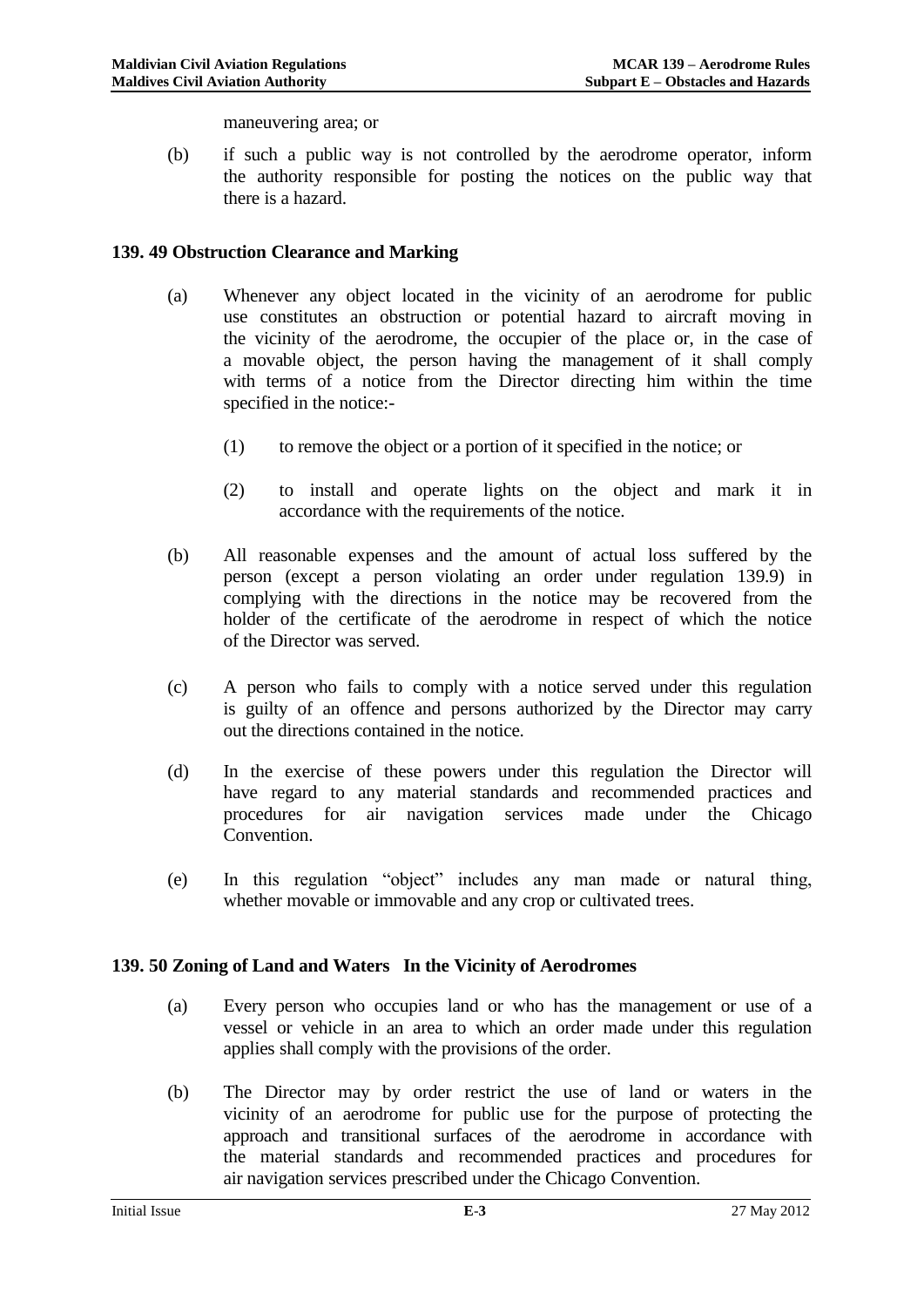maneuvering area; or

(b) if such a public way is not controlled by the aerodrome operator, inform the authority responsible for posting the notices on the public way that there is a hazard.

### 139. 49 Obstruction Clearance and Marking

(a) Whenever any object located in the vicinity of an aerodrome for public use constitutes an obstruction or potential hazard to aircraft moving in the vicinity of the aerodrome, the occupier of the place or, in the case of a movable object, the person having the management of it shall comply with terms of a notice from the Director directing him within the time specified in the notice:-

(1) to remove the object or a portion of it specified in the notice; or

(2) to install and operate lights on the object and mark it in accordance with the requirements of the notice.

(b) All reasonable expenses and the amount of actual loss suffered by the person (except a person violating an order under regulation 139.9) in complying with the directions in the notice may be recovered from the holder of the certificate of the aerodrome in respect of which the notice of the Director was served.

(c) A person who fails to comply with a notice served under this regulation is guilty of an offence and persons authorized by the Director may carry out the directions contained in the notice.

(d) In the exercise of these powers under this regulation the Director will have regard to any material standards and recommended practices and procedures for air navigation services made under the Chicago Convention.

(e) In this regulation "object" includes any man made or natural thing, whether movable or immovable and any crop or cultivated trees.

### 139. 50 Zoning of Land and Waters In the Vicinity of Aerodromes

(a) Every person who occupies land or who has the management or use of a vessel or vehicle in an area to which an order made under this regulation applies shall comply with the provisions of the order.

(b) The Director may by order restrict the use of land or waters in the vicinity of an aerodrome for public use for the purpose of protecting the approach and transitional surfaces of the aerodrome in accordance with the material standards and recommended practices and procedures for air navigation services prescribed under the Chicago Convention.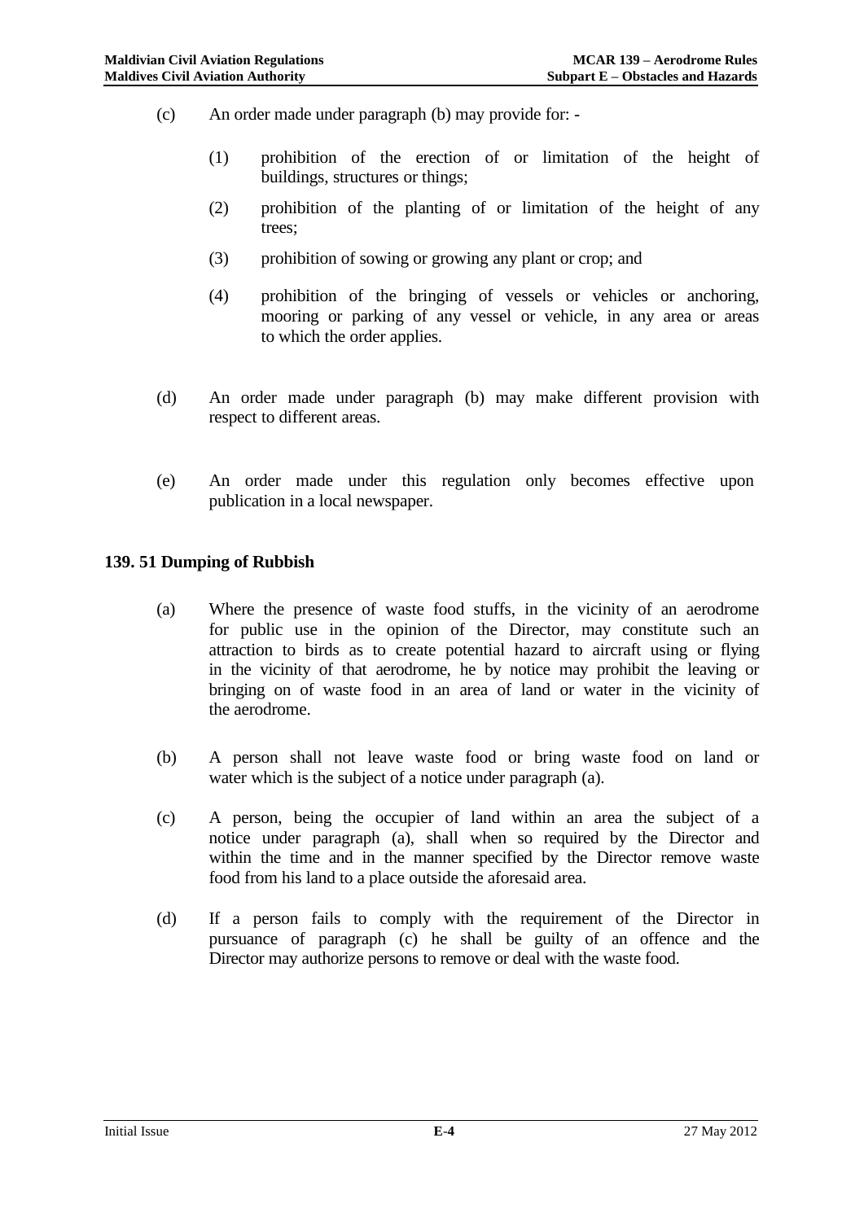(c) An order made under paragraph (b) may provide for: -

  (1) prohibition of the erection of or limitation of the height of buildings, structures or things;

  (2) prohibition of the planting of or limitation of the height of any trees;

  (3) prohibition of sowing or growing any plant or crop; and

  (4) prohibition of the bringing of vessels or vehicles or anchoring, mooring or parking of any vessel or vehicle, in any area or areas to which the order applies.

(d) An order made under paragraph (b) may make different provision with respect to different areas.

(e) An order made under this regulation only becomes effective upon publication in a local newspaper.

### 139. 51 Dumping of Rubbish

(a) Where the presence of waste food stuffs, in the vicinity of an aerodrome for public use in the opinion of the Director, may constitute such an attraction to birds as to create potential hazard to aircraft using or flying in the vicinity of that aerodrome, he by notice may prohibit the leaving or bringing on of waste food in an area of land or water in the vicinity of the aerodrome.

(b) A person shall not leave waste food or bring waste food on land or water which is the subject of a notice under paragraph (a).

(c) A person, being the occupier of land within an area the subject of a notice under paragraph (a), shall when so required by the Director and within the time and in the manner specified by the Director remove waste food from his land to a place outside the aforesaid area.

(d) If a person fails to comply with the requirement of the Director in pursuance of paragraph (c) he shall be guilty of an offence and the Director may authorize persons to remove or deal with the waste food.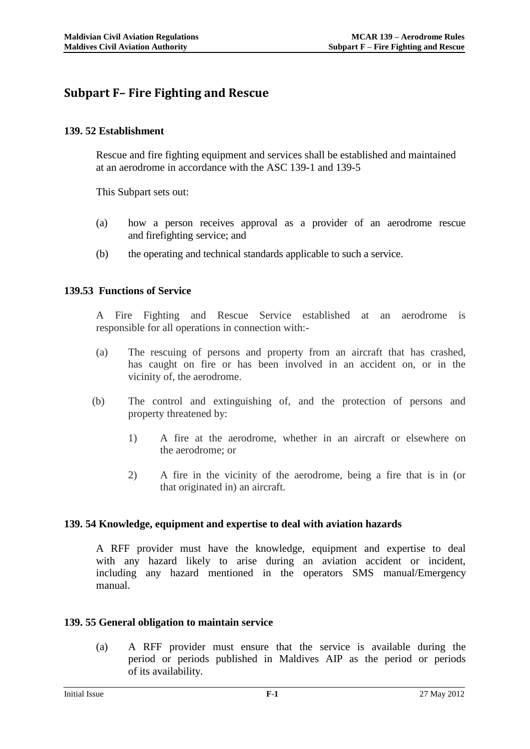# Subpart F– Fire Fighting and Rescue

### 139. 52 Establishment

Rescue and fire fighting equipment and services shall be established and maintained at an aerodrome in accordance with the ASC 139-1 and 139-5

This Subpart sets out:

(a) how a person receives approval as a provider of an aerodrome rescue and firefighting service; and

(b) the operating and technical standards applicable to such a service.

### 139.53 Functions of Service

A Fire Fighting and Rescue Service established at an aerodrome is responsible for all operations in connection with:-

(a) The rescuing of persons and property from an aircraft that has crashed, has caught on fire or has been involved in an accident on, or in the vicinity of, the aerodrome.

(b) The control and extinguishing of, and the protection of persons and property threatened by:

1) A fire at the aerodrome, whether in an aircraft or elsewhere on the aerodrome; or

2) A fire in the vicinity of the aerodrome, being a fire that is in (or that originated in) an aircraft.

### 139. 54 Knowledge, equipment and expertise to deal with aviation hazards

A RFF provider must have the knowledge, equipment and expertise to deal with any hazard likely to arise during an aviation accident or incident, including any hazard mentioned in the operators SMS manual/Emergency manual.

### 139. 55 General obligation to maintain service

(a) A RFF provider must ensure that the service is available during the period or periods published in Maldives AIP as the period or periods of its availability.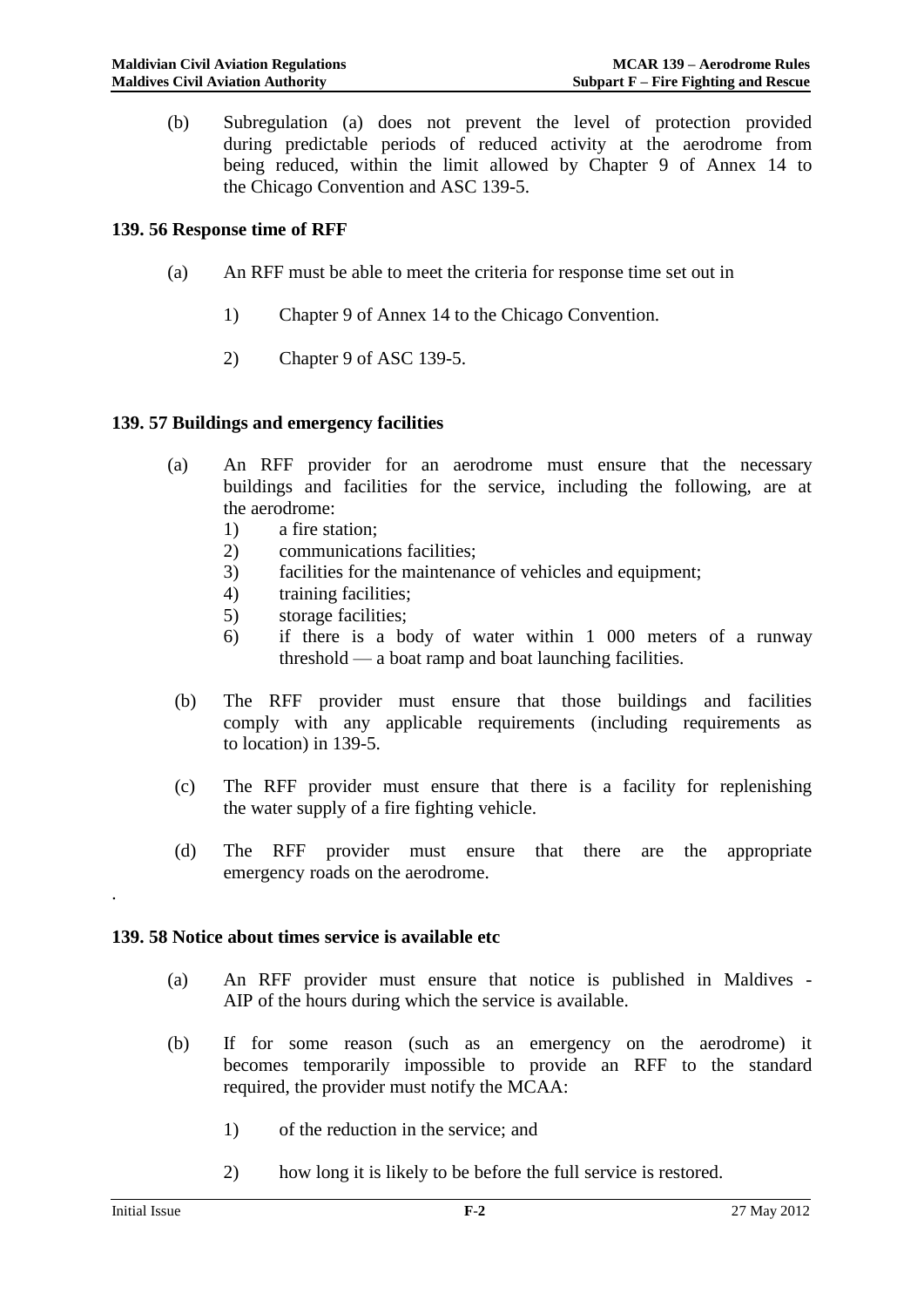(b) Subregulation (a) does not prevent the level of protection provided during predictable periods of reduced activity at the aerodrome from being reduced, within the limit allowed by Chapter 9 of Annex 14 to the Chicago Convention and ASC 139-5.

### 139. 56 Response time of RFF

(a) An RFF must be able to meet the criteria for response time set out in

1) Chapter 9 of Annex 14 to the Chicago Convention.

2) Chapter 9 of ASC 139-5.

### 139. 57 Buildings and emergency facilities

(a) An RFF provider for an aerodrome must ensure that the necessary buildings and facilities for the service, including the following, are at the aerodrome:

1) a fire station;
2) communications facilities;
3) facilities for the maintenance of vehicles and equipment;
4) training facilities;
5) storage facilities;
6) if there is a body of water within 1 000 meters of a runway threshold — a boat ramp and boat launching facilities.

(b) The RFF provider must ensure that those buildings and facilities comply with any applicable requirements (including requirements as to location) in 139-5.

(c) The RFF provider must ensure that there is a facility for replenishing the water supply of a fire fighting vehicle.

(d) The RFF provider must ensure that there are the appropriate emergency roads on the aerodrome.

.

### 139. 58 Notice about times service is available etc

(a) An RFF provider must ensure that notice is published in Maldives - AIP of the hours during which the service is available.

(b) If for some reason (such as an emergency on the aerodrome) it becomes temporarily impossible to provide an RFF to the standard required, the provider must notify the MCAA:

1) of the reduction in the service; and

2) how long it is likely to be before the full service is restored.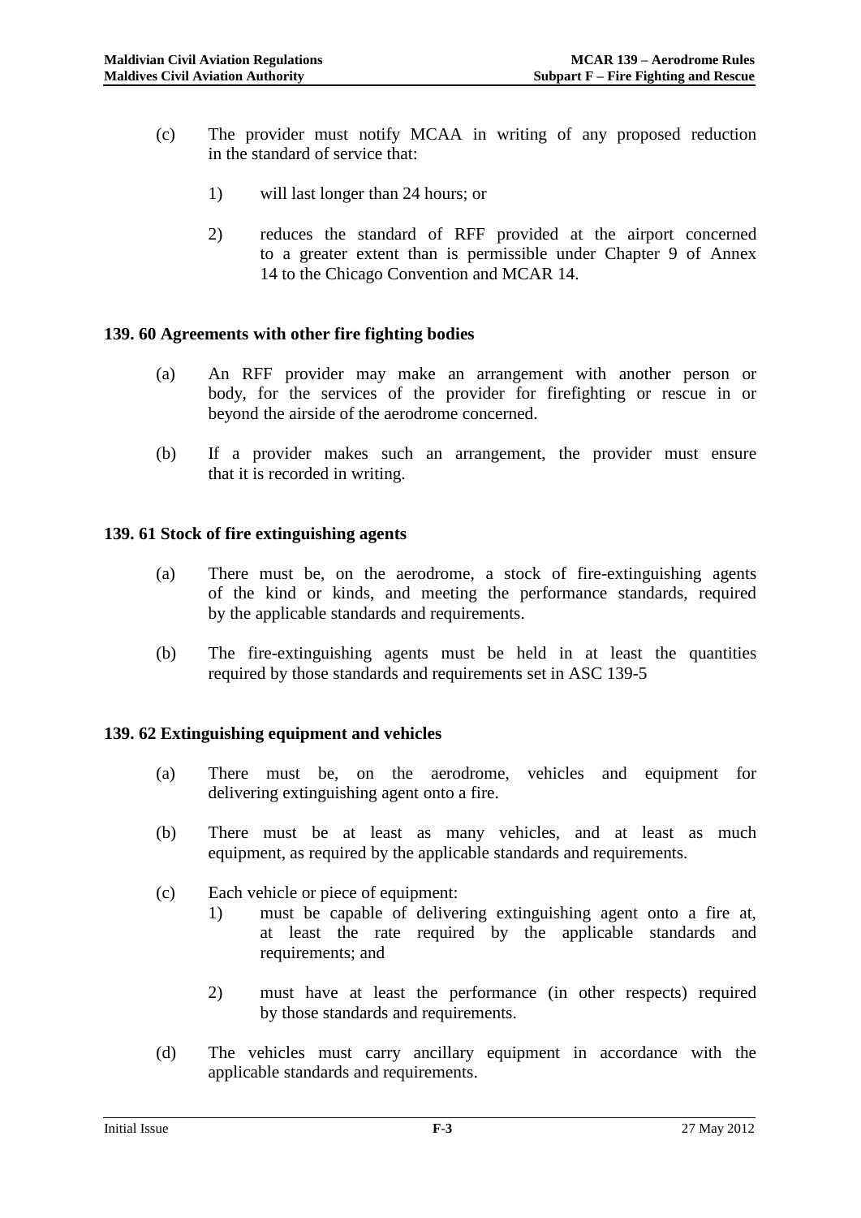(c) The provider must notify MCAA in writing of any proposed reduction in the standard of service that:

1) will last longer than 24 hours; or

2) reduces the standard of RFF provided at the airport concerned to a greater extent than is permissible under Chapter 9 of Annex 14 to the Chicago Convention and MCAR 14.

### 139. 60 Agreements with other fire fighting bodies

(a) An RFF provider may make an arrangement with another person or body, for the services of the provider for firefighting or rescue in or beyond the airside of the aerodrome concerned.

(b) If a provider makes such an arrangement, the provider must ensure that it is recorded in writing.

### 139. 61 Stock of fire extinguishing agents

(a) There must be, on the aerodrome, a stock of fire-extinguishing agents of the kind or kinds, and meeting the performance standards, required by the applicable standards and requirements.

(b) The fire-extinguishing agents must be held in at least the quantities required by those standards and requirements set in ASC 139-5

### 139. 62 Extinguishing equipment and vehicles

(a) There must be, on the aerodrome, vehicles and equipment for delivering extinguishing agent onto a fire.

(b) There must be at least as many vehicles, and at least as much equipment, as required by the applicable standards and requirements.

(c) Each vehicle or piece of equipment:

1) must be capable of delivering extinguishing agent onto a fire at, at least the rate required by the applicable standards and requirements; and

2) must have at least the performance (in other respects) required by those standards and requirements.

(d) The vehicles must carry ancillary equipment in accordance with the applicable standards and requirements.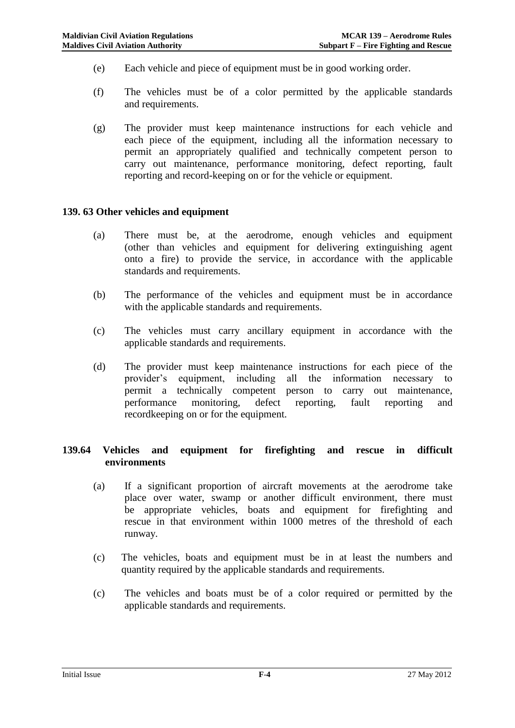(e) Each vehicle and piece of equipment must be in good working order.

(f) The vehicles must be of a color permitted by the applicable standards and requirements.

(g) The provider must keep maintenance instructions for each vehicle and each piece of the equipment, including all the information necessary to permit an appropriately qualified and technically competent person to carry out maintenance, performance monitoring, defect reporting, fault reporting and record-keeping on or for the vehicle or equipment.

### 139. 63 Other vehicles and equipment

(a) There must be, at the aerodrome, enough vehicles and equipment (other than vehicles and equipment for delivering extinguishing agent onto a fire) to provide the service, in accordance with the applicable standards and requirements.

(b) The performance of the vehicles and equipment must be in accordance with the applicable standards and requirements.

(c) The vehicles must carry ancillary equipment in accordance with the applicable standards and requirements.

(d) The provider must keep maintenance instructions for each piece of the provider's equipment, including all the information necessary to permit a technically competent person to carry out maintenance, performance monitoring, defect reporting, fault reporting and recordkeeping on or for the equipment.

### 139.64 Vehicles and equipment for firefighting and rescue in difficult environments

(a) If a significant proportion of aircraft movements at the aerodrome take place over water, swamp or another difficult environment, there must be appropriate vehicles, boats and equipment for firefighting and rescue in that environment within 1000 metres of the threshold of each runway.

(c) The vehicles, boats and equipment must be in at least the numbers and quantity required by the applicable standards and requirements.

(c) The vehicles and boats must be of a color required or permitted by the applicable standards and requirements.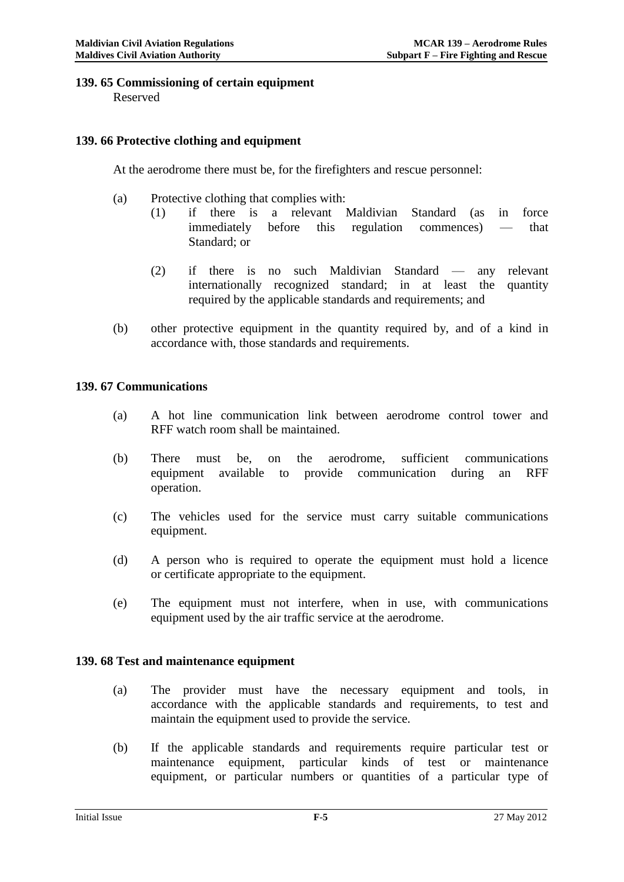### 139. 65 Commissioning of certain equipment

Reserved

### 139. 66 Protective clothing and equipment

At the aerodrome there must be, for the firefighters and rescue personnel:

(a) Protective clothing that complies with:

(1) if there is a relevant Maldivian Standard (as in force immediately before this regulation commences) — that Standard; or

(2) if there is no such Maldivian Standard — any relevant internationally recognized standard; in at least the quantity required by the applicable standards and requirements; and

(b) other protective equipment in the quantity required by, and of a kind in accordance with, those standards and requirements.

### 139. 67 Communications

(a) A hot line communication link between aerodrome control tower and RFF watch room shall be maintained.

(b) There must be, on the aerodrome, sufficient communications equipment available to provide communication during an RFF operation.

(c) The vehicles used for the service must carry suitable communications equipment.

(d) A person who is required to operate the equipment must hold a licence or certificate appropriate to the equipment.

(e) The equipment must not interfere, when in use, with communications equipment used by the air traffic service at the aerodrome.

### 139. 68 Test and maintenance equipment

(a) The provider must have the necessary equipment and tools, in accordance with the applicable standards and requirements, to test and maintain the equipment used to provide the service.

(b) If the applicable standards and requirements require particular test or maintenance equipment, particular kinds of test or maintenance equipment, or particular numbers or quantities of a particular type of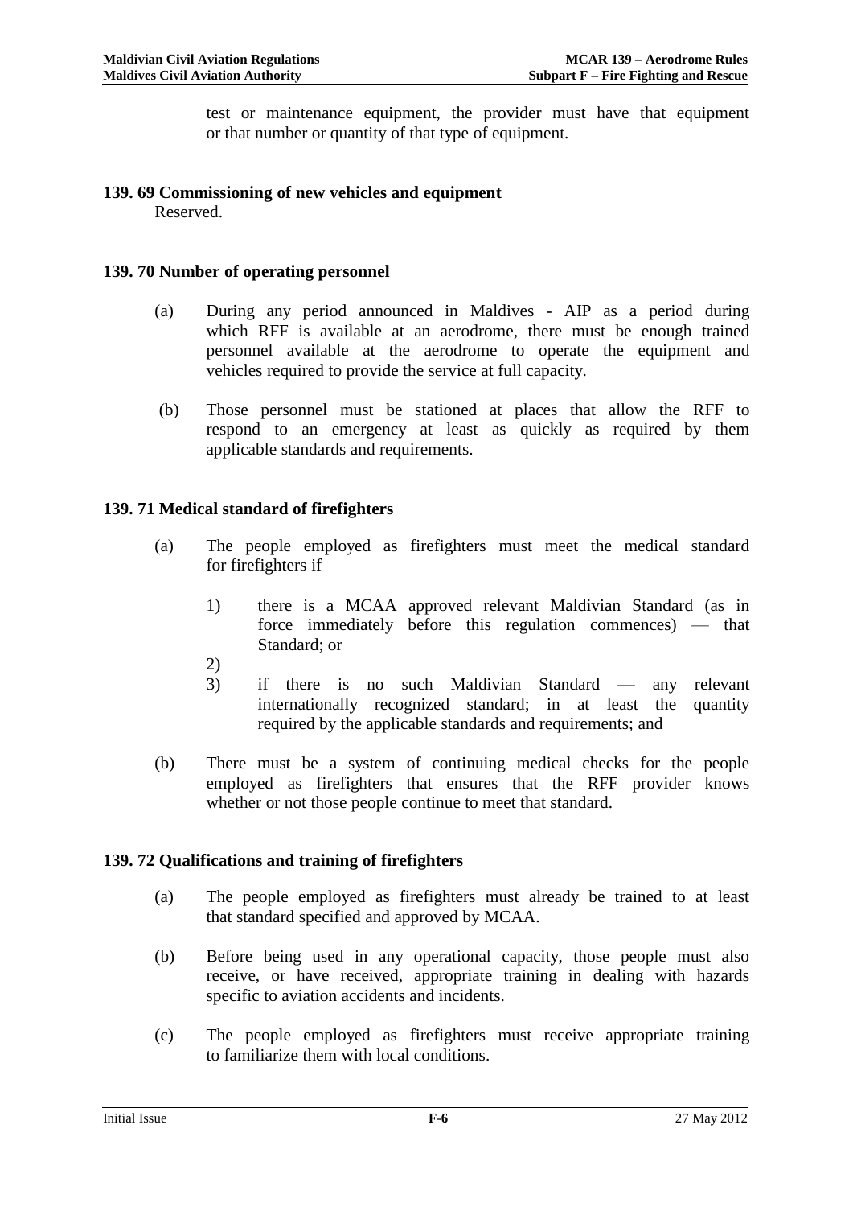test or maintenance equipment, the provider must have that equipment or that number or quantity of that type of equipment.

### 139. 69 Commissioning of new vehicles and equipment

Reserved.

### 139. 70 Number of operating personnel

(a) During any period announced in Maldives - AIP as a period during which RFF is available at an aerodrome, there must be enough trained personnel available at the aerodrome to operate the equipment and vehicles required to provide the service at full capacity.

(b) Those personnel must be stationed at places that allow the RFF to respond to an emergency at least as quickly as required by them applicable standards and requirements.

### 139. 71 Medical standard of firefighters

(a) The people employed as firefighters must meet the medical standard for firefighters if

1) there is a MCAA approved relevant Maldivian Standard (as in force immediately before this regulation commences) — that Standard; or
2) 
3) if there is no such Maldivian Standard — any relevant internationally recognized standard; in at least the quantity required by the applicable standards and requirements; and

(b) There must be a system of continuing medical checks for the people employed as firefighters that ensures that the RFF provider knows whether or not those people continue to meet that standard.

### 139. 72 Qualifications and training of firefighters

(a) The people employed as firefighters must already be trained to at least that standard specified and approved by MCAA.

(b) Before being used in any operational capacity, those people must also receive, or have received, appropriate training in dealing with hazards specific to aviation accidents and incidents.

(c) The people employed as firefighters must receive appropriate training to familiarize them with local conditions.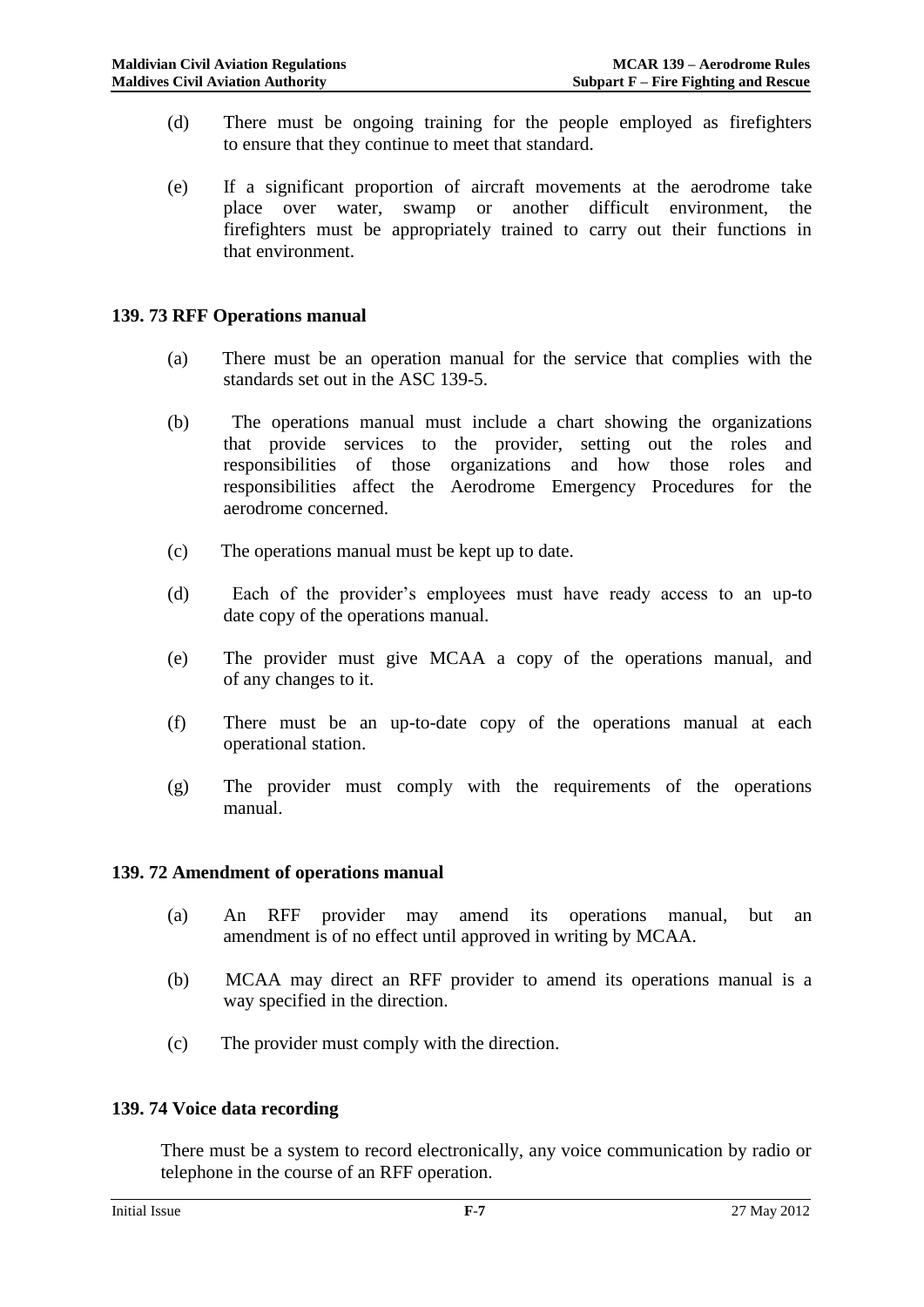(d) There must be ongoing training for the people employed as firefighters to ensure that they continue to meet that standard.

(e) If a significant proportion of aircraft movements at the aerodrome take place over water, swamp or another difficult environment, the firefighters must be appropriately trained to carry out their functions in that environment.

### 139. 73 RFF Operations manual

(a) There must be an operation manual for the service that complies with the standards set out in the ASC 139-5.

(b) The operations manual must include a chart showing the organizations that provide services to the provider, setting out the roles and responsibilities of those organizations and how those roles and responsibilities affect the Aerodrome Emergency Procedures for the aerodrome concerned.

(c) The operations manual must be kept up to date.

(d) Each of the provider's employees must have ready access to an up-to date copy of the operations manual.

(e) The provider must give MCAA a copy of the operations manual, and of any changes to it.

(f) There must be an up-to-date copy of the operations manual at each operational station.

(g) The provider must comply with the requirements of the operations manual.

### 139. 72 Amendment of operations manual

(a) An RFF provider may amend its operations manual, but an amendment is of no effect until approved in writing by MCAA.

(b) MCAA may direct an RFF provider to amend its operations manual is a way specified in the direction.

(c) The provider must comply with the direction.

### 139. 74 Voice data recording

There must be a system to record electronically, any voice communication by radio or telephone in the course of an RFF operation.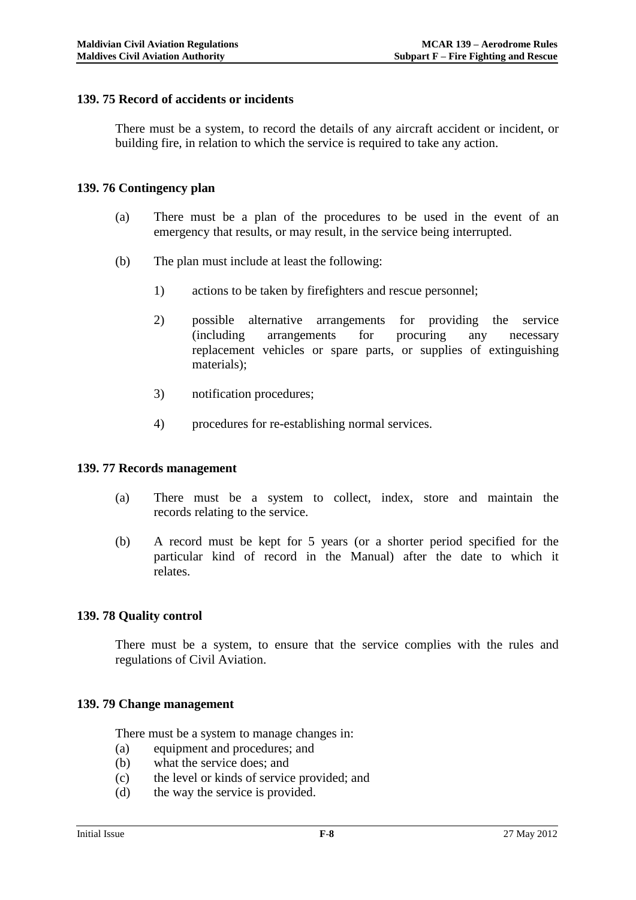### 139. 75 Record of accidents or incidents

There must be a system, to record the details of any aircraft accident or incident, or building fire, in relation to which the service is required to take any action.

### 139. 76 Contingency plan

(a) There must be a plan of the procedures to be used in the event of an emergency that results, or may result, in the service being interrupted.

(b) The plan must include at least the following:

1) actions to be taken by firefighters and rescue personnel;

2) possible alternative arrangements for providing the service (including arrangements for procuring any necessary replacement vehicles or spare parts, or supplies of extinguishing materials);

3) notification procedures;

4) procedures for re-establishing normal services.

### 139. 77 Records management

(a) There must be a system to collect, index, store and maintain the records relating to the service.

(b) A record must be kept for 5 years (or a shorter period specified for the particular kind of record in the Manual) after the date to which it relates.

### 139. 78 Quality control

There must be a system, to ensure that the service complies with the rules and regulations of Civil Aviation.

### 139. 79 Change management

There must be a system to manage changes in:

(a) equipment and procedures; and
(b) what the service does; and
(c) the level or kinds of service provided; and
(d) the way the service is provided.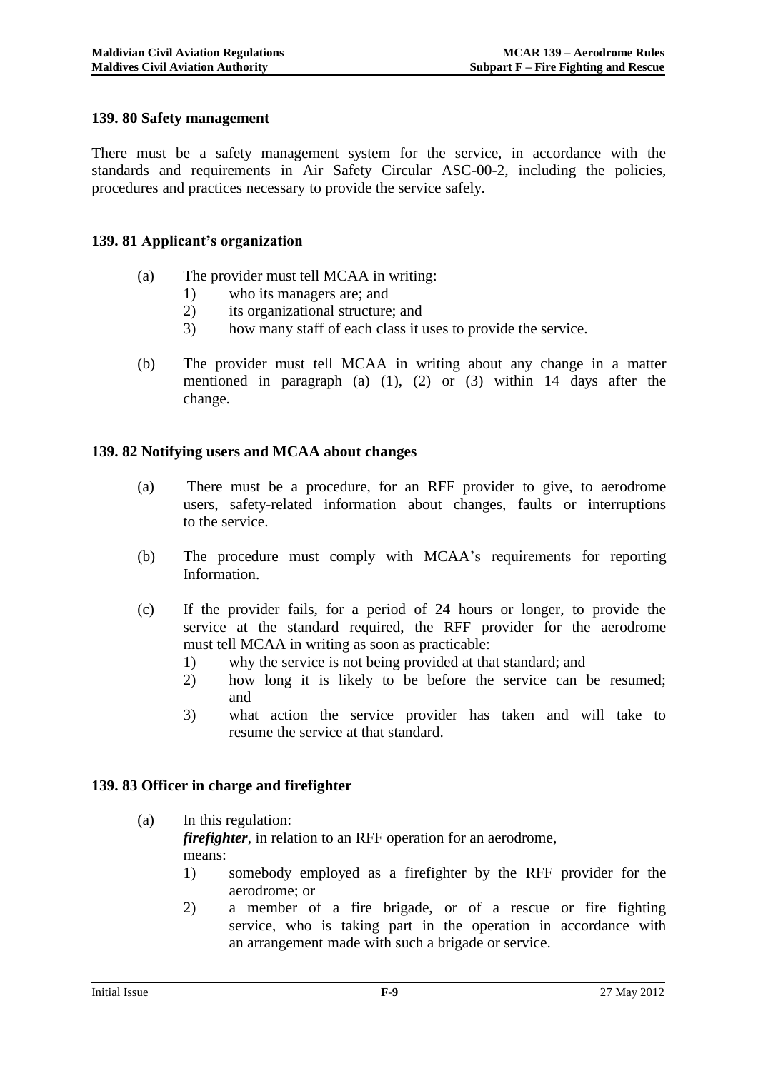### 139. 80 Safety management

There must be a safety management system for the service, in accordance with the standards and requirements in Air Safety Circular ASC-00-2, including the policies, procedures and practices necessary to provide the service safely.

### 139. 81 Applicant's organization

(a) The provider must tell MCAA in writing:
   1) who its managers are; and
   2) its organizational structure; and
   3) how many staff of each class it uses to provide the service.

(b) The provider must tell MCAA in writing about any change in a matter mentioned in paragraph (a) (1), (2) or (3) within 14 days after the change.

### 139. 82 Notifying users and MCAA about changes

(a) There must be a procedure, for an RFF provider to give, to aerodrome users, safety-related information about changes, faults or interruptions to the service.

(b) The procedure must comply with MCAA's requirements for reporting Information.

(c) If the provider fails, for a period of 24 hours or longer, to provide the service at the standard required, the RFF provider for the aerodrome must tell MCAA in writing as soon as practicable:
   1) why the service is not being provided at that standard; and
   2) how long it is likely to be before the service can be resumed; and
   3) what action the service provider has taken and will take to resume the service at that standard.

### 139. 83 Officer in charge and firefighter

(a) In this regulation:
   ***firefighter***, in relation to an RFF operation for an aerodrome, means:
   1) somebody employed as a firefighter by the RFF provider for the aerodrome; or
   2) a member of a fire brigade, or of a rescue or fire fighting service, who is taking part in the operation in accordance with an arrangement made with such a brigade or service.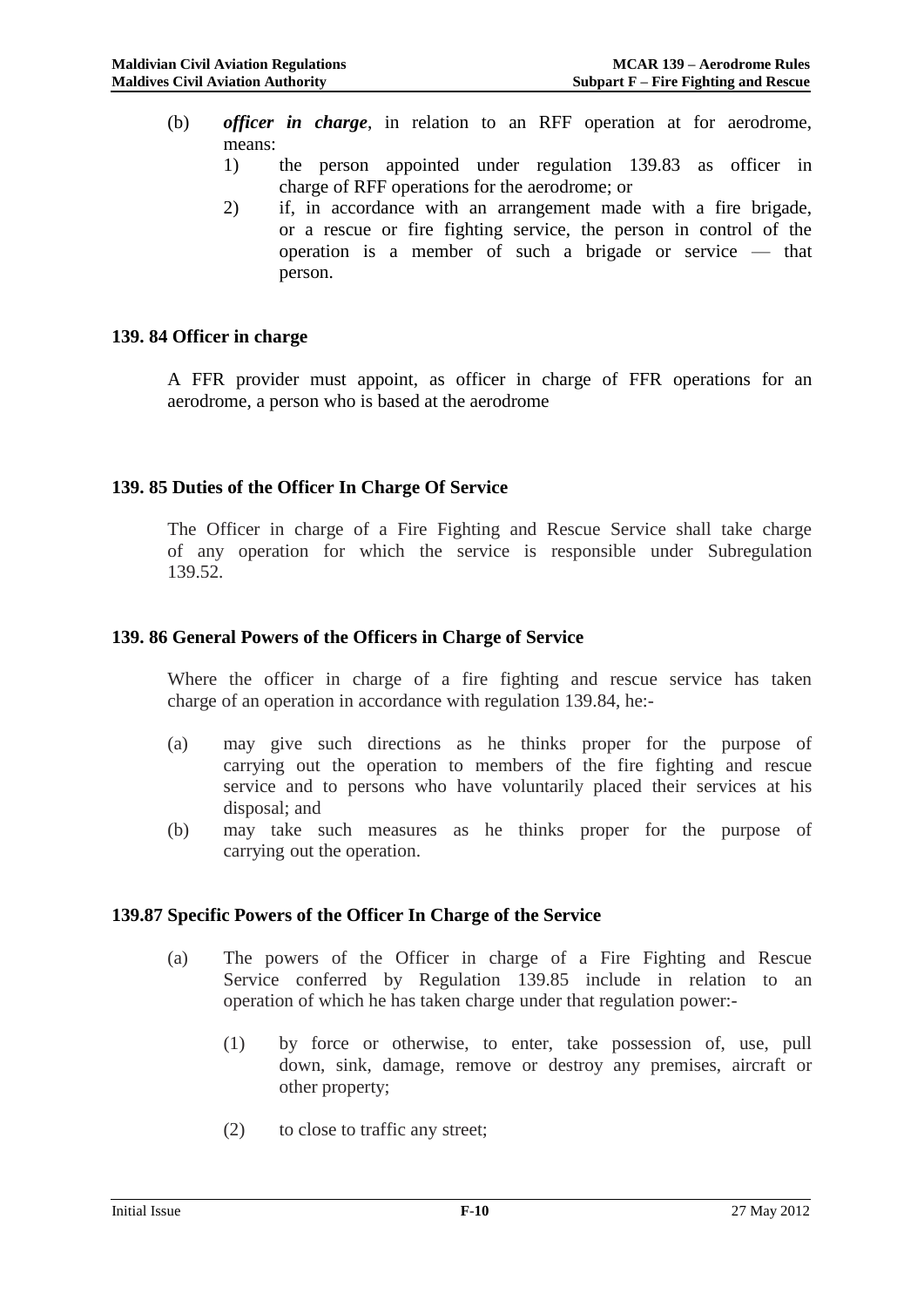(b) ***officer in charge***, in relation to an RFF operation at for aerodrome, means:

1) the person appointed under regulation 139.83 as officer in charge of RFF operations for the aerodrome; or
2) if, in accordance with an arrangement made with a fire brigade, or a rescue or fire fighting service, the person in control of the operation is a member of such a brigade or service — that person.

### 139. 84 Officer in charge

A FFR provider must appoint, as officer in charge of FFR operations for an aerodrome, a person who is based at the aerodrome

### 139. 85 Duties of the Officer In Charge Of Service

The Officer in charge of a Fire Fighting and Rescue Service shall take charge of any operation for which the service is responsible under Subregulation 139.52.

### 139. 86 General Powers of the Officers in Charge of Service

Where the officer in charge of a fire fighting and rescue service has taken charge of an operation in accordance with regulation 139.84, he:-

(a) may give such directions as he thinks proper for the purpose of carrying out the operation to members of the fire fighting and rescue service and to persons who have voluntarily placed their services at his disposal; and

(b) may take such measures as he thinks proper for the purpose of carrying out the operation.

### 139.87 Specific Powers of the Officer In Charge of the Service

(a) The powers of the Officer in charge of a Fire Fighting and Rescue Service conferred by Regulation 139.85 include in relation to an operation of which he has taken charge under that regulation power:-

(1) by force or otherwise, to enter, take possession of, use, pull down, sink, damage, remove or destroy any premises, aircraft or other property;

(2) to close to traffic any street;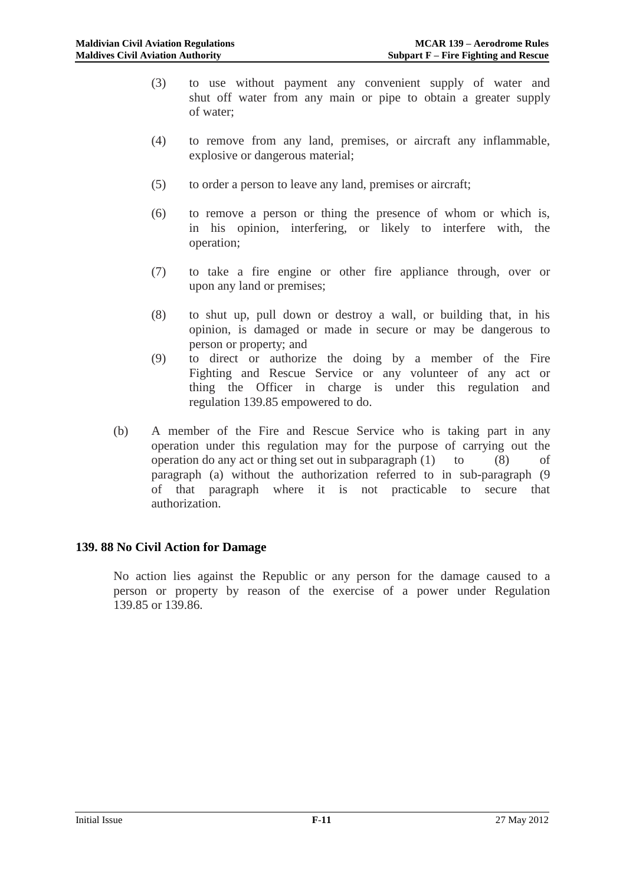(3) to use without payment any convenient supply of water and shut off water from any main or pipe to obtain a greater supply of water;

(4) to remove from any land, premises, or aircraft any inflammable, explosive or dangerous material;

(5) to order a person to leave any land, premises or aircraft;

(6) to remove a person or thing the presence of whom or which is, in his opinion, interfering, or likely to interfere with, the operation;

(7) to take a fire engine or other fire appliance through, over or upon any land or premises;

(8) to shut up, pull down or destroy a wall, or building that, in his opinion, is damaged or made in secure or may be dangerous to person or property; and

(9) to direct or authorize the doing by a member of the Fire Fighting and Rescue Service or any volunteer of any act or thing the Officer in charge is under this regulation and regulation 139.85 empowered to do.

(b) A member of the Fire and Rescue Service who is taking part in any operation under this regulation may for the purpose of carrying out the operation do any act or thing set out in subparagraph (1) to (8) of paragraph (a) without the authorization referred to in sub-paragraph (9 of that paragraph where it is not practicable to secure that authorization.

### 139. 88 No Civil Action for Damage

No action lies against the Republic or any person for the damage caused to a person or property by reason of the exercise of a power under Regulation 139.85 or 139.86.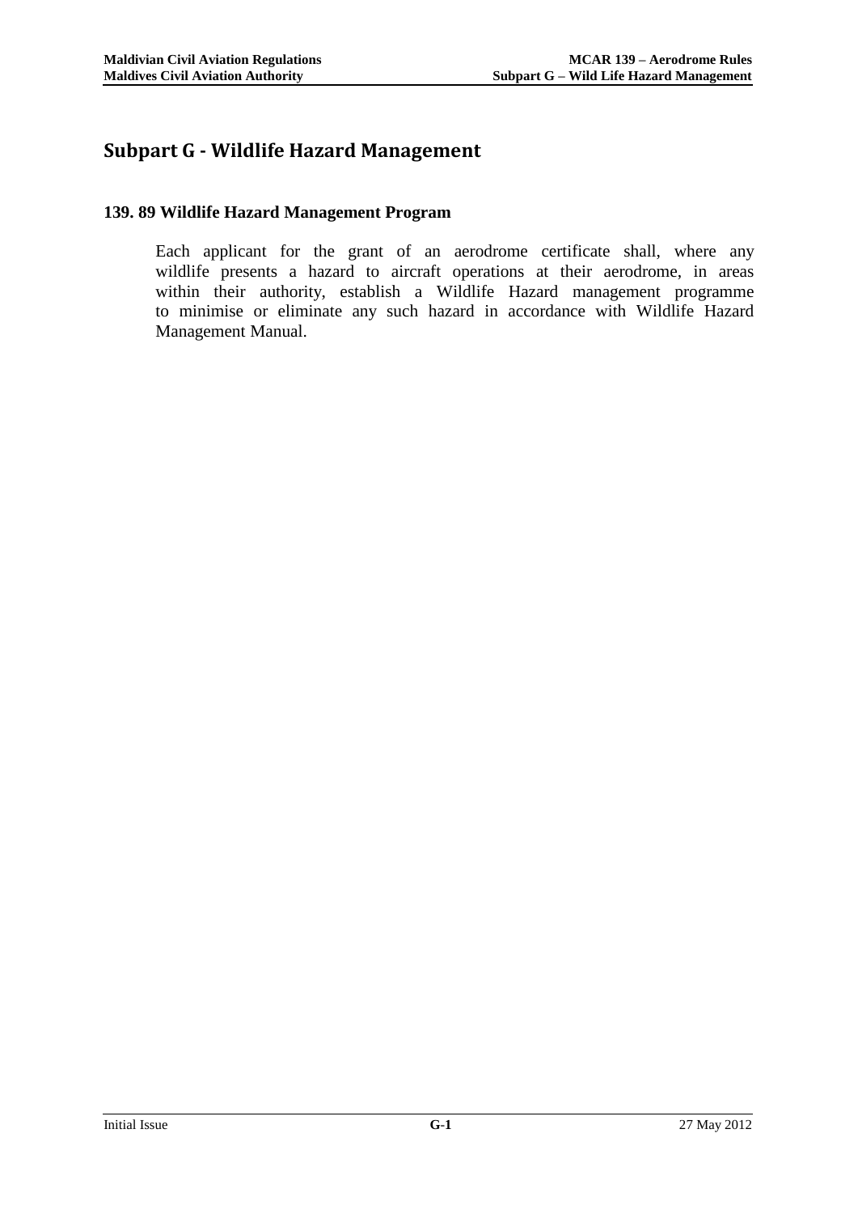# Subpart G - Wildlife Hazard Management

### 139. 89 Wildlife Hazard Management Program

Each applicant for the grant of an aerodrome certificate shall, where any wildlife presents a hazard to aircraft operations at their aerodrome, in areas within their authority, establish a Wildlife Hazard management programme to minimise or eliminate any such hazard in accordance with Wildlife Hazard Management Manual.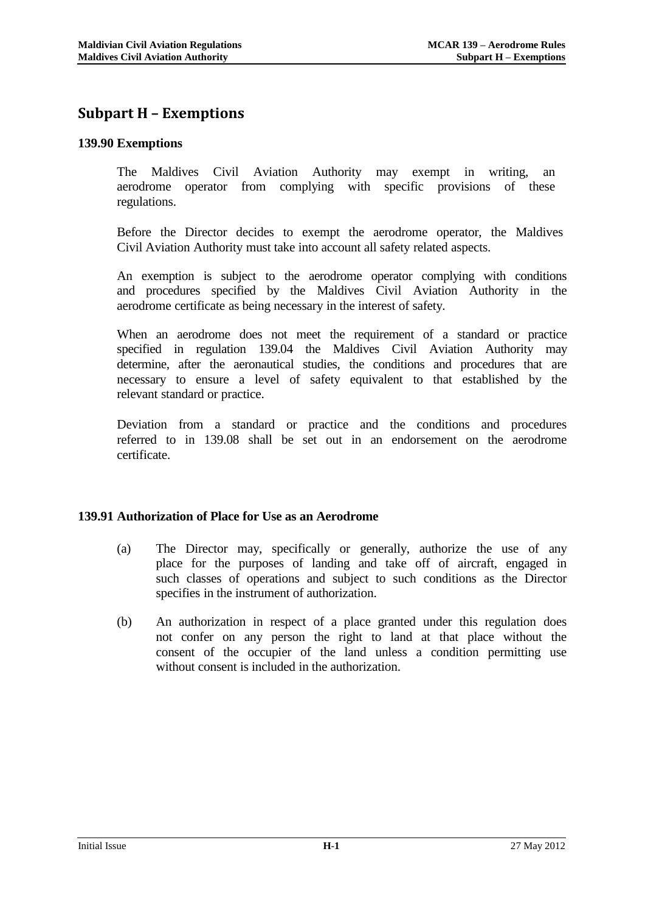# Subpart H – Exemptions

### 139.90 Exemptions

The Maldives Civil Aviation Authority may exempt in writing, an aerodrome operator from complying with specific provisions of these regulations.

Before the Director decides to exempt the aerodrome operator, the Maldives Civil Aviation Authority must take into account all safety related aspects.

An exemption is subject to the aerodrome operator complying with conditions and procedures specified by the Maldives Civil Aviation Authority in the aerodrome certificate as being necessary in the interest of safety.

When an aerodrome does not meet the requirement of a standard or practice specified in regulation 139.04 the Maldives Civil Aviation Authority may determine, after the aeronautical studies, the conditions and procedures that are necessary to ensure a level of safety equivalent to that established by the relevant standard or practice.

Deviation from a standard or practice and the conditions and procedures referred to in 139.08 shall be set out in an endorsement on the aerodrome certificate.

### 139.91 Authorization of Place for Use as an Aerodrome

(a) The Director may, specifically or generally, authorize the use of any place for the purposes of landing and take off of aircraft, engaged in such classes of operations and subject to such conditions as the Director specifies in the instrument of authorization.

(b) An authorization in respect of a place granted under this regulation does not confer on any person the right to land at that place without the consent of the occupier of the land unless a condition permitting use without consent is included in the authorization.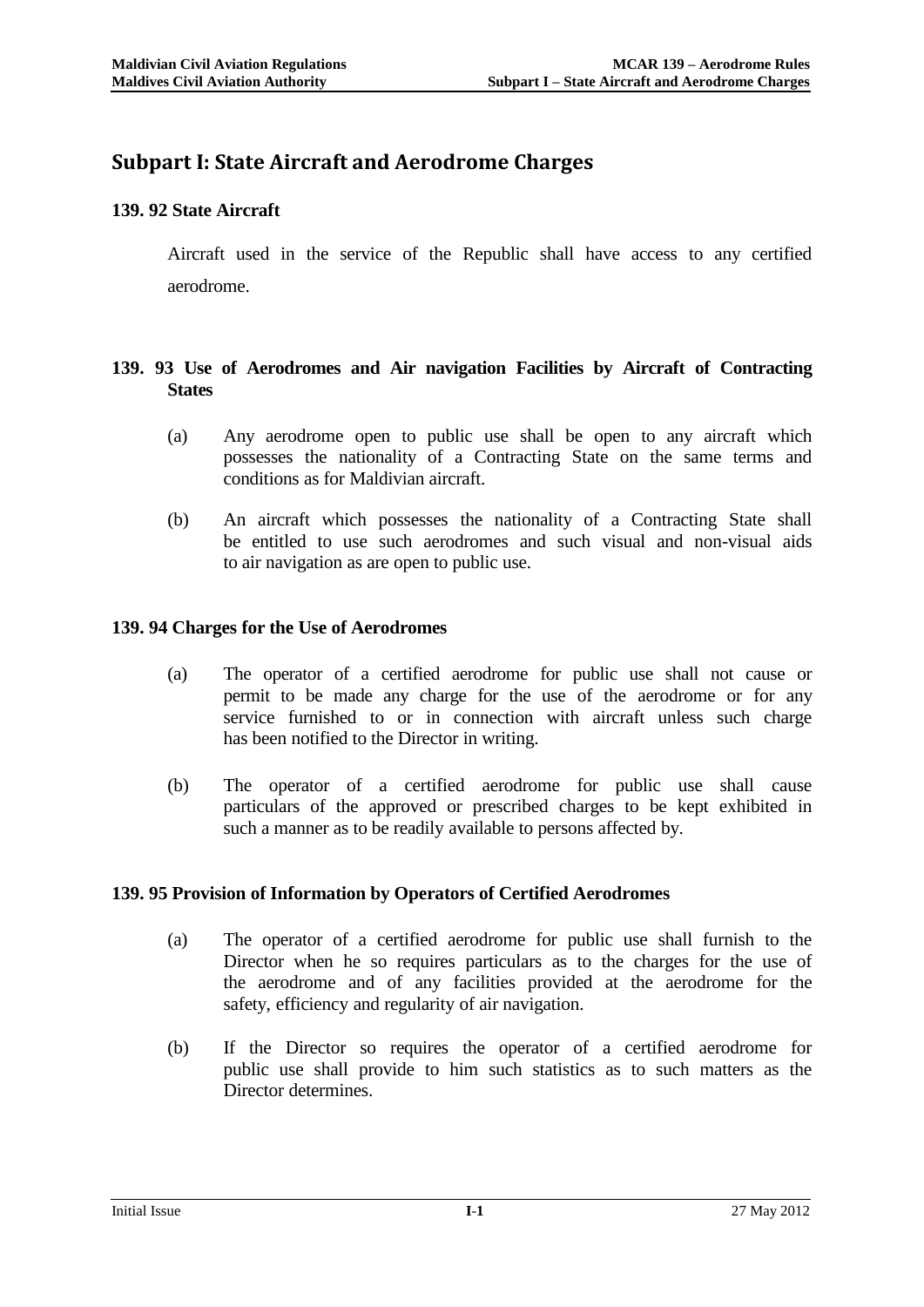# Subpart I: State Aircraft and Aerodrome Charges

### 139. 92 State Aircraft

Aircraft used in the service of the Republic shall have access to any certified aerodrome.

### 139. 93 Use of Aerodromes and Air navigation Facilities by Aircraft of Contracting States

(a) Any aerodrome open to public use shall be open to any aircraft which possesses the nationality of a Contracting State on the same terms and conditions as for Maldivian aircraft.

(b) An aircraft which possesses the nationality of a Contracting State shall be entitled to use such aerodromes and such visual and non-visual aids to air navigation as are open to public use.

### 139. 94 Charges for the Use of Aerodromes

(a) The operator of a certified aerodrome for public use shall not cause or permit to be made any charge for the use of the aerodrome or for any service furnished to or in connection with aircraft unless such charge has been notified to the Director in writing.

(b) The operator of a certified aerodrome for public use shall cause particulars of the approved or prescribed charges to be kept exhibited in such a manner as to be readily available to persons affected by.

### 139. 95 Provision of Information by Operators of Certified Aerodromes

(a) The operator of a certified aerodrome for public use shall furnish to the Director when he so requires particulars as to the charges for the use of the aerodrome and of any facilities provided at the aerodrome for the safety, efficiency and regularity of air navigation.

(b) If the Director so requires the operator of a certified aerodrome for public use shall provide to him such statistics as to such matters as the Director determines.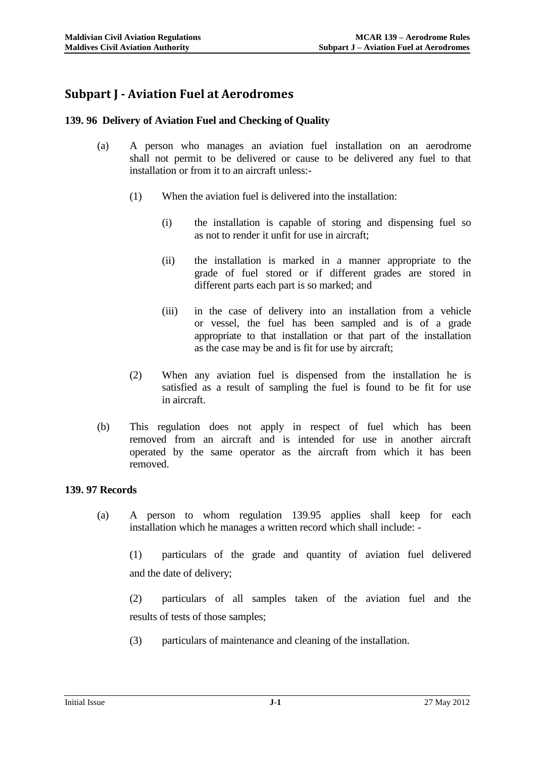# Subpart J - Aviation Fuel at Aerodromes

### 139. 96 Delivery of Aviation Fuel and Checking of Quality

(a) A person who manages an aviation fuel installation on an aerodrome shall not permit to be delivered or cause to be delivered any fuel to that installation or from it to an aircraft unless:-

(1) When the aviation fuel is delivered into the installation:

(i) the installation is capable of storing and dispensing fuel so as not to render it unfit for use in aircraft;

(ii) the installation is marked in a manner appropriate to the grade of fuel stored or if different grades are stored in different parts each part is so marked; and

(iii) in the case of delivery into an installation from a vehicle or vessel, the fuel has been sampled and is of a grade appropriate to that installation or that part of the installation as the case may be and is fit for use by aircraft;

(2) When any aviation fuel is dispensed from the installation he is satisfied as a result of sampling the fuel is found to be fit for use in aircraft.

(b) This regulation does not apply in respect of fuel which has been removed from an aircraft and is intended for use in another aircraft operated by the same operator as the aircraft from which it has been removed.

### 139. 97 Records

(a) A person to whom regulation 139.95 applies shall keep for each installation which he manages a written record which shall include: -

(1) particulars of the grade and quantity of aviation fuel delivered and the date of delivery;

(2) particulars of all samples taken of the aviation fuel and the results of tests of those samples;

(3) particulars of maintenance and cleaning of the installation.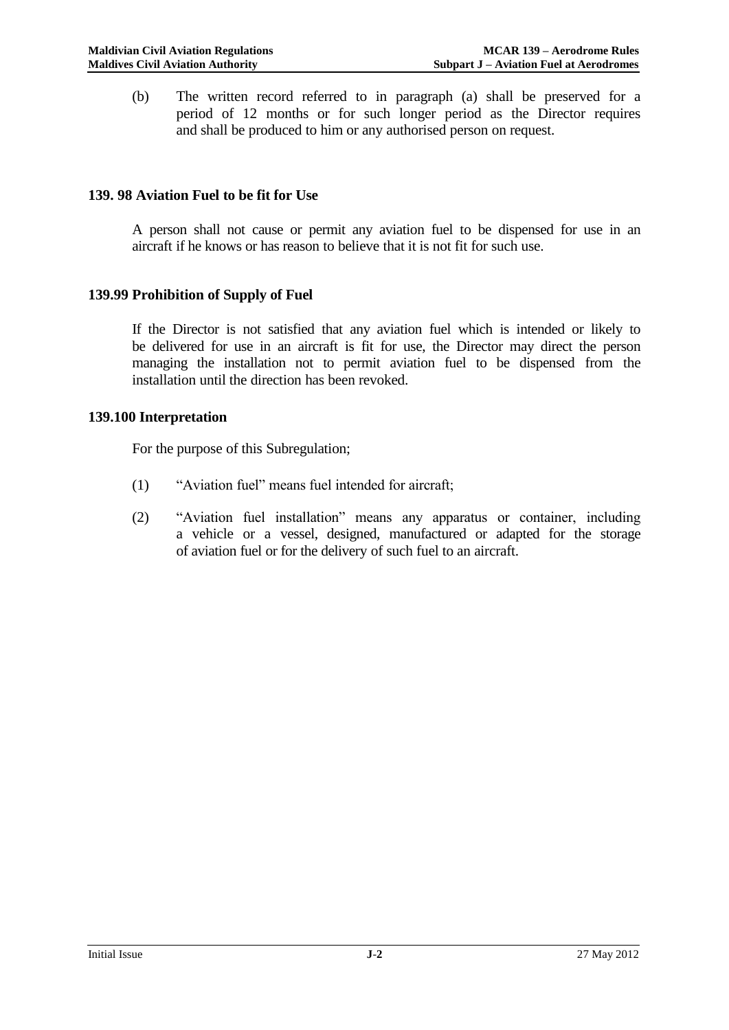(b) The written record referred to in paragraph (a) shall be preserved for a period of 12 months or for such longer period as the Director requires and shall be produced to him or any authorised person on request.

### 139. 98 Aviation Fuel to be fit for Use

A person shall not cause or permit any aviation fuel to be dispensed for use in an aircraft if he knows or has reason to believe that it is not fit for such use.

### 139.99 Prohibition of Supply of Fuel

If the Director is not satisfied that any aviation fuel which is intended or likely to be delivered for use in an aircraft is fit for use, the Director may direct the person managing the installation not to permit aviation fuel to be dispensed from the installation until the direction has been revoked.

### 139.100 Interpretation

For the purpose of this Subregulation;

(1) "Aviation fuel" means fuel intended for aircraft;

(2) "Aviation fuel installation" means any apparatus or container, including a vehicle or a vessel, designed, manufactured or adapted for the storage of aviation fuel or for the delivery of such fuel to an aircraft.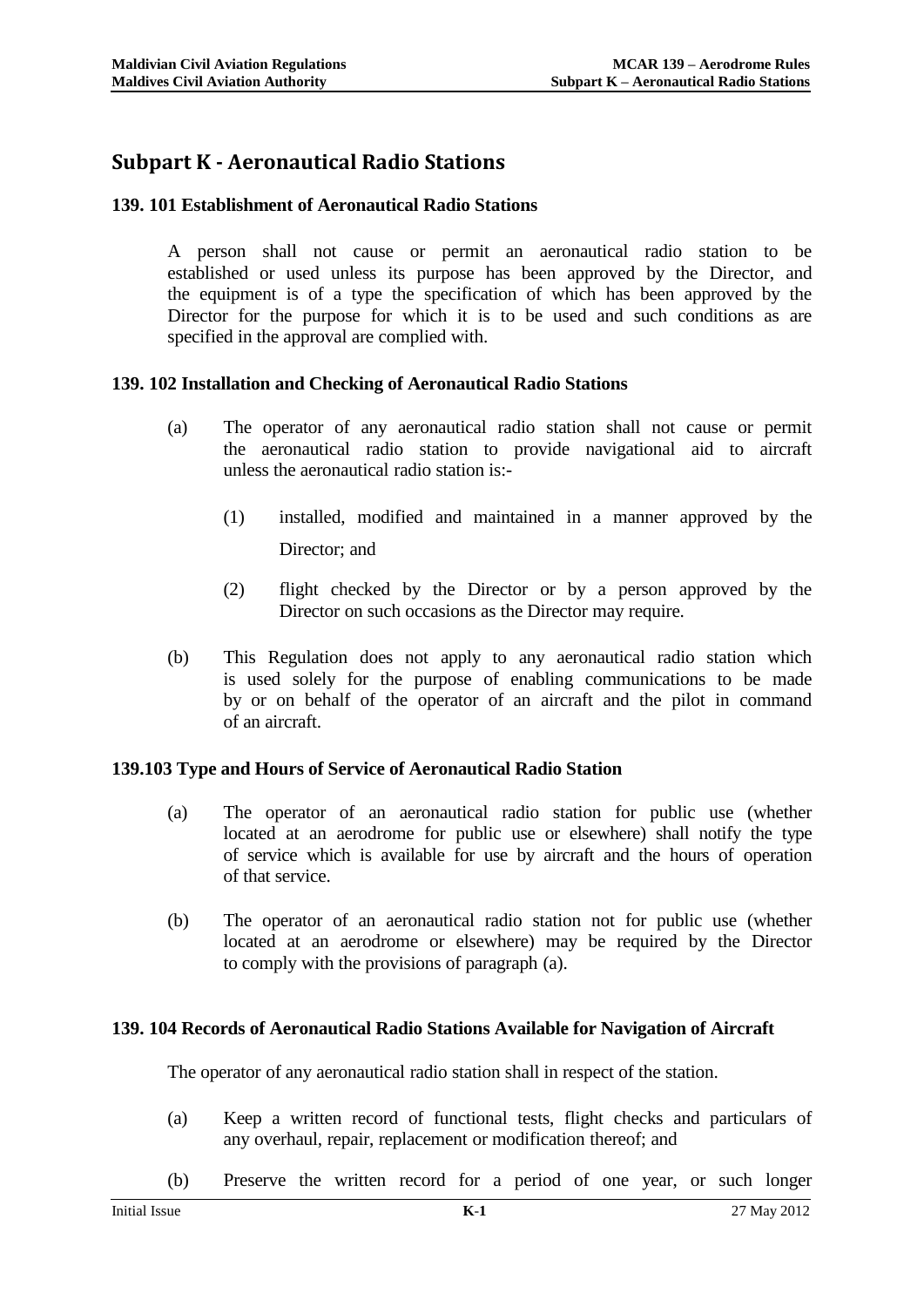# Subpart K - Aeronautical Radio Stations

### 139. 101 Establishment of Aeronautical Radio Stations

A person shall not cause or permit an aeronautical radio station to be established or used unless its purpose has been approved by the Director, and the equipment is of a type the specification of which has been approved by the Director for the purpose for which it is to be used and such conditions as are specified in the approval are complied with.

### 139. 102 Installation and Checking of Aeronautical Radio Stations

(a) The operator of any aeronautical radio station shall not cause or permit the aeronautical radio station to provide navigational aid to aircraft unless the aeronautical radio station is:-

  (1) installed, modified and maintained in a manner approved by the Director; and

  (2) flight checked by the Director or by a person approved by the Director on such occasions as the Director may require.

(b) This Regulation does not apply to any aeronautical radio station which is used solely for the purpose of enabling communications to be made by or on behalf of the operator of an aircraft and the pilot in command of an aircraft.

### 139.103 Type and Hours of Service of Aeronautical Radio Station

(a) The operator of an aeronautical radio station for public use (whether located at an aerodrome for public use or elsewhere) shall notify the type of service which is available for use by aircraft and the hours of operation of that service.

(b) The operator of an aeronautical radio station not for public use (whether located at an aerodrome or elsewhere) may be required by the Director to comply with the provisions of paragraph (a).

### 139. 104 Records of Aeronautical Radio Stations Available for Navigation of Aircraft

The operator of any aeronautical radio station shall in respect of the station.

(a) Keep a written record of functional tests, flight checks and particulars of any overhaul, repair, replacement or modification thereof; and

(b) Preserve the written record for a period of one year, or such longer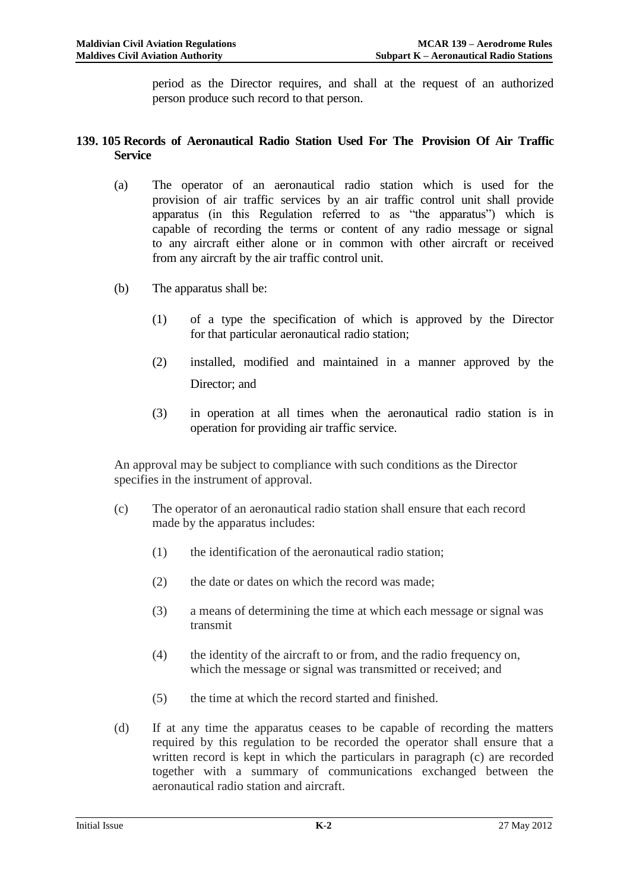period as the Director requires, and shall at the request of an authorized person produce such record to that person.

## 139. 105 Records of Aeronautical Radio Station Used For The Provision Of Air Traffic Service

(a) The operator of an aeronautical radio station which is used for the provision of air traffic services by an air traffic control unit shall provide apparatus (in this Regulation referred to as "the apparatus") which is capable of recording the terms or content of any radio message or signal to any aircraft either alone or in common with other aircraft or received from any aircraft by the air traffic control unit.

(b) The apparatus shall be:

(1) of a type the specification of which is approved by the Director for that particular aeronautical radio station;

(2) installed, modified and maintained in a manner approved by the Director; and

(3) in operation at all times when the aeronautical radio station is in operation for providing air traffic service.

An approval may be subject to compliance with such conditions as the Director specifies in the instrument of approval.

(c) The operator of an aeronautical radio station shall ensure that each record made by the apparatus includes:

(1) the identification of the aeronautical radio station;

(2) the date or dates on which the record was made;

(3) a means of determining the time at which each message or signal was transmit

(4) the identity of the aircraft to or from, and the radio frequency on, which the message or signal was transmitted or received; and

(5) the time at which the record started and finished.

(d) If at any time the apparatus ceases to be capable of recording the matters required by this regulation to be recorded the operator shall ensure that a written record is kept in which the particulars in paragraph (c) are recorded together with a summary of communications exchanged between the aeronautical radio station and aircraft.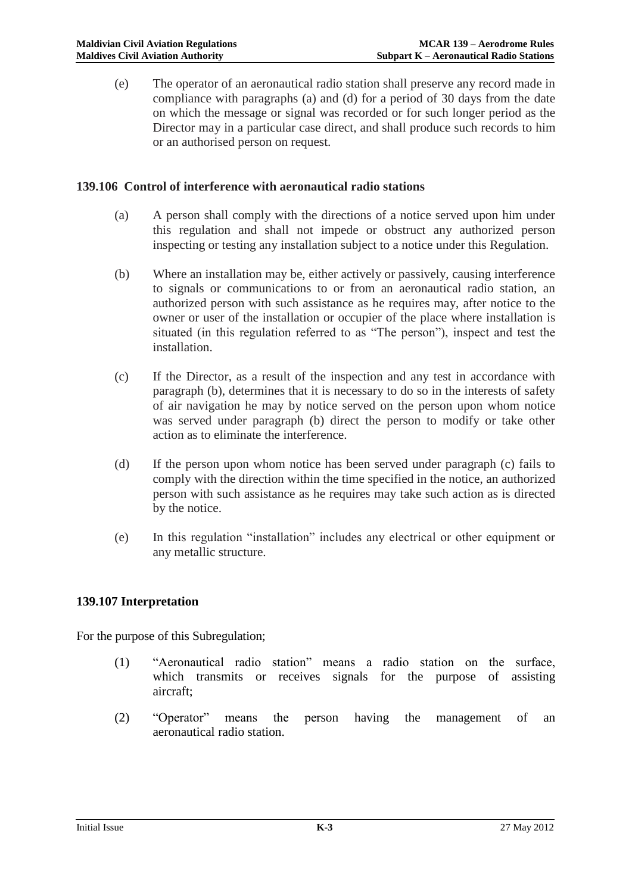(e) The operator of an aeronautical radio station shall preserve any record made in compliance with paragraphs (a) and (d) for a period of 30 days from the date on which the message or signal was recorded or for such longer period as the Director may in a particular case direct, and shall produce such records to him or an authorised person on request.

### 139.106 Control of interference with aeronautical radio stations

(a) A person shall comply with the directions of a notice served upon him under this regulation and shall not impede or obstruct any authorized person inspecting or testing any installation subject to a notice under this Regulation.

(b) Where an installation may be, either actively or passively, causing interference to signals or communications to or from an aeronautical radio station, an authorized person with such assistance as he requires may, after notice to the owner or user of the installation or occupier of the place where installation is situated (in this regulation referred to as "The person"), inspect and test the installation.

(c) If the Director, as a result of the inspection and any test in accordance with paragraph (b), determines that it is necessary to do so in the interests of safety of air navigation he may by notice served on the person upon whom notice was served under paragraph (b) direct the person to modify or take other action as to eliminate the interference.

(d) If the person upon whom notice has been served under paragraph (c) fails to comply with the direction within the time specified in the notice, an authorized person with such assistance as he requires may take such action as is directed by the notice.

(e) In this regulation "installation" includes any electrical or other equipment or any metallic structure.

### 139.107 Interpretation

For the purpose of this Subregulation;

(1) "Aeronautical radio station" means a radio station on the surface, which transmits or receives signals for the purpose of assisting aircraft;

(2) "Operator" means the person having the management of an aeronautical radio station.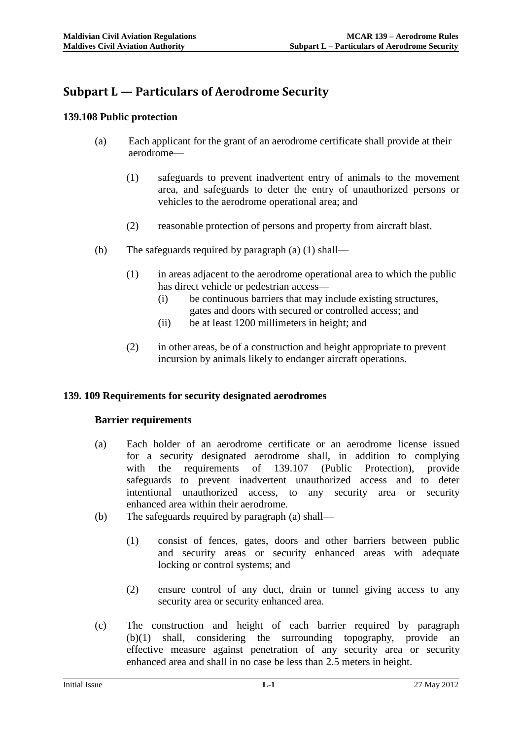# Subpart L — Particulars of Aerodrome Security

## 139.108 Public protection

(a) Each applicant for the grant of an aerodrome certificate shall provide at their aerodrome—

(1) safeguards to prevent inadvertent entry of animals to the movement area, and safeguards to deter the entry of unauthorized persons or vehicles to the aerodrome operational area; and

(2) reasonable protection of persons and property from aircraft blast.

(b) The safeguards required by paragraph (a) (1) shall—

(1) in areas adjacent to the aerodrome operational area to which the public has direct vehicle or pedestrian access—

(i) be continuous barriers that may include existing structures, gates and doors with secured or controlled access; and

(ii) be at least 1200 millimeters in height; and

(2) in other areas, be of a construction and height appropriate to prevent incursion by animals likely to endanger aircraft operations.

## 139. 109 Requirements for security designated aerodromes

### Barrier requirements

(a) Each holder of an aerodrome certificate or an aerodrome license issued for a security designated aerodrome shall, in addition to complying with the requirements of 139.107 (Public Protection), provide safeguards to prevent inadvertent unauthorized access and to deter intentional unauthorized access, to any security area or security enhanced area within their aerodrome.

(b) The safeguards required by paragraph (a) shall—

(1) consist of fences, gates, doors and other barriers between public and security areas or security enhanced areas with adequate locking or control systems; and

(2) ensure control of any duct, drain or tunnel giving access to any security area or security enhanced area.

(c) The construction and height of each barrier required by paragraph (b)(1) shall, considering the surrounding topography, provide an effective measure against penetration of any security area or security enhanced area and shall in no case be less than 2.5 meters in height.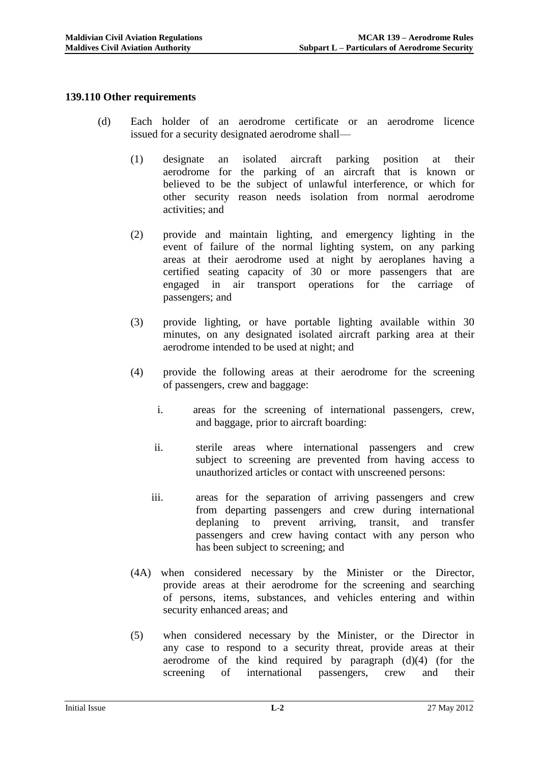### 139.110 Other requirements

(d) Each holder of an aerodrome certificate or an aerodrome licence issued for a security designated aerodrome shall—

(1) designate an isolated aircraft parking position at their aerodrome for the parking of an aircraft that is known or believed to be the subject of unlawful interference, or which for other security reason needs isolation from normal aerodrome activities; and

(2) provide and maintain lighting, and emergency lighting in the event of failure of the normal lighting system, on any parking areas at their aerodrome used at night by aeroplanes having a certified seating capacity of 30 or more passengers that are engaged in air transport operations for the carriage of passengers; and

(3) provide lighting, or have portable lighting available within 30 minutes, on any designated isolated aircraft parking area at their aerodrome intended to be used at night; and

(4) provide the following areas at their aerodrome for the screening of passengers, crew and baggage:

i. areas for the screening of international passengers, crew, and baggage, prior to aircraft boarding:

ii. sterile areas where international passengers and crew subject to screening are prevented from having access to unauthorized articles or contact with unscreened persons:

iii. areas for the separation of arriving passengers and crew from departing passengers and crew during international deplaning to prevent arriving, transit, and transfer passengers and crew having contact with any person who has been subject to screening; and

(4A) when considered necessary by the Minister or the Director, provide areas at their aerodrome for the screening and searching of persons, items, substances, and vehicles entering and within security enhanced areas; and

(5) when considered necessary by the Minister, or the Director in any case to respond to a security threat, provide areas at their aerodrome of the kind required by paragraph (d)(4) (for the screening of international passengers, crew and their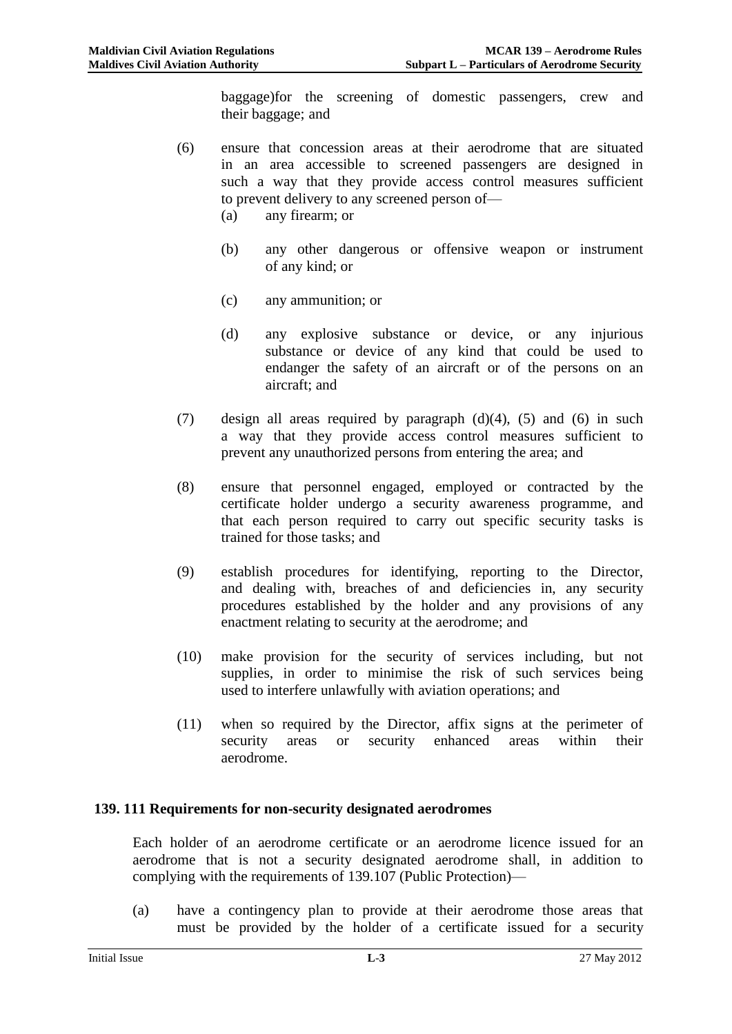baggage)for the screening of domestic passengers, crew and their baggage; and

(6) ensure that concession areas at their aerodrome that are situated in an area accessible to screened passengers are designed in such a way that they provide access control measures sufficient to prevent delivery to any screened person of—

   (a) any firearm; or

   (b) any other dangerous or offensive weapon or instrument of any kind; or

   (c) any ammunition; or

   (d) any explosive substance or device, or any injurious substance or device of any kind that could be used to endanger the safety of an aircraft or of the persons on an aircraft; and

(7) design all areas required by paragraph (d)(4), (5) and (6) in such a way that they provide access control measures sufficient to prevent any unauthorized persons from entering the area; and

(8) ensure that personnel engaged, employed or contracted by the certificate holder undergo a security awareness programme, and that each person required to carry out specific security tasks is trained for those tasks; and

(9) establish procedures for identifying, reporting to the Director, and dealing with, breaches of and deficiencies in, any security procedures established by the holder and any provisions of any enactment relating to security at the aerodrome; and

(10) make provision for the security of services including, but not supplies, in order to minimise the risk of such services being used to interfere unlawfully with aviation operations; and

(11) when so required by the Director, affix signs at the perimeter of security areas or security enhanced areas within their aerodrome.

## 139. 111 Requirements for non-security designated aerodromes

Each holder of an aerodrome certificate or an aerodrome licence issued for an aerodrome that is not a security designated aerodrome shall, in addition to complying with the requirements of 139.107 (Public Protection)—

(a) have a contingency plan to provide at their aerodrome those areas that must be provided by the holder of a certificate issued for a security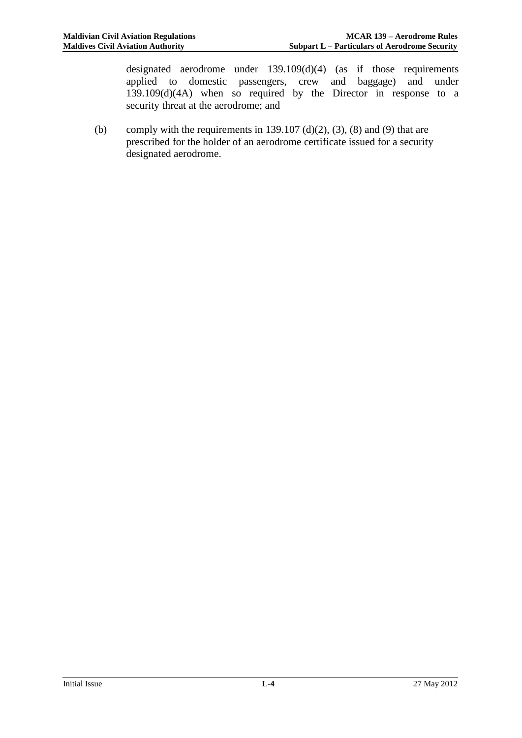designated aerodrome under 139.109(d)(4) (as if those requirements applied to domestic passengers, crew and baggage) and under 139.109(d)(4A) when so required by the Director in response to a security threat at the aerodrome; and

(b) comply with the requirements in 139.107 (d)(2), (3), (8) and (9) that are prescribed for the holder of an aerodrome certificate issued for a security designated aerodrome.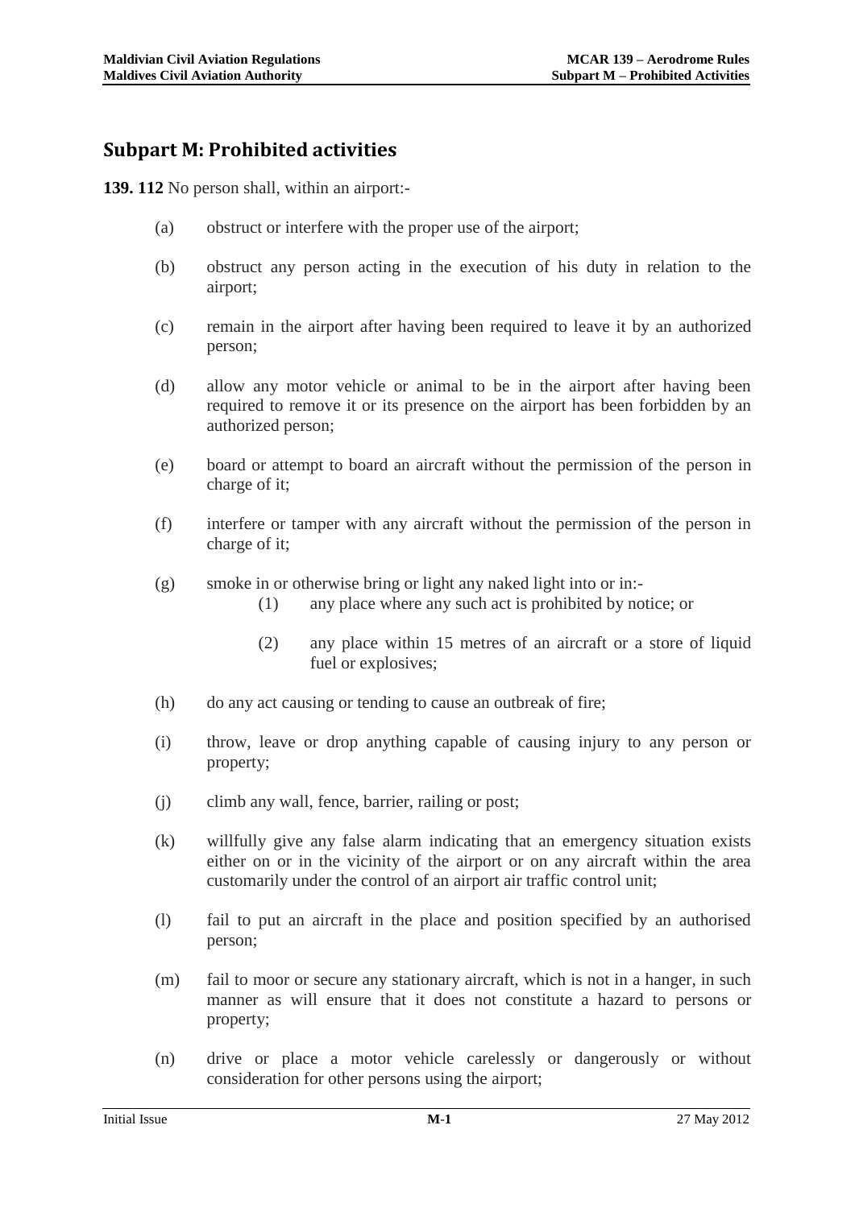## Subpart M: Prohibited activities

**139. 112** No person shall, within an airport:-

- (a) obstruct or interfere with the proper use of the airport;
- (b) obstruct any person acting in the execution of his duty in relation to the airport;
- (c) remain in the airport after having been required to leave it by an authorized person;
- (d) allow any motor vehicle or animal to be in the airport after having been required to remove it or its presence on the airport has been forbidden by an authorized person;
- (e) board or attempt to board an aircraft without the permission of the person in charge of it;
- (f) interfere or tamper with any aircraft without the permission of the person in charge of it;
- (g) smoke in or otherwise bring or light any naked light into or in:-
  - (1) any place where any such act is prohibited by notice; or
  - (2) any place within 15 metres of an aircraft or a store of liquid fuel or explosives;
- (h) do any act causing or tending to cause an outbreak of fire;
- (i) throw, leave or drop anything capable of causing injury to any person or property;
- (j) climb any wall, fence, barrier, railing or post;
- (k) willfully give any false alarm indicating that an emergency situation exists either on or in the vicinity of the airport or on any aircraft within the area customarily under the control of an airport air traffic control unit;
- (l) fail to put an aircraft in the place and position specified by an authorised person;
- (m) fail to moor or secure any stationary aircraft, which is not in a hanger, in such manner as will ensure that it does not constitute a hazard to persons or property;
- (n) drive or place a motor vehicle carelessly or dangerously or without consideration for other persons using the airport;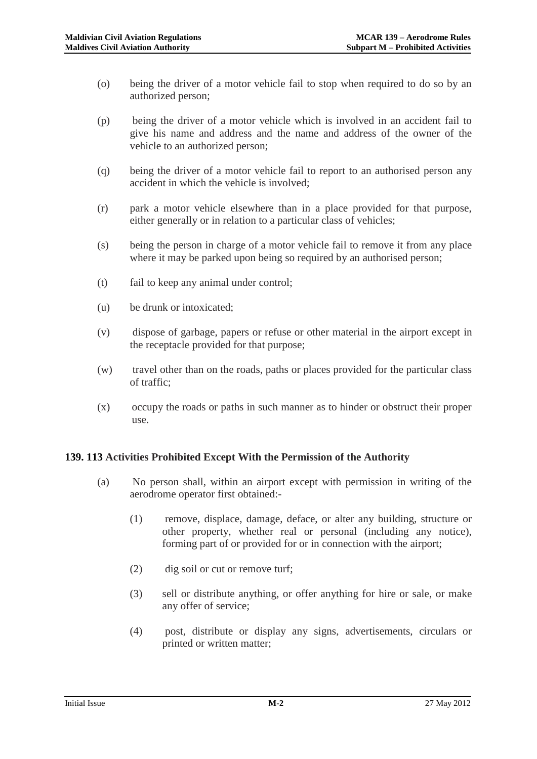(o) being the driver of a motor vehicle fail to stop when required to do so by an authorized person;

(p) being the driver of a motor vehicle which is involved in an accident fail to give his name and address and the name and address of the owner of the vehicle to an authorized person;

(q) being the driver of a motor vehicle fail to report to an authorised person any accident in which the vehicle is involved;

(r) park a motor vehicle elsewhere than in a place provided for that purpose, either generally or in relation to a particular class of vehicles;

(s) being the person in charge of a motor vehicle fail to remove it from any place where it may be parked upon being so required by an authorised person;

(t) fail to keep any animal under control;

(u) be drunk or intoxicated;

(v) dispose of garbage, papers or refuse or other material in the airport except in the receptacle provided for that purpose;

(w) travel other than on the roads, paths or places provided for the particular class of traffic;

(x) occupy the roads or paths in such manner as to hinder or obstruct their proper use.

### 139. 113 Activities Prohibited Except With the Permission of the Authority

(a) No person shall, within an airport except with permission in writing of the aerodrome operator first obtained:-

(1) remove, displace, damage, deface, or alter any building, structure or other property, whether real or personal (including any notice), forming part of or provided for or in connection with the airport;

(2) dig soil or cut or remove turf;

(3) sell or distribute anything, or offer anything for hire or sale, or make any offer of service;

(4) post, distribute or display any signs, advertisements, circulars or printed or written matter;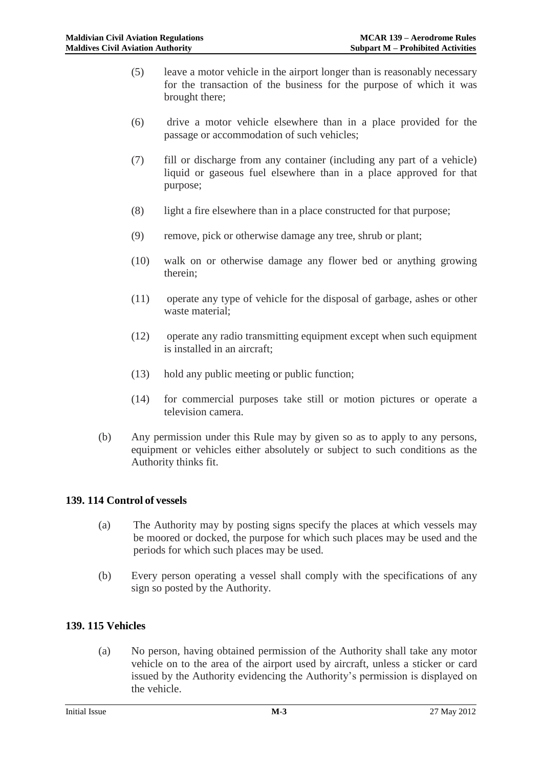(5) leave a motor vehicle in the airport longer than is reasonably necessary for the transaction of the business for the purpose of which it was brought there;

(6) drive a motor vehicle elsewhere than in a place provided for the passage or accommodation of such vehicles;

(7) fill or discharge from any container (including any part of a vehicle) liquid or gaseous fuel elsewhere than in a place approved for that purpose;

(8) light a fire elsewhere than in a place constructed for that purpose;

(9) remove, pick or otherwise damage any tree, shrub or plant;

(10) walk on or otherwise damage any flower bed or anything growing therein;

(11) operate any type of vehicle for the disposal of garbage, ashes or other waste material;

(12) operate any radio transmitting equipment except when such equipment is installed in an aircraft;

(13) hold any public meeting or public function;

(14) for commercial purposes take still or motion pictures or operate a television camera.

(b) Any permission under this Rule may by given so as to apply to any persons, equipment or vehicles either absolutely or subject to such conditions as the Authority thinks fit.

### 139. 114 Control of vessels

(a) The Authority may by posting signs specify the places at which vessels may be moored or docked, the purpose for which such places may be used and the periods for which such places may be used.

(b) Every person operating a vessel shall comply with the specifications of any sign so posted by the Authority.

### 139. 115 Vehicles

(a) No person, having obtained permission of the Authority shall take any motor vehicle on to the area of the airport used by aircraft, unless a sticker or card issued by the Authority evidencing the Authority's permission is displayed on the vehicle.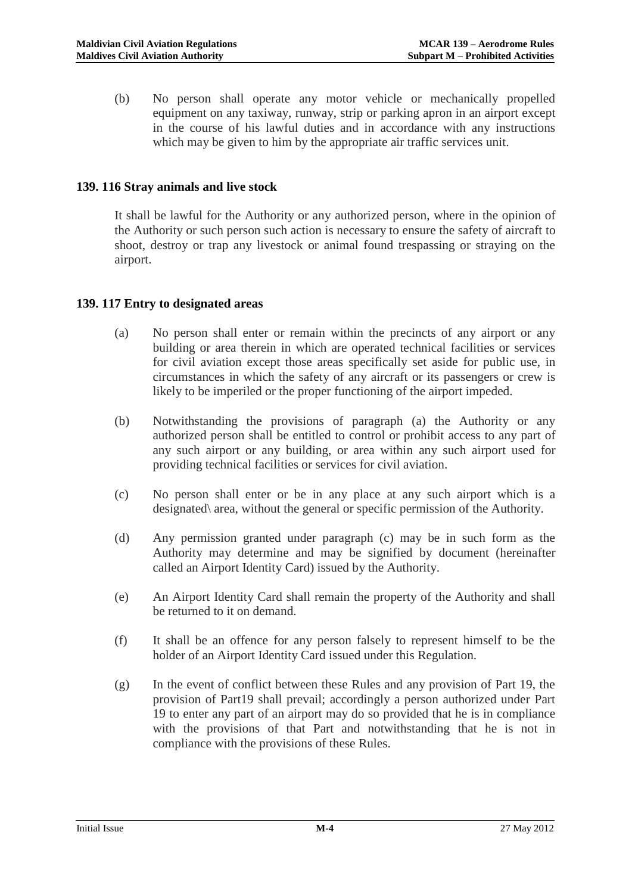(b) No person shall operate any motor vehicle or mechanically propelled equipment on any taxiway, runway, strip or parking apron in an airport except in the course of his lawful duties and in accordance with any instructions which may be given to him by the appropriate air traffic services unit.

### 139. 116 Stray animals and live stock

It shall be lawful for the Authority or any authorized person, where in the opinion of the Authority or such person such action is necessary to ensure the safety of aircraft to shoot, destroy or trap any livestock or animal found trespassing or straying on the airport.

### 139. 117 Entry to designated areas

(a) No person shall enter or remain within the precincts of any airport or any building or area therein in which are operated technical facilities or services for civil aviation except those areas specifically set aside for public use, in circumstances in which the safety of any aircraft or its passengers or crew is likely to be imperiled or the proper functioning of the airport impeded.

(b) Notwithstanding the provisions of paragraph (a) the Authority or any authorized person shall be entitled to control or prohibit access to any part of any such airport or any building, or area within any such airport used for providing technical facilities or services for civil aviation.

(c) No person shall enter or be in any place at any such airport which is a designated\ area, without the general or specific permission of the Authority.

(d) Any permission granted under paragraph (c) may be in such form as the Authority may determine and may be signified by document (hereinafter called an Airport Identity Card) issued by the Authority.

(e) An Airport Identity Card shall remain the property of the Authority and shall be returned to it on demand.

(f) It shall be an offence for any person falsely to represent himself to be the holder of an Airport Identity Card issued under this Regulation.

(g) In the event of conflict between these Rules and any provision of Part 19, the provision of Part19 shall prevail; accordingly a person authorized under Part 19 to enter any part of an airport may do so provided that he is in compliance with the provisions of that Part and notwithstanding that he is not in compliance with the provisions of these Rules.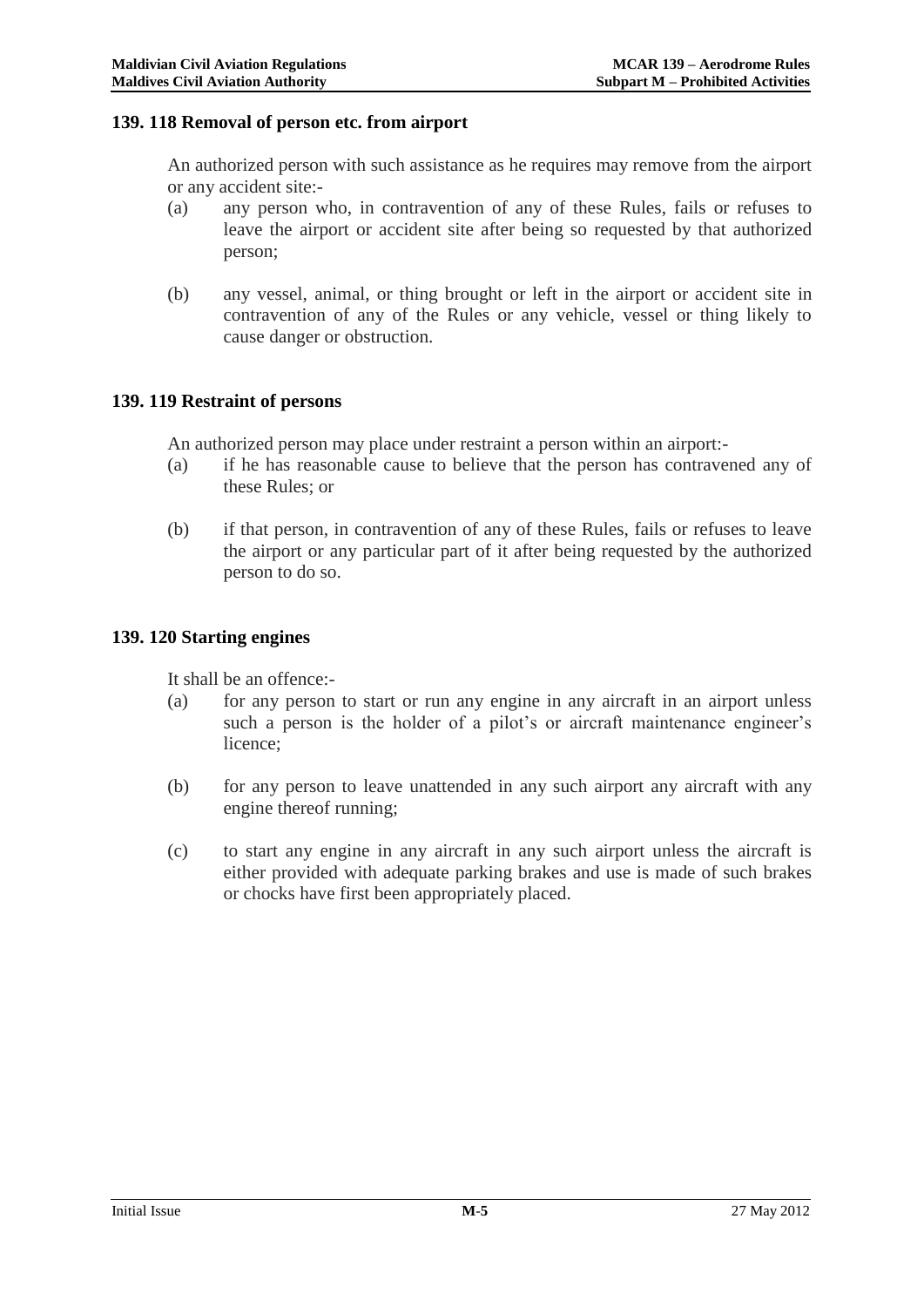### 139. 118 Removal of person etc. from airport

An authorized person with such assistance as he requires may remove from the airport or any accident site:-

(a) any person who, in contravention of any of these Rules, fails or refuses to leave the airport or accident site after being so requested by that authorized person;

(b) any vessel, animal, or thing brought or left in the airport or accident site in contravention of any of the Rules or any vehicle, vessel or thing likely to cause danger or obstruction.

### 139. 119 Restraint of persons

An authorized person may place under restraint a person within an airport:-

(a) if he has reasonable cause to believe that the person has contravened any of these Rules; or

(b) if that person, in contravention of any of these Rules, fails or refuses to leave the airport or any particular part of it after being requested by the authorized person to do so.

### 139. 120 Starting engines

It shall be an offence:-

(a) for any person to start or run any engine in any aircraft in an airport unless such a person is the holder of a pilot's or aircraft maintenance engineer's licence;

(b) for any person to leave unattended in any such airport any aircraft with any engine thereof running;

(c) to start any engine in any aircraft in any such airport unless the aircraft is either provided with adequate parking brakes and use is made of such brakes or chocks have first been appropriately placed.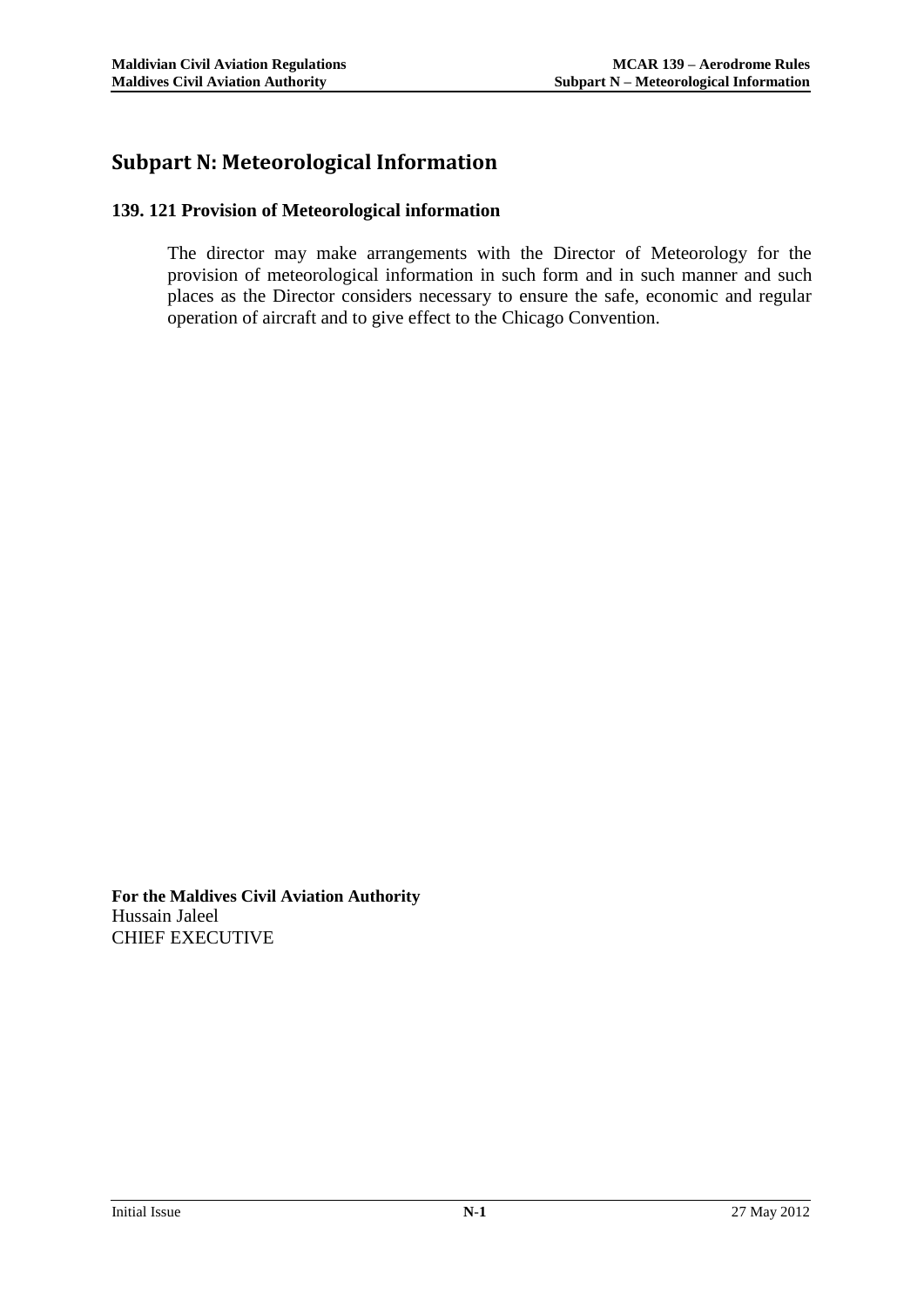# Subpart N: Meteorological Information

### 139. 121 Provision of Meteorological information

The director may make arrangements with the Director of Meteorology for the provision of meteorological information in such form and in such manner and such places as the Director considers necessary to ensure the safe, economic and regular operation of aircraft and to give effect to the Chicago Convention.

**For the Maldives Civil Aviation Authority**
Hussain Jaleel
CHIEF EXECUTIVE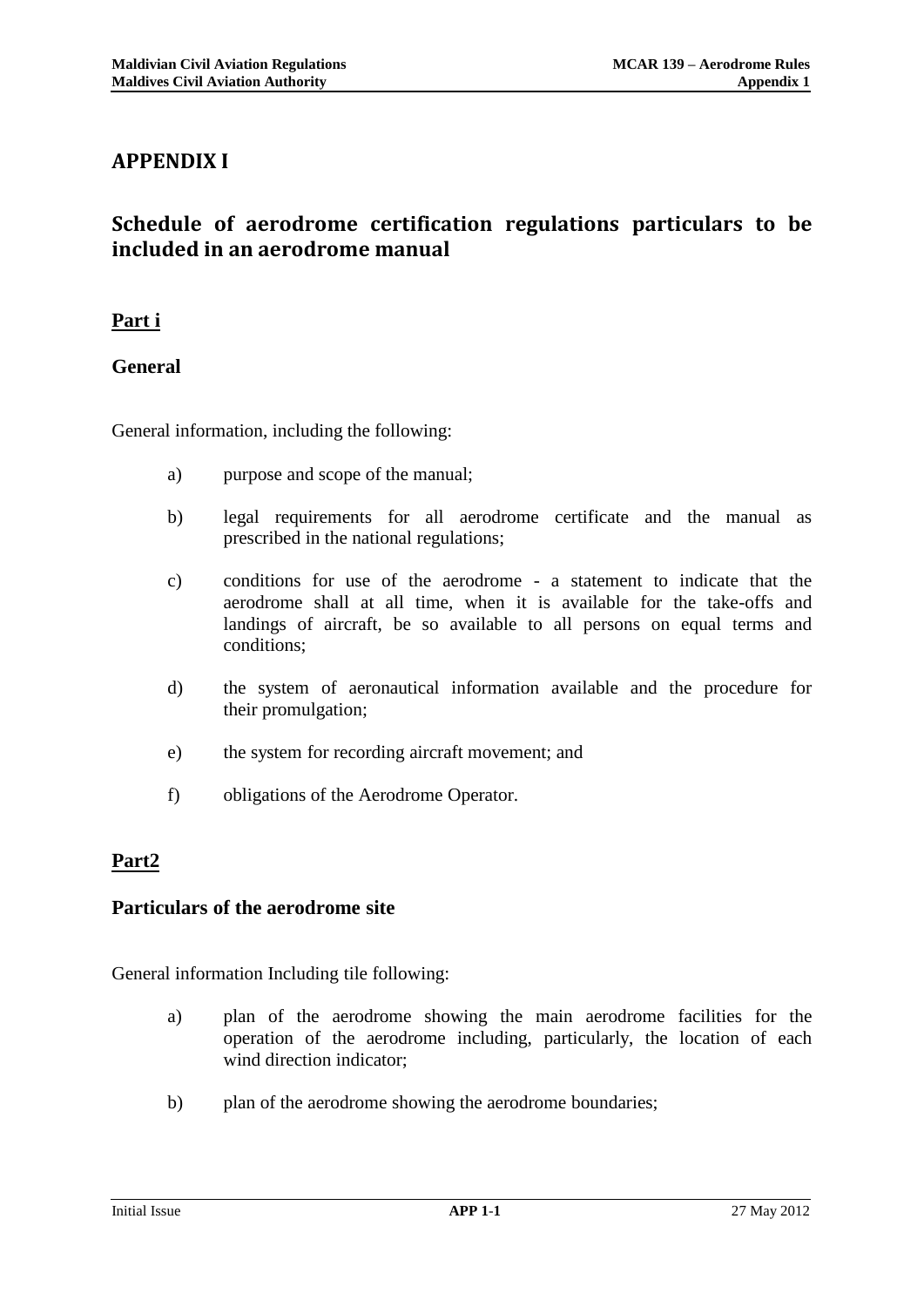# APPENDIX I

## Schedule of aerodrome certification regulations particulars to be included in an aerodrome manual

### Part i

### General

General information, including the following:

a) purpose and scope of the manual;

b) legal requirements for all aerodrome certificate and the manual as prescribed in the national regulations;

c) conditions for use of the aerodrome - a statement to indicate that the aerodrome shall at all time, when it is available for the take-offs and landings of aircraft, be so available to all persons on equal terms and conditions;

d) the system of aeronautical information available and the procedure for their promulgation;

e) the system for recording aircraft movement; and

f) obligations of the Aerodrome Operator.

### Part2

### Particulars of the aerodrome site

General information Including tile following:

a) plan of the aerodrome showing the main aerodrome facilities for the operation of the aerodrome including, particularly, the location of each wind direction indicator;

b) plan of the aerodrome showing the aerodrome boundaries;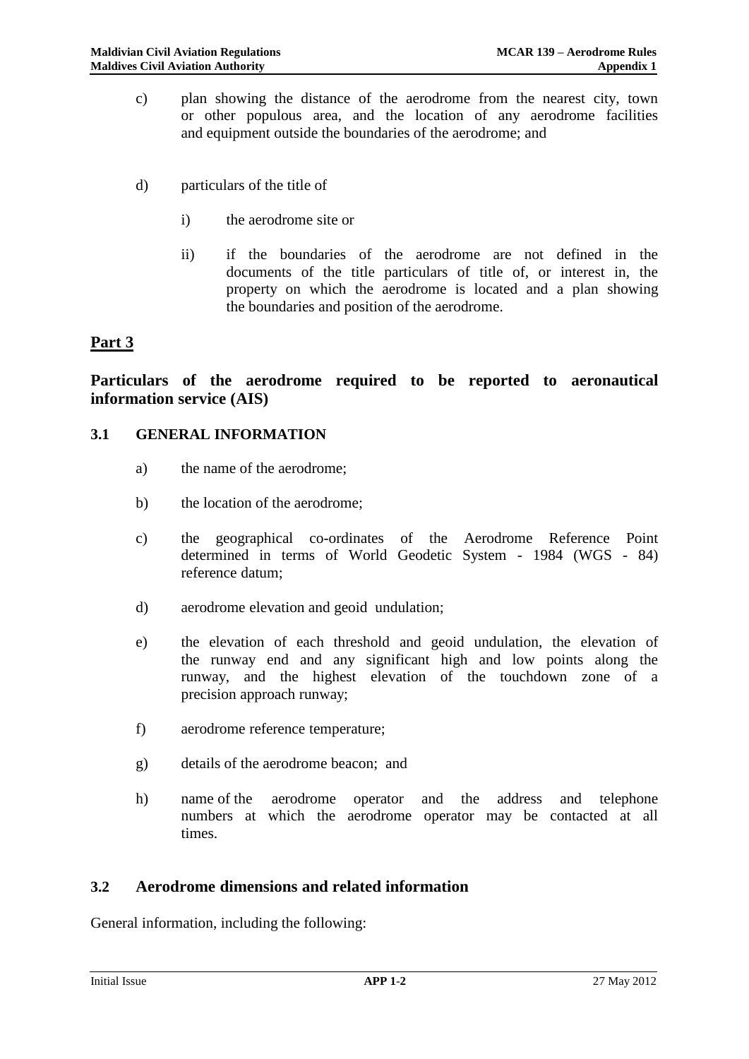c) plan showing the distance of the aerodrome from the nearest city, town or other populous area, and the location of any aerodrome facilities and equipment outside the boundaries of the aerodrome; and

d) particulars of the title of

   i) the aerodrome site or

   ii) if the boundaries of the aerodrome are not defined in the documents of the title particulars of title of, or interest in, the property on which the aerodrome is located and a plan showing the boundaries and position of the aerodrome.

## Part 3

## Particulars of the aerodrome required to be reported to aeronautical information service (AIS)

### 3.1 GENERAL INFORMATION

a) the name of the aerodrome;

b) the location of the aerodrome;

c) the geographical co-ordinates of the Aerodrome Reference Point determined in terms of World Geodetic System - 1984 (WGS - 84) reference datum;

d) aerodrome elevation and geoid undulation;

e) the elevation of each threshold and geoid undulation, the elevation of the runway end and any significant high and low points along the runway, and the highest elevation of the touchdown zone of a precision approach runway;

f) aerodrome reference temperature;

g) details of the aerodrome beacon; and

h) name of the aerodrome operator and the address and telephone numbers at which the aerodrome operator may be contacted at all times.

### 3.2 Aerodrome dimensions and related information

General information, including the following: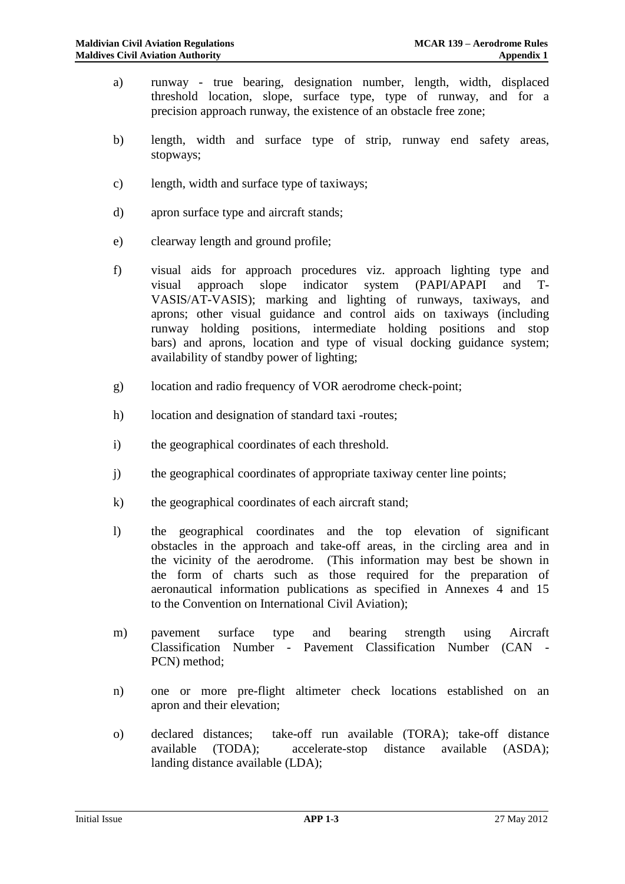a) runway - true bearing, designation number, length, width, displaced threshold location, slope, surface type, type of runway, and for a precision approach runway, the existence of an obstacle free zone;

b) length, width and surface type of strip, runway end safety areas, stopways;

c) length, width and surface type of taxiways;

d) apron surface type and aircraft stands;

e) clearway length and ground profile;

f) visual aids for approach procedures viz. approach lighting type and visual approach slope indicator system (PAPI/APAPI and T-VASIS/AT-VASIS); marking and lighting of runways, taxiways, and aprons; other visual guidance and control aids on taxiways (including runway holding positions, intermediate holding positions and stop bars) and aprons, location and type of visual docking guidance system; availability of standby power of lighting;

g) location and radio frequency of VOR aerodrome check-point;

h) location and designation of standard taxi -routes;

i) the geographical coordinates of each threshold.

j) the geographical coordinates of appropriate taxiway center line points;

k) the geographical coordinates of each aircraft stand;

l) the geographical coordinates and the top elevation of significant obstacles in the approach and take-off areas, in the circling area and in the vicinity of the aerodrome. (This information may best be shown in the form of charts such as those required for the preparation of aeronautical information publications as specified in Annexes 4 and 15 to the Convention on International Civil Aviation);

m) pavement surface type and bearing strength using Aircraft Classification Number - Pavement Classification Number (CAN - PCN) method;

n) one or more pre-flight altimeter check locations established on an apron and their elevation;

o) declared distances; take-off run available (TORA); take-off distance available (TODA); accelerate-stop distance available (ASDA); landing distance available (LDA);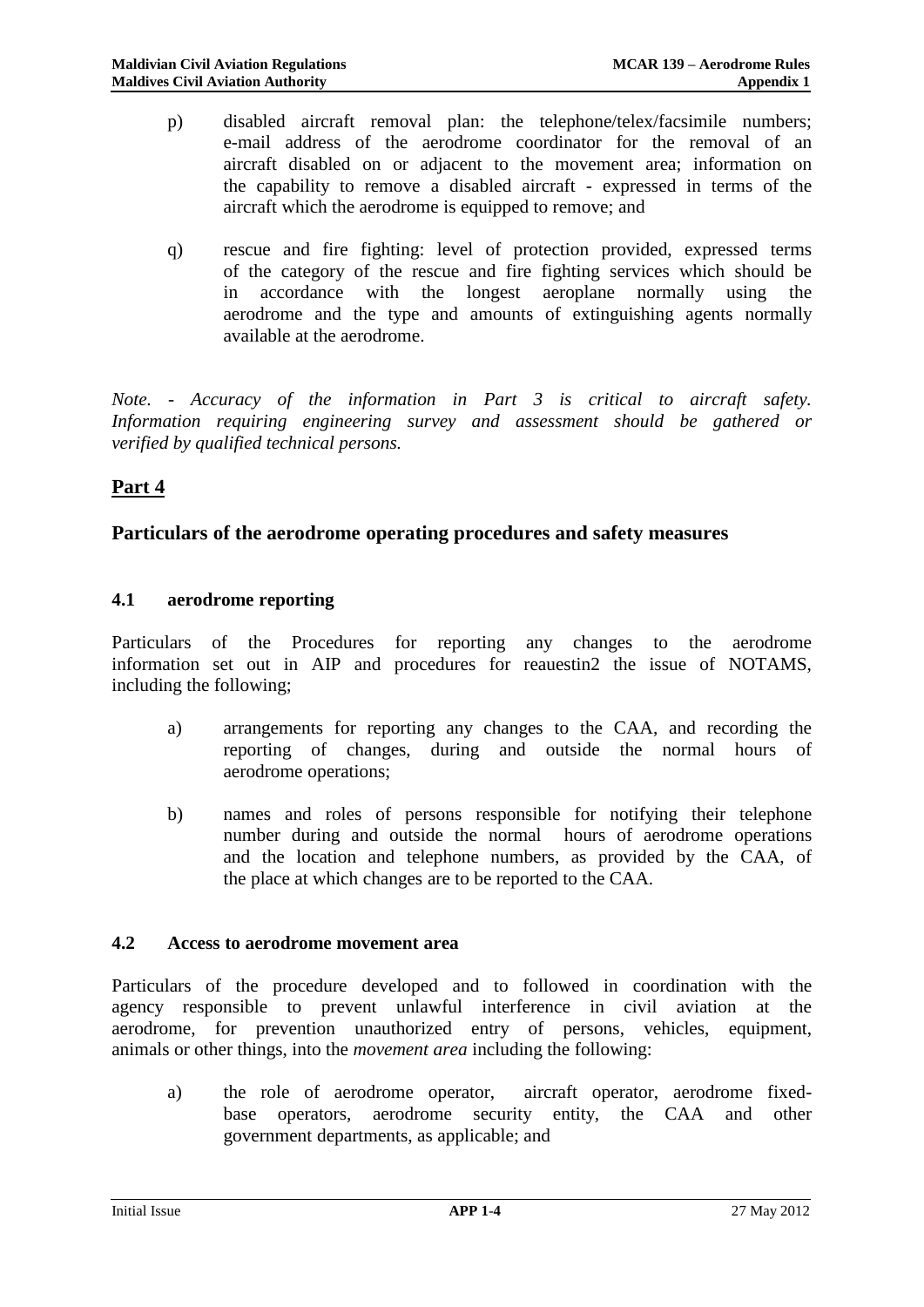p) disabled aircraft removal plan: the telephone/telex/facsimile numbers; e-mail address of the aerodrome coordinator for the removal of an aircraft disabled on or adjacent to the movement area; information on the capability to remove a disabled aircraft - expressed in terms of the aircraft which the aerodrome is equipped to remove; and

q) rescue and fire fighting: level of protection provided, expressed terms of the category of the rescue and fire fighting services which should be in accordance with the longest aeroplane normally using the aerodrome and the type and amounts of extinguishing agents normally available at the aerodrome.

*Note. - Accuracy of the information in Part 3 is critical to aircraft safety. Information requiring engineering survey and assessment should be gathered or verified by qualified technical persons.*

## Part 4

## Particulars of the aerodrome operating procedures and safety measures

### 4.1 aerodrome reporting

Particulars of the Procedures for reporting any changes to the aerodrome information set out in AIP and procedures for reauestin2 the issue of NOTAMS, including the following;

a) arrangements for reporting any changes to the CAA, and recording the reporting of changes, during and outside the normal hours of aerodrome operations;

b) names and roles of persons responsible for notifying their telephone number during and outside the normal hours of aerodrome operations and the location and telephone numbers, as provided by the CAA, of the place at which changes are to be reported to the CAA.

### 4.2 Access to aerodrome movement area

Particulars of the procedure developed and to followed in coordination with the agency responsible to prevent unlawful interference in civil aviation at the aerodrome, for prevention unauthorized entry of persons, vehicles, equipment, animals or other things, into the *movement area* including the following:

a) the role of aerodrome operator, aircraft operator, aerodrome fixed-base operators, aerodrome security entity, the CAA and other government departments, as applicable; and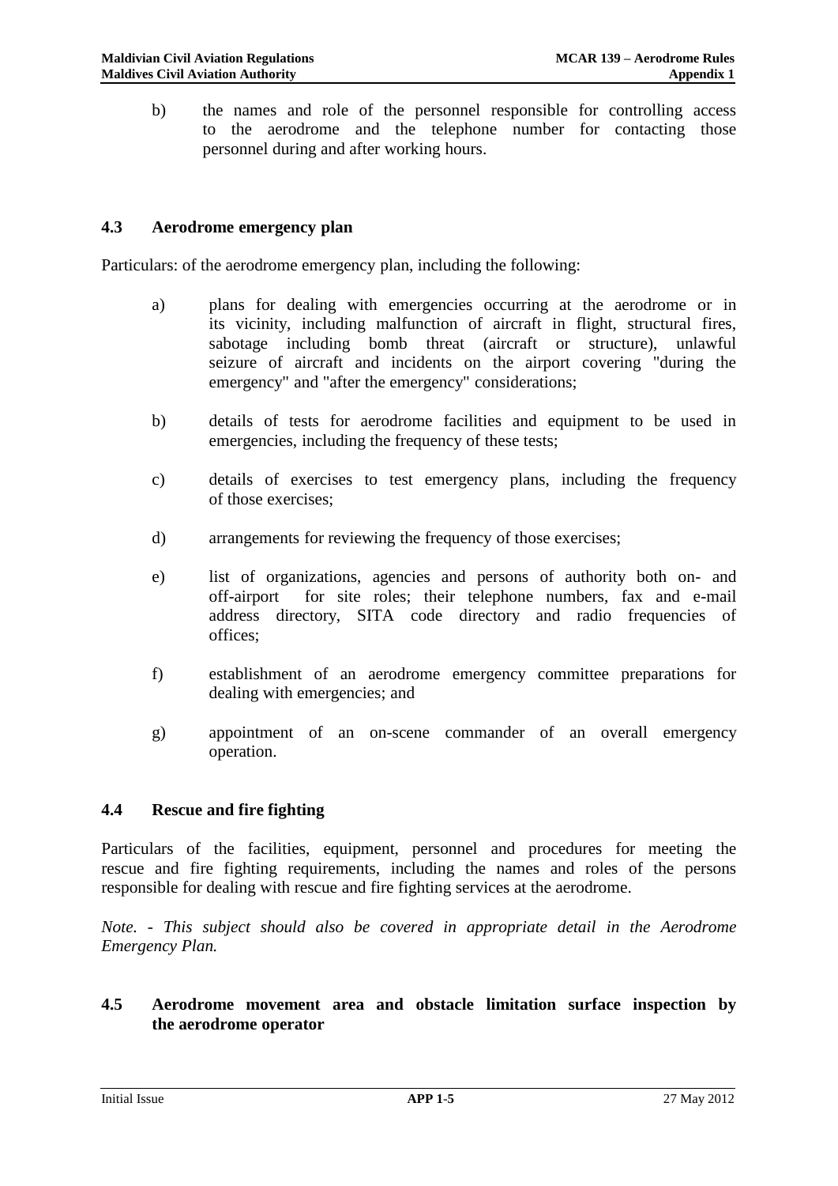b) the names and role of the personnel responsible for controlling access to the aerodrome and the telephone number for contacting those personnel during and after working hours.

### 4.3 Aerodrome emergency plan

Particulars: of the aerodrome emergency plan, including the following:

a) plans for dealing with emergencies occurring at the aerodrome or in its vicinity, including malfunction of aircraft in flight, structural fires, sabotage including bomb threat (aircraft or structure), unlawful seizure of aircraft and incidents on the airport covering "during the emergency" and "after the emergency" considerations;

b) details of tests for aerodrome facilities and equipment to be used in emergencies, including the frequency of these tests;

c) details of exercises to test emergency plans, including the frequency of those exercises;

d) arrangements for reviewing the frequency of those exercises;

e) list of organizations, agencies and persons of authority both on- and off-airport for site roles; their telephone numbers, fax and e-mail address directory, SITA code directory and radio frequencies of offices;

f) establishment of an aerodrome emergency committee preparations for dealing with emergencies; and

g) appointment of an on-scene commander of an overall emergency operation.

### 4.4 Rescue and fire fighting

Particulars of the facilities, equipment, personnel and procedures for meeting the rescue and fire fighting requirements, including the names and roles of the persons responsible for dealing with rescue and fire fighting services at the aerodrome.

*Note. - This subject should also be covered in appropriate detail in the Aerodrome Emergency Plan.*

### 4.5 Aerodrome movement area and obstacle limitation surface inspection by the aerodrome operator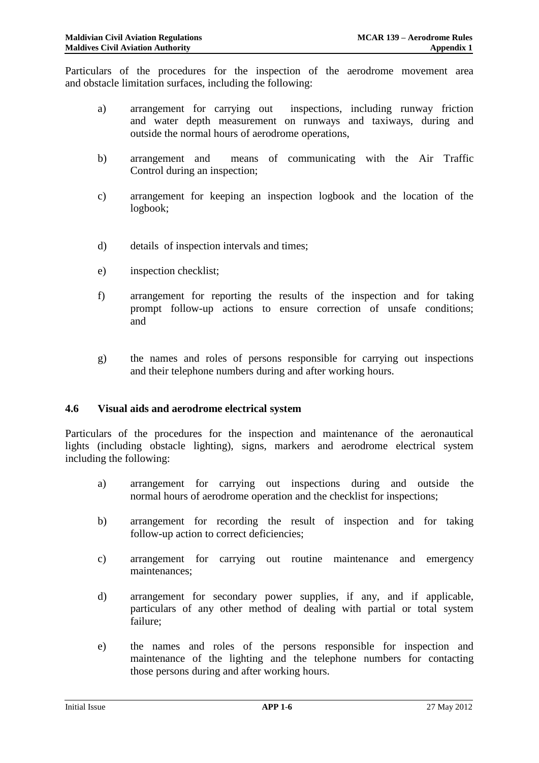Particulars of the procedures for the inspection of the aerodrome movement area and obstacle limitation surfaces, including the following:

a) arrangement for carrying out inspections, including runway friction and water depth measurement on runways and taxiways, during and outside the normal hours of aerodrome operations,

b) arrangement and means of communicating with the Air Traffic Control during an inspection;

c) arrangement for keeping an inspection logbook and the location of the logbook;

d) details of inspection intervals and times;

e) inspection checklist;

f) arrangement for reporting the results of the inspection and for taking prompt follow-up actions to ensure correction of unsafe conditions; and

g) the names and roles of persons responsible for carrying out inspections and their telephone numbers during and after working hours.

### 4.6 Visual aids and aerodrome electrical system

Particulars of the procedures for the inspection and maintenance of the aeronautical lights (including obstacle lighting), signs, markers and aerodrome electrical system including the following:

a) arrangement for carrying out inspections during and outside the normal hours of aerodrome operation and the checklist for inspections;

b) arrangement for recording the result of inspection and for taking follow-up action to correct deficiencies;

c) arrangement for carrying out routine maintenance and emergency maintenances;

d) arrangement for secondary power supplies, if any, and if applicable, particulars of any other method of dealing with partial or total system failure;

e) the names and roles of the persons responsible for inspection and maintenance of the lighting and the telephone numbers for contacting those persons during and after working hours.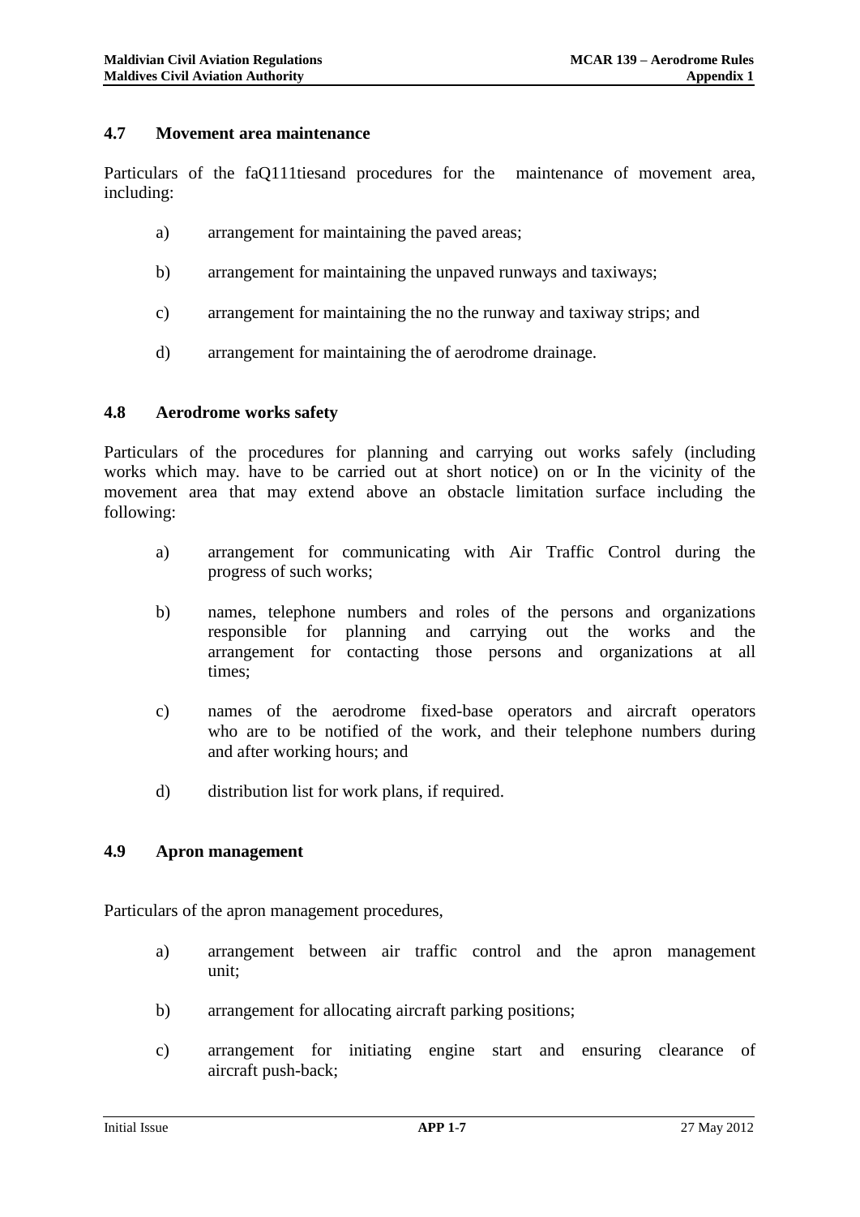## 4.7 Movement area maintenance

Particulars of the faQ111tiesand procedures for the maintenance of movement area, including:

a) arrangement for maintaining the paved areas;

b) arrangement for maintaining the unpaved runways and taxiways;

c) arrangement for maintaining the no the runway and taxiway strips; and

d) arrangement for maintaining the of aerodrome drainage.

## 4.8 Aerodrome works safety

Particulars of the procedures for planning and carrying out works safely (including works which may. have to be carried out at short notice) on or In the vicinity of the movement area that may extend above an obstacle limitation surface including the following:

a) arrangement for communicating with Air Traffic Control during the progress of such works;

b) names, telephone numbers and roles of the persons and organizations responsible for planning and carrying out the works and the arrangement for contacting those persons and organizations at all times;

c) names of the aerodrome fixed-base operators and aircraft operators who are to be notified of the work, and their telephone numbers during and after working hours; and

d) distribution list for work plans, if required.

## 4.9 Apron management

Particulars of the apron management procedures,

a) arrangement between air traffic control and the apron management unit;

b) arrangement for allocating aircraft parking positions;

c) arrangement for initiating engine start and ensuring clearance of aircraft push-back;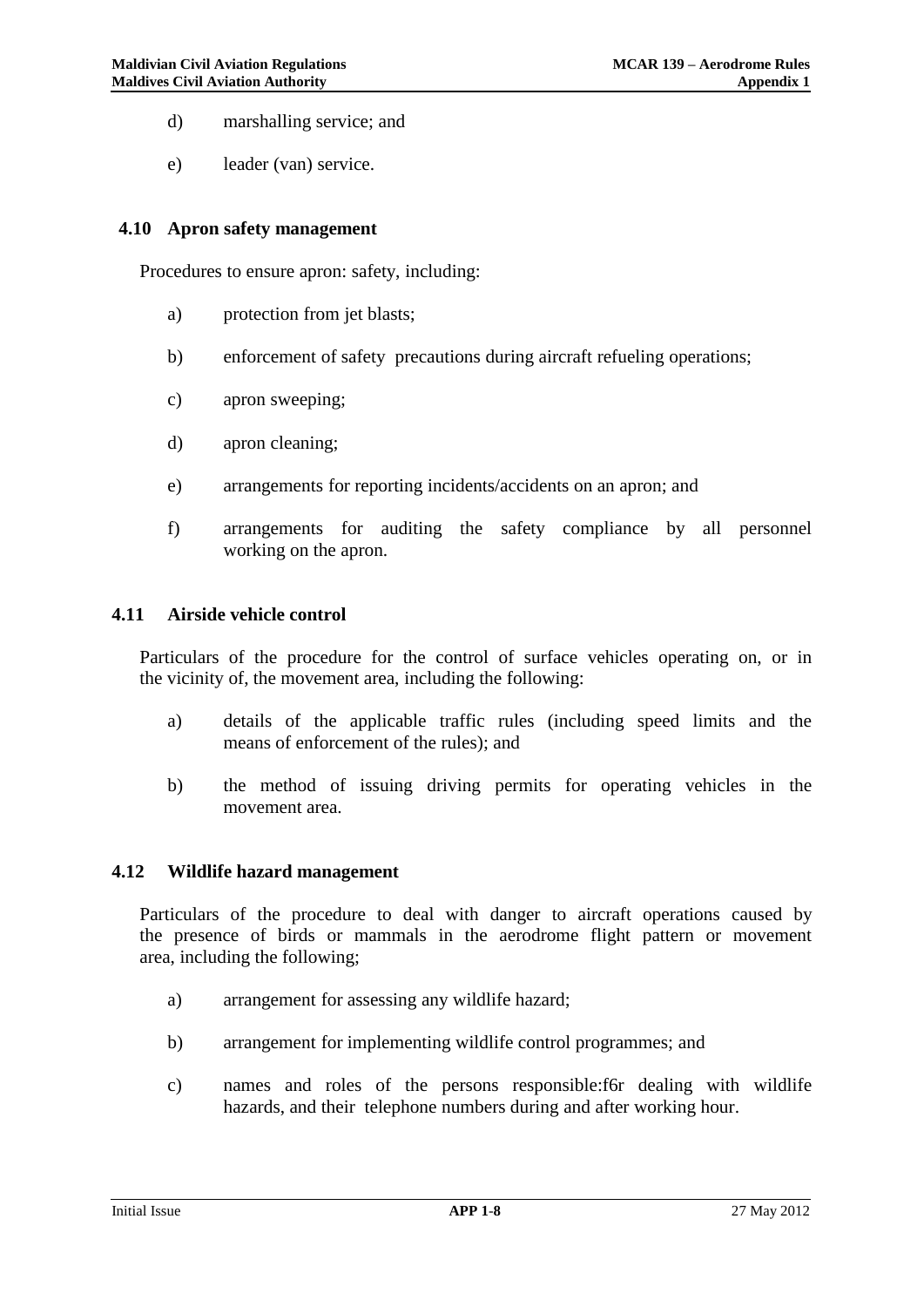d) marshalling service; and

e) leader (van) service.

### 4.10 Apron safety management

Procedures to ensure apron: safety, including:

a) protection from jet blasts;

b) enforcement of safety precautions during aircraft refueling operations;

c) apron sweeping;

d) apron cleaning;

e) arrangements for reporting incidents/accidents on an apron; and

f) arrangements for auditing the safety compliance by all personnel working on the apron.

### 4.11 Airside vehicle control

Particulars of the procedure for the control of surface vehicles operating on, or in the vicinity of, the movement area, including the following:

a) details of the applicable traffic rules (including speed limits and the means of enforcement of the rules); and

b) the method of issuing driving permits for operating vehicles in the movement area.

### 4.12 Wildlife hazard management

Particulars of the procedure to deal with danger to aircraft operations caused by the presence of birds or mammals in the aerodrome flight pattern or movement area, including the following;

a) arrangement for assessing any wildlife hazard;

b) arrangement for implementing wildlife control programmes; and

c) names and roles of the persons responsible:f6r dealing with wildlife hazards, and their telephone numbers during and after working hour.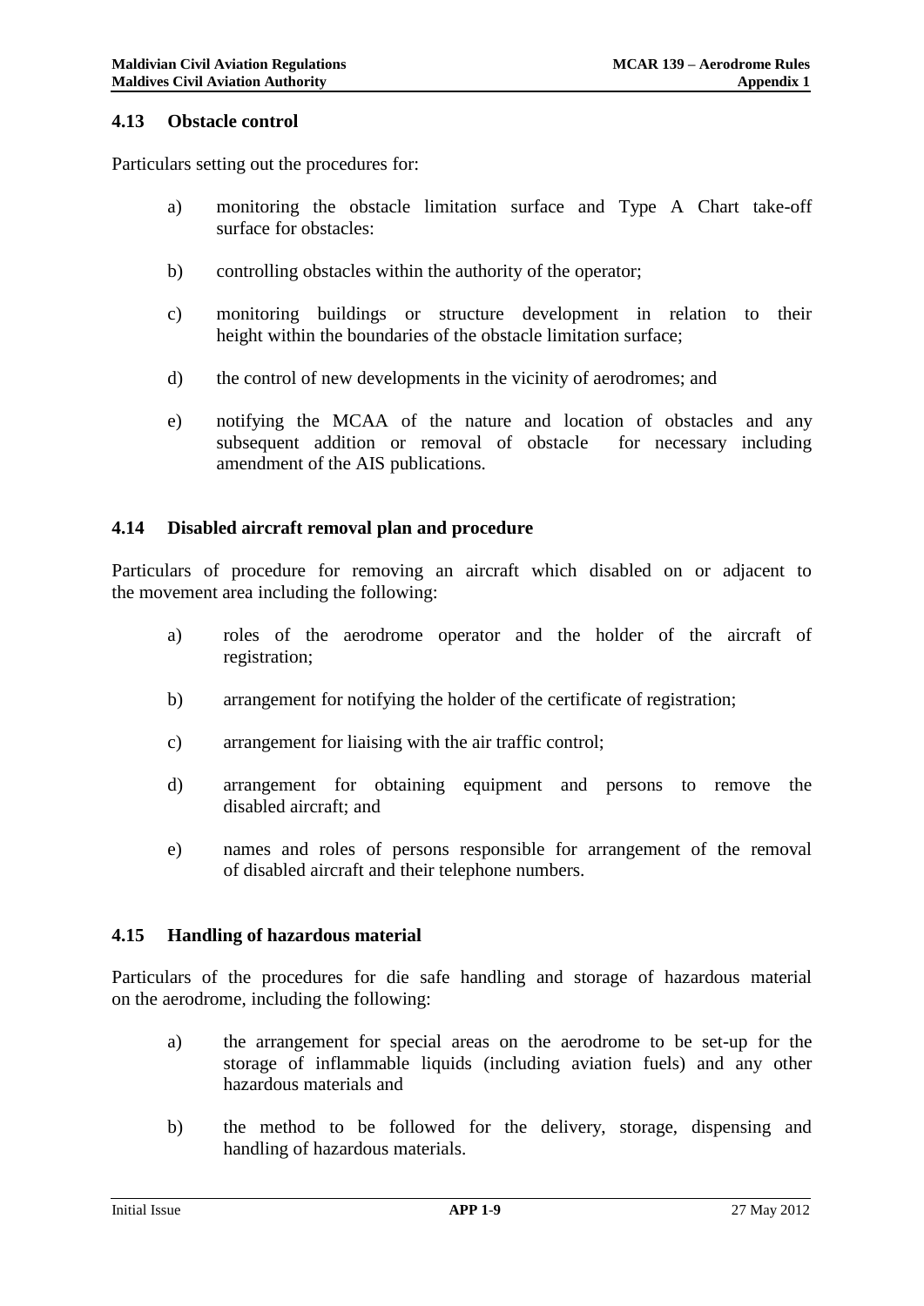### 4.13 Obstacle control

Particulars setting out the procedures for:

a) monitoring the obstacle limitation surface and Type A Chart take-off surface for obstacles:

b) controlling obstacles within the authority of the operator;

c) monitoring buildings or structure development in relation to their height within the boundaries of the obstacle limitation surface;

d) the control of new developments in the vicinity of aerodromes; and

e) notifying the MCAA of the nature and location of obstacles and any subsequent addition or removal of obstacle for necessary including amendment of the AIS publications.

### 4.14 Disabled aircraft removal plan and procedure

Particulars of procedure for removing an aircraft which disabled on or adjacent to the movement area including the following:

a) roles of the aerodrome operator and the holder of the aircraft of registration;

b) arrangement for notifying the holder of the certificate of registration;

c) arrangement for liaising with the air traffic control;

d) arrangement for obtaining equipment and persons to remove the disabled aircraft; and

e) names and roles of persons responsible for arrangement of the removal of disabled aircraft and their telephone numbers.

### 4.15 Handling of hazardous material

Particulars of the procedures for die safe handling and storage of hazardous material on the aerodrome, including the following:

a) the arrangement for special areas on the aerodrome to be set-up for the storage of inflammable liquids (including aviation fuels) and any other hazardous materials and

b) the method to be followed for the delivery, storage, dispensing and handling of hazardous materials.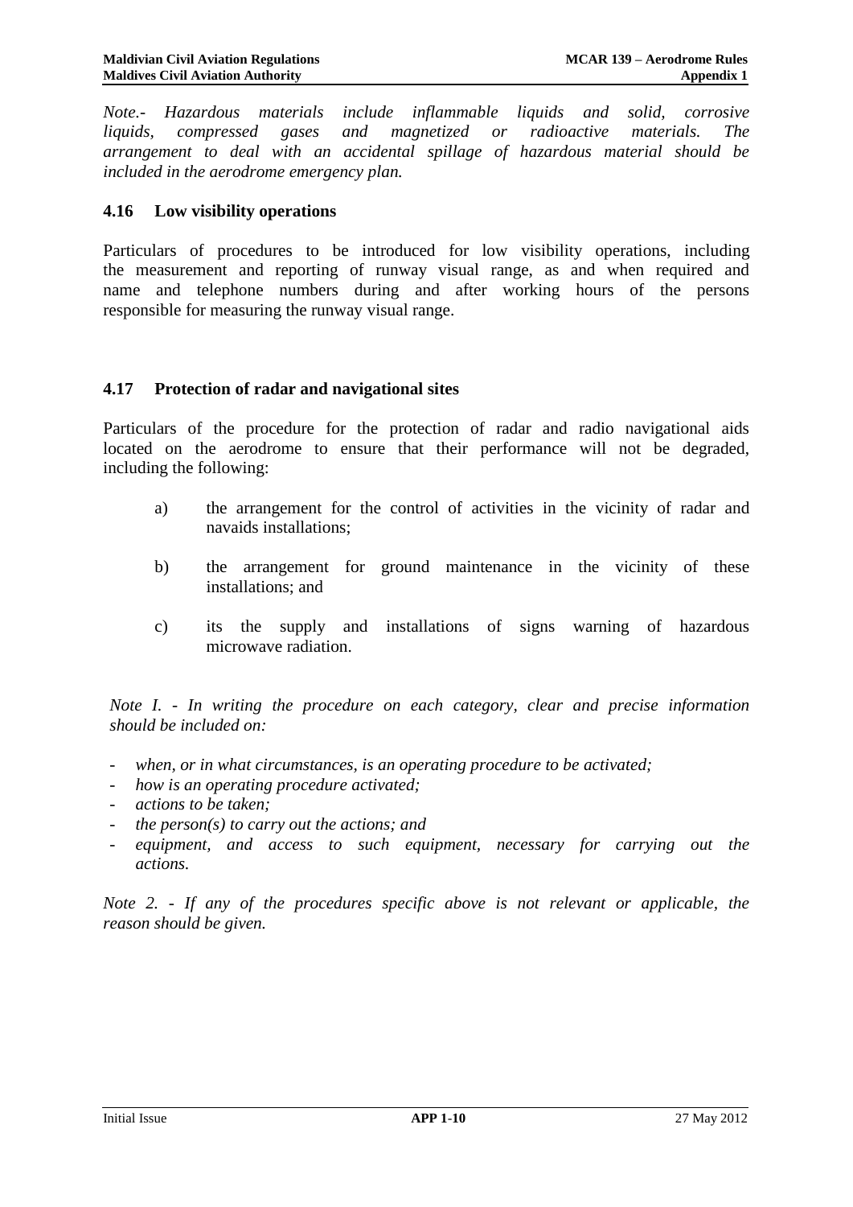*Note.- Hazardous materials include inflammable liquids and solid, corrosive liquids, compressed gases and magnetized or radioactive materials. The arrangement to deal with an accidental spillage of hazardous material should be included in the aerodrome emergency plan.*

### 4.16 Low visibility operations

Particulars of procedures to be introduced for low visibility operations, including the measurement and reporting of runway visual range, as and when required and name and telephone numbers during and after working hours of the persons responsible for measuring the runway visual range.

### 4.17 Protection of radar and navigational sites

Particulars of the procedure for the protection of radar and radio navigational aids located on the aerodrome to ensure that their performance will not be degraded, including the following:

a) the arrangement for the control of activities in the vicinity of radar and navaids installations;

b) the arrangement for ground maintenance in the vicinity of these installations; and

c) its the supply and installations of signs warning of hazardous microwave radiation.

*Note I. - In writing the procedure on each category, clear and precise information should be included on:*

- *when, or in what circumstances, is an operating procedure to be activated;*
- *how is an operating procedure activated;*
- *actions to be taken;*
- *the person(s) to carry out the actions; and*
- *equipment, and access to such equipment, necessary for carrying out the actions.*

*Note 2. - If any of the procedures specific above is not relevant or applicable, the reason should be given.*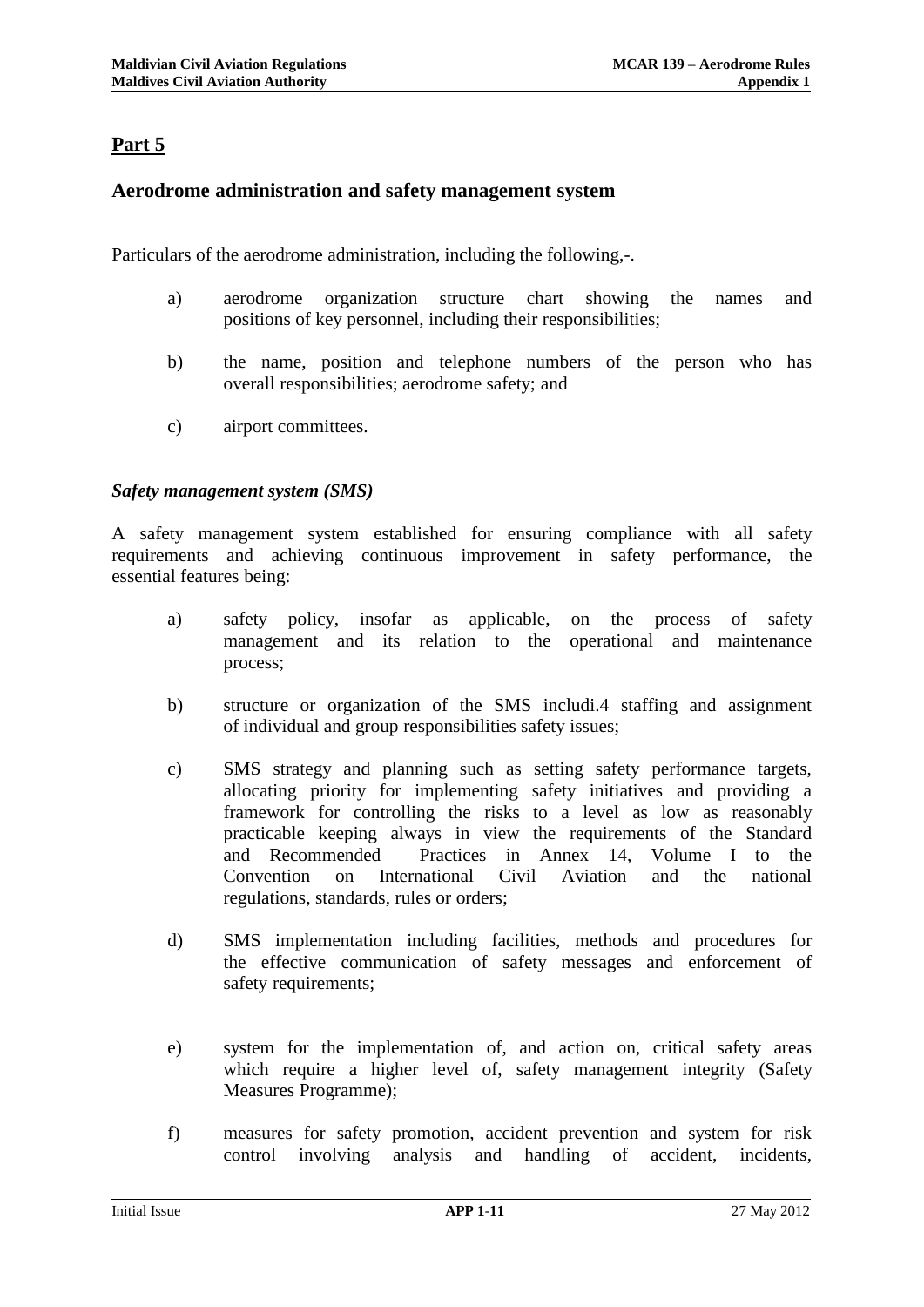## Part 5

### Aerodrome administration and safety management system

Particulars of the aerodrome administration, including the following,-.

a) aerodrome organization structure chart showing the names and positions of key personnel, including their responsibilities;

b) the name, position and telephone numbers of the person who has overall responsibilities; aerodrome safety; and

c) airport committees.

*Safety management system (SMS)*

A safety management system established for ensuring compliance with all safety requirements and achieving continuous improvement in safety performance, the essential features being:

a) safety policy, insofar as applicable, on the process of safety management and its relation to the operational and maintenance process;

b) structure or organization of the SMS includi.4 staffing and assignment of individual and group responsibilities safety issues;

c) SMS strategy and planning such as setting safety performance targets, allocating priority for implementing safety initiatives and providing a framework for controlling the risks to a level as low as reasonably practicable keeping always in view the requirements of the Standard and Recommended Practices in Annex 14, Volume I to the Convention on International Civil Aviation and the national regulations, standards, rules or orders;

d) SMS implementation including facilities, methods and procedures for the effective communication of safety messages and enforcement of safety requirements;

e) system for the implementation of, and action on, critical safety areas which require a higher level of, safety management integrity (Safety Measures Programme);

f) measures for safety promotion, accident prevention and system for risk control involving analysis and handling of accident, incidents,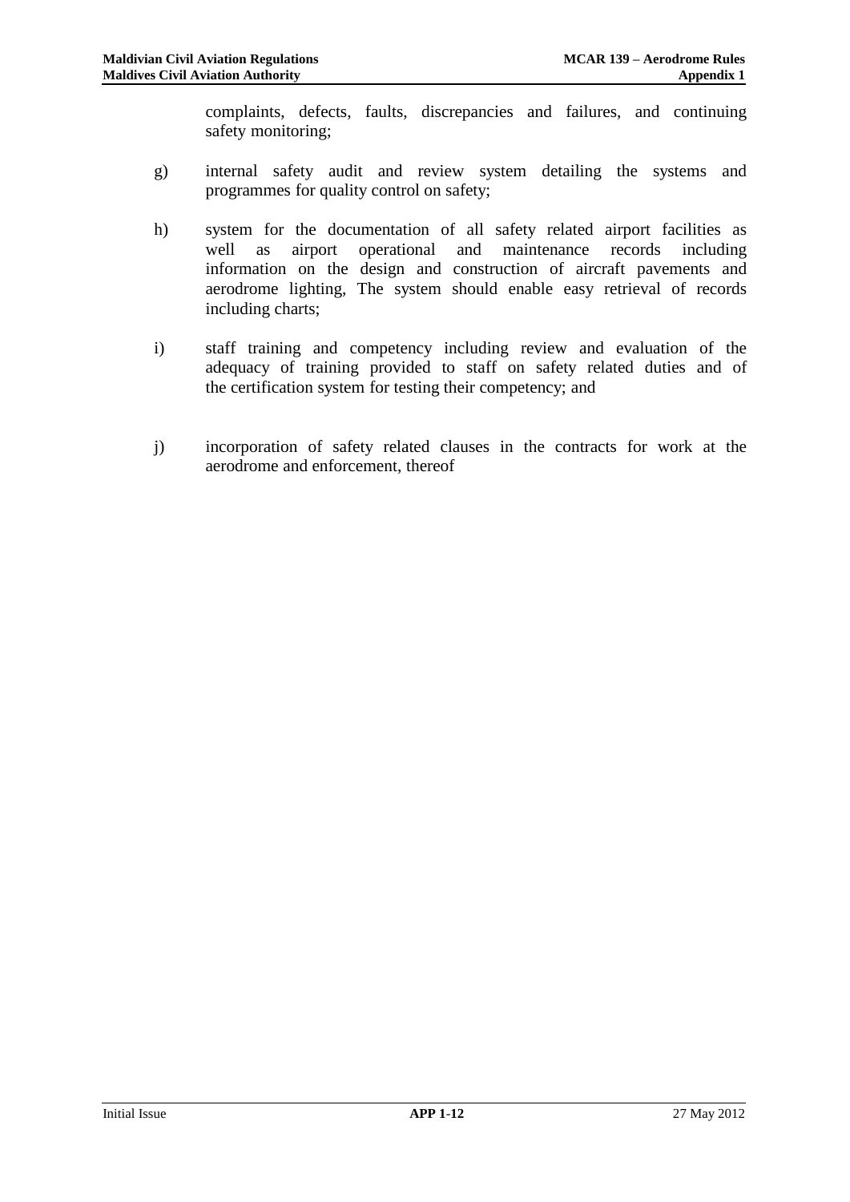complaints, defects, faults, discrepancies and failures, and continuing safety monitoring;

g) internal safety audit and review system detailing the systems and programmes for quality control on safety;

h) system for the documentation of all safety related airport facilities as well as airport operational and maintenance records including information on the design and construction of aircraft pavements and aerodrome lighting, The system should enable easy retrieval of records including charts;

i) staff training and competency including review and evaluation of the adequacy of training provided to staff on safety related duties and of the certification system for testing their competency; and

j) incorporation of safety related clauses in the contracts for work at the aerodrome and enforcement, thereof